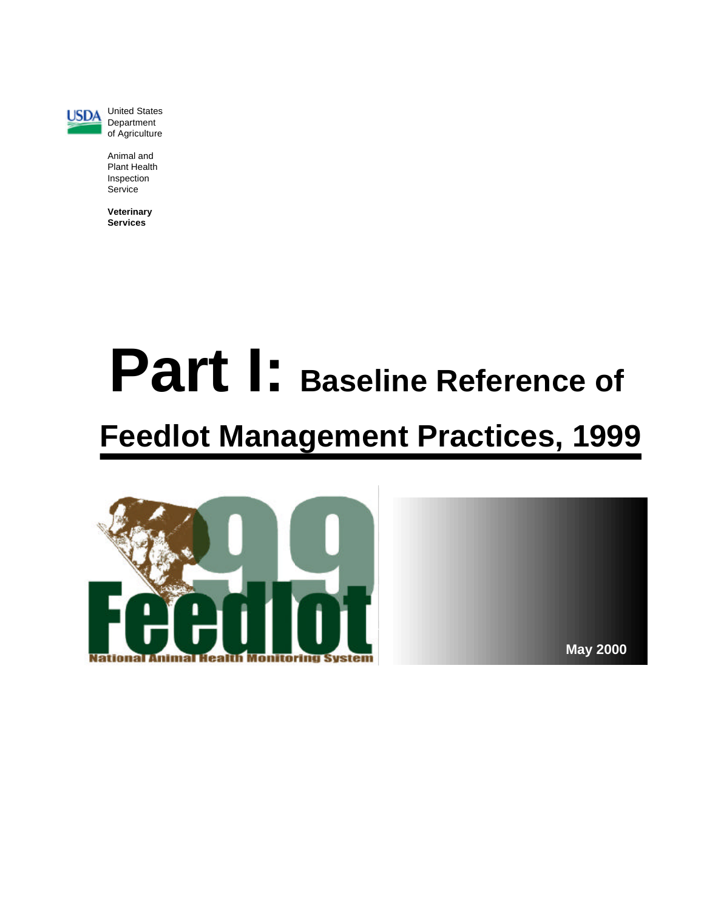United States Department of Agriculture

Animal and Plant Health Inspection Service

**Veterinary Services**

# Part I: Baseline Reference of Feedlot Management Practices, 1999

Feedlot 99

National Animal Health Monitoring System

**May 2000**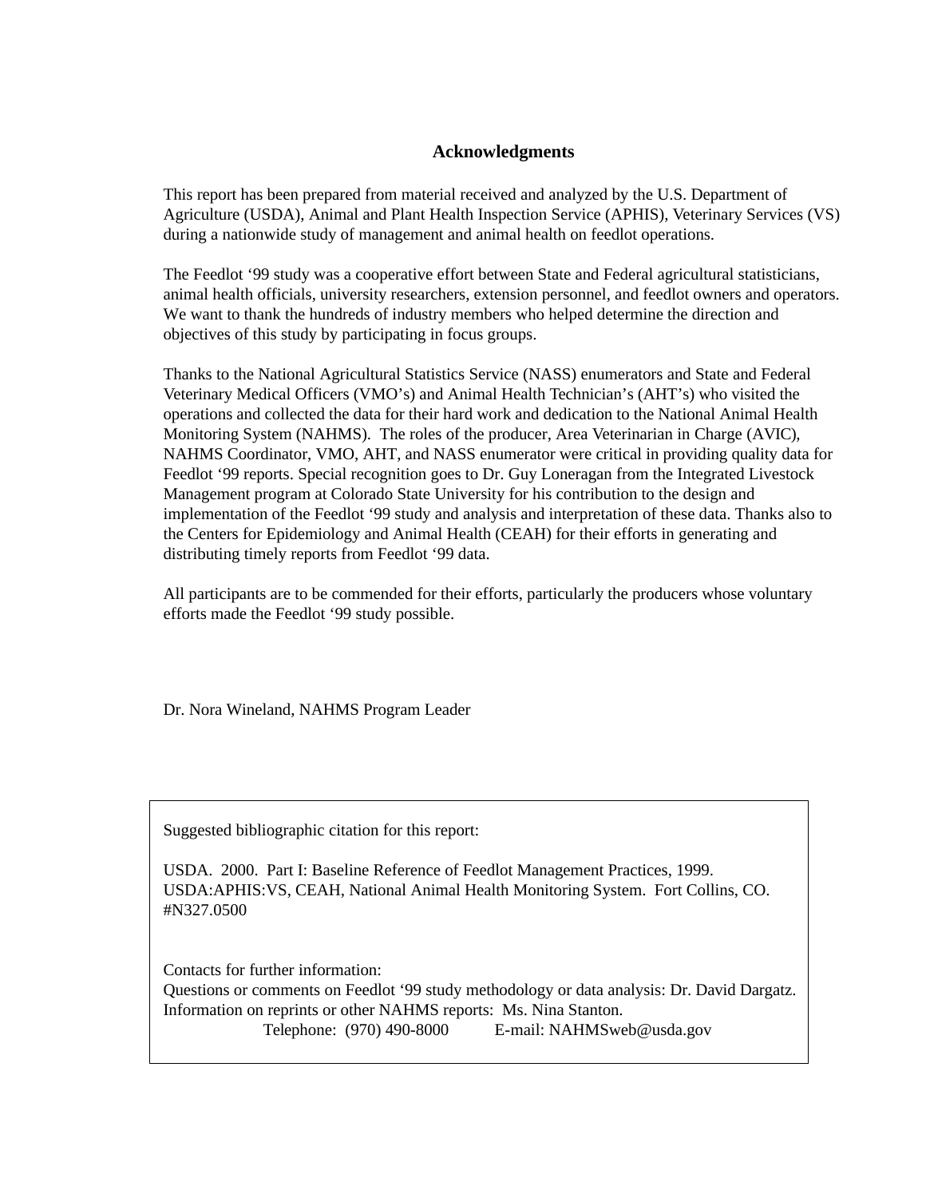# Acknowledgments

This report has been prepared from material received and analyzed by the U.S. Department of Agriculture (USDA), Animal and Plant Health Inspection Service (APHIS), Veterinary Services (VS) during a nationwide study of management and animal health on feedlot operations.

The Feedlot '99 study was a cooperative effort between State and Federal agricultural statisticians, animal health officials, university researchers, extension personnel, and feedlot owners and operators. We want to thank the hundreds of industry members who helped determine the direction and objectives of this study by participating in focus groups.

Thanks to the National Agricultural Statistics Service (NASS) enumerators and State and Federal Veterinary Medical Officers (VMO's) and Animal Health Technician's (AHT's) who visited the operations and collected the data for their hard work and dedication to the National Animal Health Monitoring System (NAHMS). The roles of the producer, Area Veterinarian in Charge (AVIC), NAHMS Coordinator, VMO, AHT, and NASS enumerator were critical in providing quality data for Feedlot '99 reports. Special recognition goes to Dr. Guy Loneragan from the Integrated Livestock Management program at Colorado State University for his contribution to the design and implementation of the Feedlot '99 study and analysis and interpretation of these data. Thanks also to the Centers for Epidemiology and Animal Health (CEAH) for their efforts in generating and distributing timely reports from Feedlot '99 data.

All participants are to be commended for their efforts, particularly the producers whose voluntary efforts made the Feedlot '99 study possible.

Dr. Nora Wineland, NAHMS Program Leader

Suggested bibliographic citation for this report:

USDA. 2000. Part I: Baseline Reference of Feedlot Management Practices, 1999. USDA:APHIS:VS, CEAH, National Animal Health Monitoring System. Fort Collins, CO. #N327.0500

Contacts for further information:
Questions or comments on Feedlot '99 study methodology or data analysis: Dr. David Dargatz.
Information on reprints or other NAHMS reports: Ms. Nina Stanton.
Telephone: (970) 490-8000 E-mail: NAHMSweb@usda.gov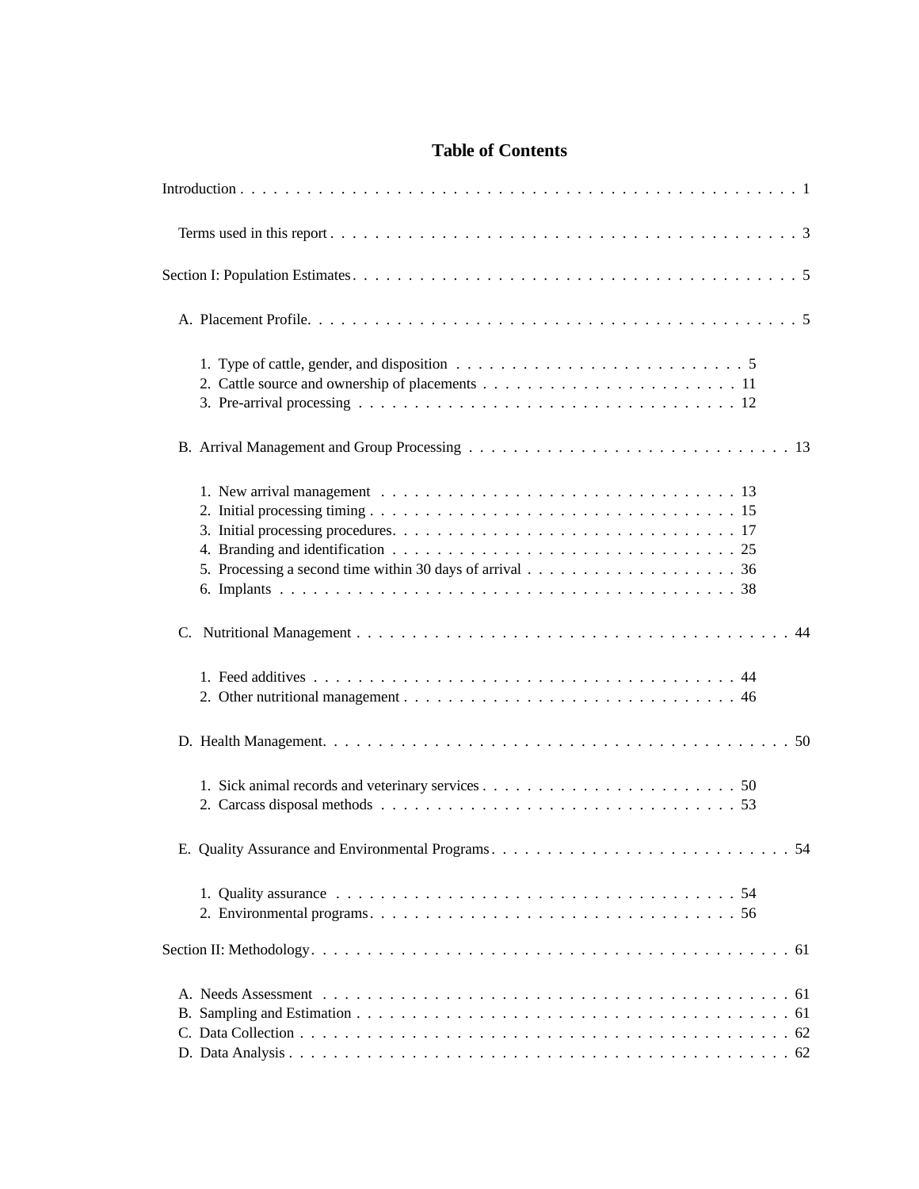# Table of Contents

Introduction . . . . . . . . . . . . . . . . . . . . . . . . . . . . . . . . . . . . . . . . . . . . . . . . 1

Terms used in this report . . . . . . . . . . . . . . . . . . . . . . . . . . . . . . . . . . . . . . . . 3

Section I: Population Estimates . . . . . . . . . . . . . . . . . . . . . . . . . . . . . . . . . . . . . . 5

A. Placement Profile. . . . . . . . . . . . . . . . . . . . . . . . . . . . . . . . . . . . . . . . . . . . 5

1. Type of cattle, gender, and disposition . . . . . . . . . . . . . . . . . . . . . . . . . 5
2. Cattle source and ownership of placements . . . . . . . . . . . . . . . . . . . . . . 11
3. Pre-arrival processing . . . . . . . . . . . . . . . . . . . . . . . . . . . . . . . . . . 12

B. Arrival Management and Group Processing . . . . . . . . . . . . . . . . . . . . . . . . . . . 13

1. New arrival management . . . . . . . . . . . . . . . . . . . . . . . . . . . . . . . . 13
2. Initial processing timing . . . . . . . . . . . . . . . . . . . . . . . . . . . . . . . . . 15
3. Initial processing procedures. . . . . . . . . . . . . . . . . . . . . . . . . . . . . . . 17
4. Branding and identification . . . . . . . . . . . . . . . . . . . . . . . . . . . . . . . 25
5. Processing a second time within 30 days of arrival . . . . . . . . . . . . . . . . . . . 36
6. Implants . . . . . . . . . . . . . . . . . . . . . . . . . . . . . . . . . . . . . . . . . 38

C. Nutritional Management . . . . . . . . . . . . . . . . . . . . . . . . . . . . . . . . . . . . . 44

1. Feed additives . . . . . . . . . . . . . . . . . . . . . . . . . . . . . . . . . . . . . . 44
2. Other nutritional management . . . . . . . . . . . . . . . . . . . . . . . . . . . . . . 46

D. Health Management. . . . . . . . . . . . . . . . . . . . . . . . . . . . . . . . . . . . . . . . 50

1. Sick animal records and veterinary services . . . . . . . . . . . . . . . . . . . . . . 50
2. Carcass disposal methods . . . . . . . . . . . . . . . . . . . . . . . . . . . . . . . . 53

E. Quality Assurance and Environmental Programs . . . . . . . . . . . . . . . . . . . . . . . . . 54

1. Quality assurance . . . . . . . . . . . . . . . . . . . . . . . . . . . . . . . . . . . . 54
2. Environmental programs. . . . . . . . . . . . . . . . . . . . . . . . . . . . . . . . . . 56

Section II: Methodology. . . . . . . . . . . . . . . . . . . . . . . . . . . . . . . . . . . . . . . . . 61

A. Needs Assessment . . . . . . . . . . . . . . . . . . . . . . . . . . . . . . . . . . . . . . . . 61
B. Sampling and Estimation . . . . . . . . . . . . . . . . . . . . . . . . . . . . . . . . . . . . . 61
C. Data Collection . . . . . . . . . . . . . . . . . . . . . . . . . . . . . . . . . . . . . . . . . . 62
D. Data Analysis . . . . . . . . . . . . . . . . . . . . . . . . . . . . . . . . . . . . . . . . . . . 62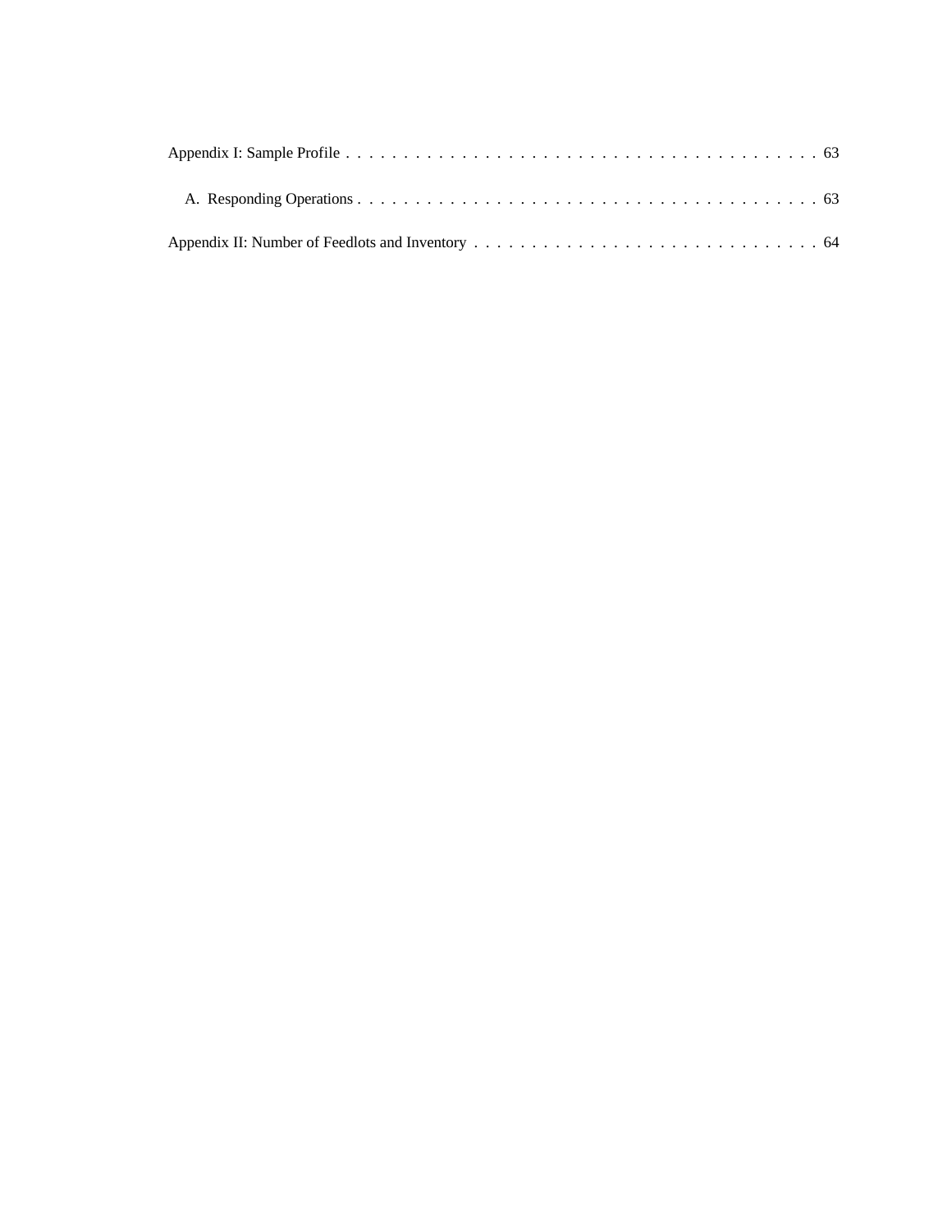Appendix I: Sample Profile . . . . . . . . . . . . . . . . . . . . . . . . . . . . . . . . . . . . . . . . . . 63

A. Responding Operations . . . . . . . . . . . . . . . . . . . . . . . . . . . . . . . . . . . . . . . . . 63

Appendix II: Number of Feedlots and Inventory . . . . . . . . . . . . . . . . . . . . . . . . . . . . . . 64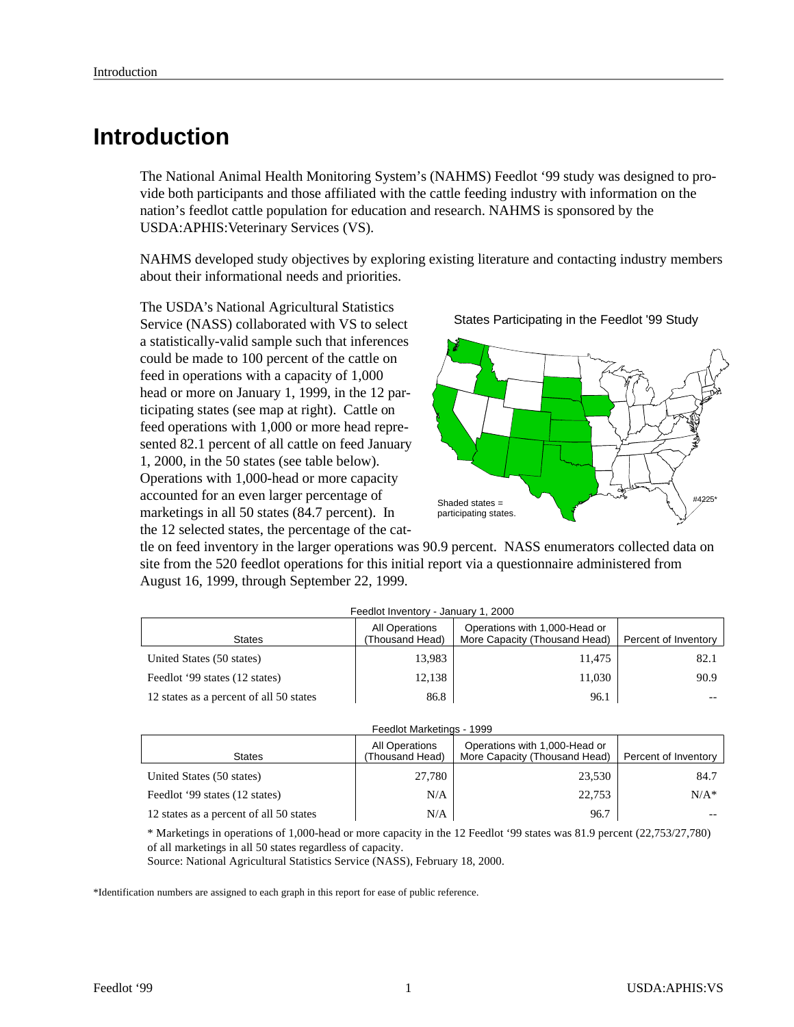# Introduction

The National Animal Health Monitoring System's (NAHMS) Feedlot '99 study was designed to provide both participants and those affiliated with the cattle feeding industry with information on the nation's feedlot cattle population for education and research. NAHMS is sponsored by the USDA:APHIS:Veterinary Services (VS).

NAHMS developed study objectives by exploring existing literature and contacting industry members about their informational needs and priorities.

The USDA's National Agricultural Statistics Service (NASS) collaborated with VS to select a statistically-valid sample such that inferences could be made to 100 percent of the cattle on feed in operations with a capacity of 1,000 head or more on January 1, 1999, in the 12 participating states (see map at right). Cattle on feed operations with 1,000 or more head represented 82.1 percent of all cattle on feed January 1, 2000, in the 50 states (see table below). Operations with 1,000-head or more capacity accounted for an even larger percentage of marketings in all 50 states (84.7 percent). In the 12 selected states, the percentage of the cattle on feed inventory in the larger operations was 90.9 percent. NASS enumerators collected data on site from the 520 feedlot operations for this initial report via a questionnaire administered from August 16, 1999, through September 22, 1999.

States Participating in the Feedlot '99 Study

Shaded states = participating states.

#4225*

Feedlot Inventory - January 1, 2000

| States | All Operations (Thousand Head) | Operations with 1,000-Head or More Capacity (Thousand Head) | Percent of Inventory |
|---|---|---|---|
| United States (50 states) | 13,983 | 11,475 | 82.1 |
| Feedlot '99 states (12 states) | 12,138 | 11,030 | 90.9 |
| 12 states as a percent of all 50 states | 86.8 | 96.1 | -- |

Feedlot Marketings - 1999

| States | All Operations (Thousand Head) | Operations with 1,000-Head or More Capacity (Thousand Head) | Percent of Inventory |
|---|---|---|---|
| United States (50 states) | 27,780 | 23,530 | 84.7 |
| Feedlot '99 states (12 states) | N/A | 22,753 | N/A* |
| 12 states as a percent of all 50 states | N/A | 96.7 | -- |

* Marketings in operations of 1,000-head or more capacity in the 12 Feedlot '99 states was 81.9 percent (22,753/27,780) of all marketings in all 50 states regardless of capacity.

Source: National Agricultural Statistics Service (NASS), February 18, 2000.

*Identification numbers are assigned to each graph in this report for ease of public reference.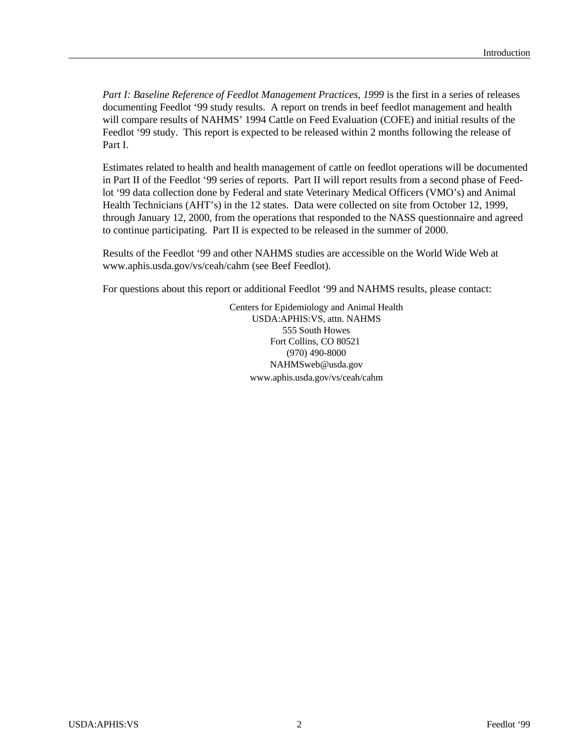*Part I: Baseline Reference of Feedlot Management Practices, 1999* is the first in a series of releases documenting Feedlot '99 study results. A report on trends in beef feedlot management and health will compare results of NAHMS' 1994 Cattle on Feed Evaluation (COFE) and initial results of the Feedlot '99 study. This report is expected to be released within 2 months following the release of Part I.

Estimates related to health and health management of cattle on feedlot operations will be documented in Part II of the Feedlot '99 series of reports. Part II will report results from a second phase of Feedlot '99 data collection done by Federal and state Veterinary Medical Officers (VMO's) and Animal Health Technicians (AHT's) in the 12 states. Data were collected on site from October 12, 1999, through January 12, 2000, from the operations that responded to the NASS questionnaire and agreed to continue participating. Part II is expected to be released in the summer of 2000.

Results of the Feedlot '99 and other NAHMS studies are accessible on the World Wide Web at www.aphis.usda.gov/vs/ceah/cahm (see Beef Feedlot).

For questions about this report or additional Feedlot '99 and NAHMS results, please contact:

Centers for Epidemiology and Animal Health
USDA:APHIS:VS, attn. NAHMS
555 South Howes
Fort Collins, CO 80521
(970) 490-8000
NAHMSweb@usda.gov
www.aphis.usda.gov/vs/ceah/cahm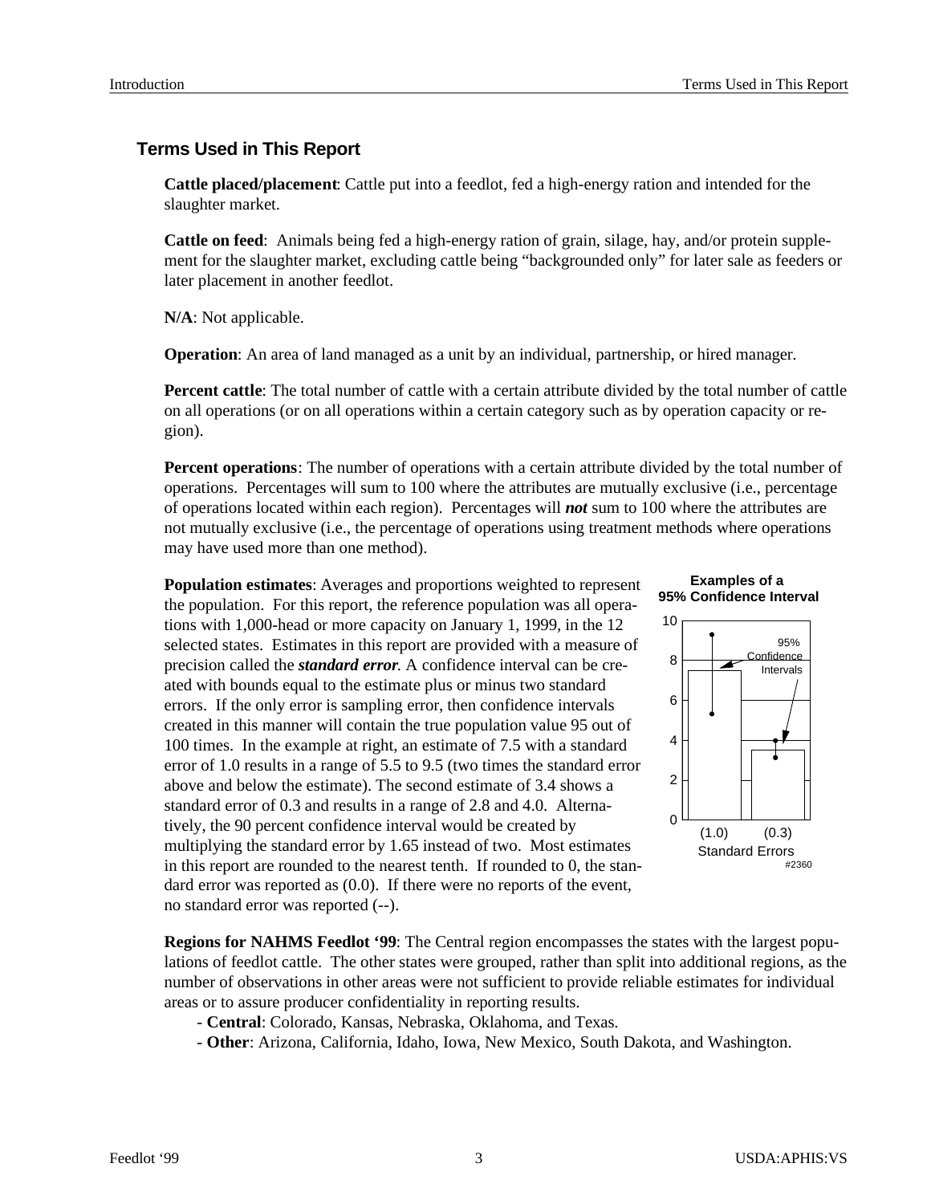## Terms Used in This Report

**Cattle placed/placement**: Cattle put into a feedlot, fed a high-energy ration and intended for the slaughter market.

**Cattle on feed**: Animals being fed a high-energy ration of grain, silage, hay, and/or protein supplement for the slaughter market, excluding cattle being "backgrounded only" for later sale as feeders or later placement in another feedlot.

**N/A**: Not applicable.

**Operation**: An area of land managed as a unit by an individual, partnership, or hired manager.

**Percent cattle**: The total number of cattle with a certain attribute divided by the total number of cattle on all operations (or on all operations within a certain category such as by operation capacity or region).

**Percent operations**: The number of operations with a certain attribute divided by the total number of operations. Percentages will sum to 100 where the attributes are mutually exclusive (i.e., percentage of operations located within each region). Percentages will ***not*** sum to 100 where the attributes are not mutually exclusive (i.e., the percentage of operations using treatment methods where operations may have used more than one method).

**Population estimates**: Averages and proportions weighted to represent the population. For this report, the reference population was all operations with 1,000-head or more capacity on January 1, 1999, in the 12 selected states. Estimates in this report are provided with a measure of precision called the ***standard error***. A confidence interval can be created with bounds equal to the estimate plus or minus two standard errors. If the only error is sampling error, then confidence intervals created in this manner will contain the true population value 95 out of 100 times. In the example at right, an estimate of 7.5 with a standard error of 1.0 results in a range of 5.5 to 9.5 (two times the standard error above and below the estimate). The second estimate of 3.4 shows a standard error of 0.3 and results in a range of 2.8 and 4.0. Alternatively, the 90 percent confidence interval would be created by multiplying the standard error by 1.65 instead of two. Most estimates in this report are rounded to the nearest tenth. If rounded to 0, the standard error was reported as (0.0). If there were no reports of the event, no standard error was reported (--).

**Examples of a 95% Confidence Interval**

(Chart: bars with 95% Confidence Intervals; Standard Errors (1.0) and (0.3); #2360)

**Regions for NAHMS Feedlot '99**: The Central region encompasses the states with the largest populations of feedlot cattle. The other states were grouped, rather than split into additional regions, as the number of observations in other areas were not sufficient to provide reliable estimates for individual areas or to assure producer confidentiality in reporting results.

- **Central**: Colorado, Kansas, Nebraska, Oklahoma, and Texas.
- **Other**: Arizona, California, Idaho, Iowa, New Mexico, South Dakota, and Washington.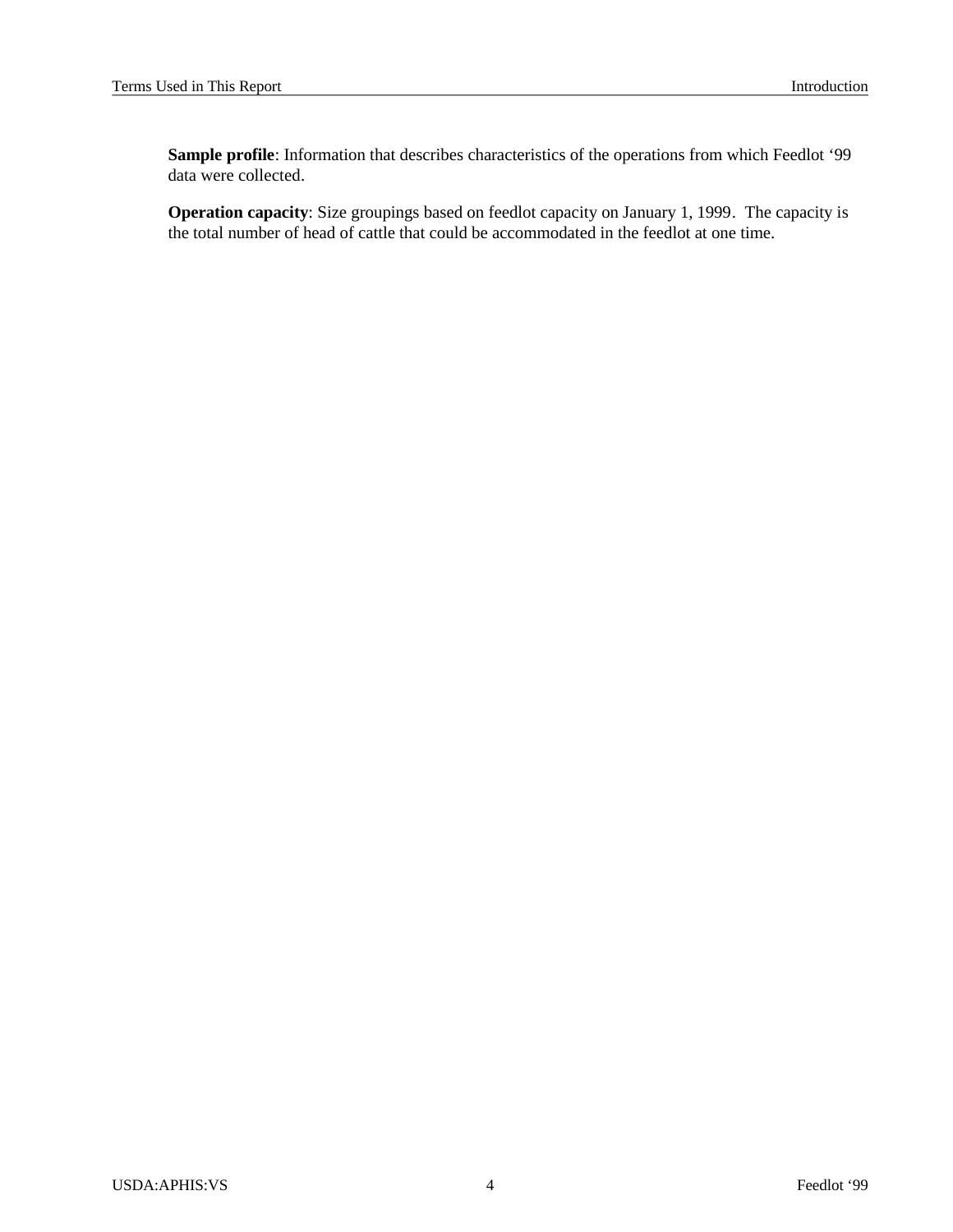**Sample profile**: Information that describes characteristics of the operations from which Feedlot '99 data were collected.

**Operation capacity**: Size groupings based on feedlot capacity on January 1, 1999. The capacity is the total number of head of cattle that could be accommodated in the feedlot at one time.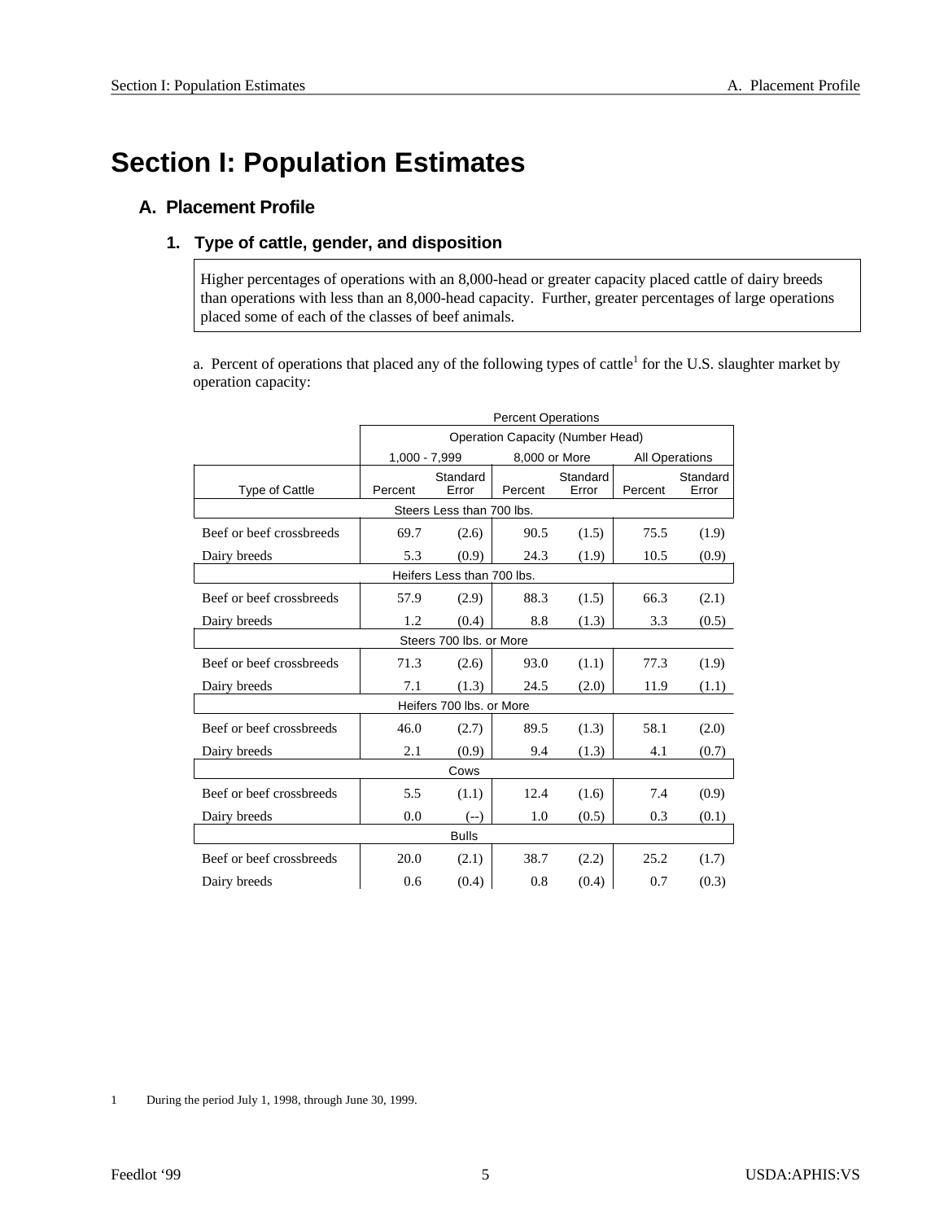# Section I: Population Estimates

## A. Placement Profile

### 1. Type of cattle, gender, and disposition

Higher percentages of operations with an 8,000-head or greater capacity placed cattle of dairy breeds than operations with less than an 8,000-head capacity. Further, greater percentages of large operations placed some of each of the classes of beef animals.

a. Percent of operations that placed any of the following types of cattle[1] for the U.S. slaughter market by operation capacity:

| | Percent Operations | | | | | |
|---|---|---|---|---|---|---|
| | Operation Capacity (Number Head) | | | | | |
| | 1,000 - 7,999 | | 8,000 or More | | All Operations | |
| Type of Cattle | Percent | Standard Error | Percent | Standard Error | Percent | Standard Error |
| **Steers Less than 700 lbs.** | | | | | | |
| Beef or beef crossbreeds | 69.7 | (2.6) | 90.5 | (1.5) | 75.5 | (1.9) |
| Dairy breeds | 5.3 | (0.9) | 24.3 | (1.9) | 10.5 | (0.9) |
| **Heifers Less than 700 lbs.** | | | | | | |
| Beef or beef crossbreeds | 57.9 | (2.9) | 88.3 | (1.5) | 66.3 | (2.1) |
| Dairy breeds | 1.2 | (0.4) | 8.8 | (1.3) | 3.3 | (0.5) |
| **Steers 700 lbs. or More** | | | | | | |
| Beef or beef crossbreeds | 71.3 | (2.6) | 93.0 | (1.1) | 77.3 | (1.9) |
| Dairy breeds | 7.1 | (1.3) | 24.5 | (2.0) | 11.9 | (1.1) |
| **Heifers 700 lbs. or More** | | | | | | |
| Beef or beef crossbreeds | 46.0 | (2.7) | 89.5 | (1.3) | 58.1 | (2.0) |
| Dairy breeds | 2.1 | (0.9) | 9.4 | (1.3) | 4.1 | (0.7) |
| **Cows** | | | | | | |
| Beef or beef crossbreeds | 5.5 | (1.1) | 12.4 | (1.6) | 7.4 | (0.9) |
| Dairy breeds | 0.0 | (--) | 1.0 | (0.5) | 0.3 | (0.1) |
| **Bulls** | | | | | | |
| Beef or beef crossbreeds | 20.0 | (2.1) | 38.7 | (2.2) | 25.2 | (1.7) |
| Dairy breeds | 0.6 | (0.4) | 0.8 | (0.4) | 0.7 | (0.3) |

1 During the period July 1, 1998, through June 30, 1999.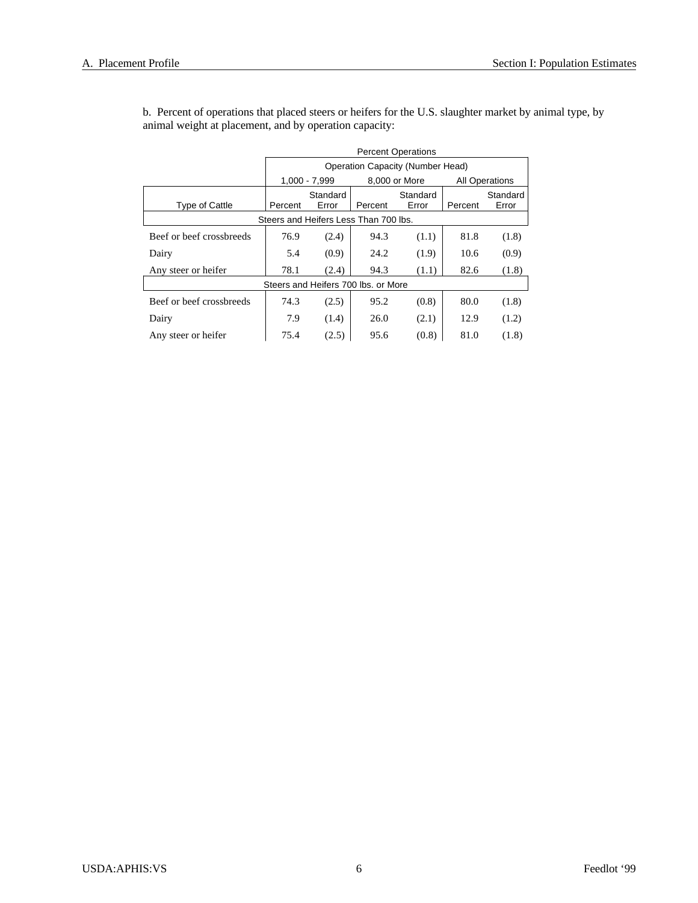b. Percent of operations that placed steers or heifers for the U.S. slaughter market by animal type, by animal weight at placement, and by operation capacity:

| | Percent Operations | | | | | |
|---|---|---|---|---|---|---|
| | Operation Capacity (Number Head) | | | | | |
| | 1,000 - 7,999 | | 8,000 or More | | All Operations | |
| Type of Cattle | Percent | Standard Error | Percent | Standard Error | Percent | Standard Error |
| Steers and Heifers Less Than 700 lbs. | | | | | | |
| Beef or beef crossbreeds | 76.9 | (2.4) | 94.3 | (1.1) | 81.8 | (1.8) |
| Dairy | 5.4 | (0.9) | 24.2 | (1.9) | 10.6 | (0.9) |
| Any steer or heifer | 78.1 | (2.4) | 94.3 | (1.1) | 82.6 | (1.8) |
| Steers and Heifers 700 lbs. or More | | | | | | |
| Beef or beef crossbreeds | 74.3 | (2.5) | 95.2 | (0.8) | 80.0 | (1.8) |
| Dairy | 7.9 | (1.4) | 26.0 | (2.1) | 12.9 | (1.2) |
| Any steer or heifer | 75.4 | (2.5) | 95.6 | (0.8) | 81.0 | (1.8) |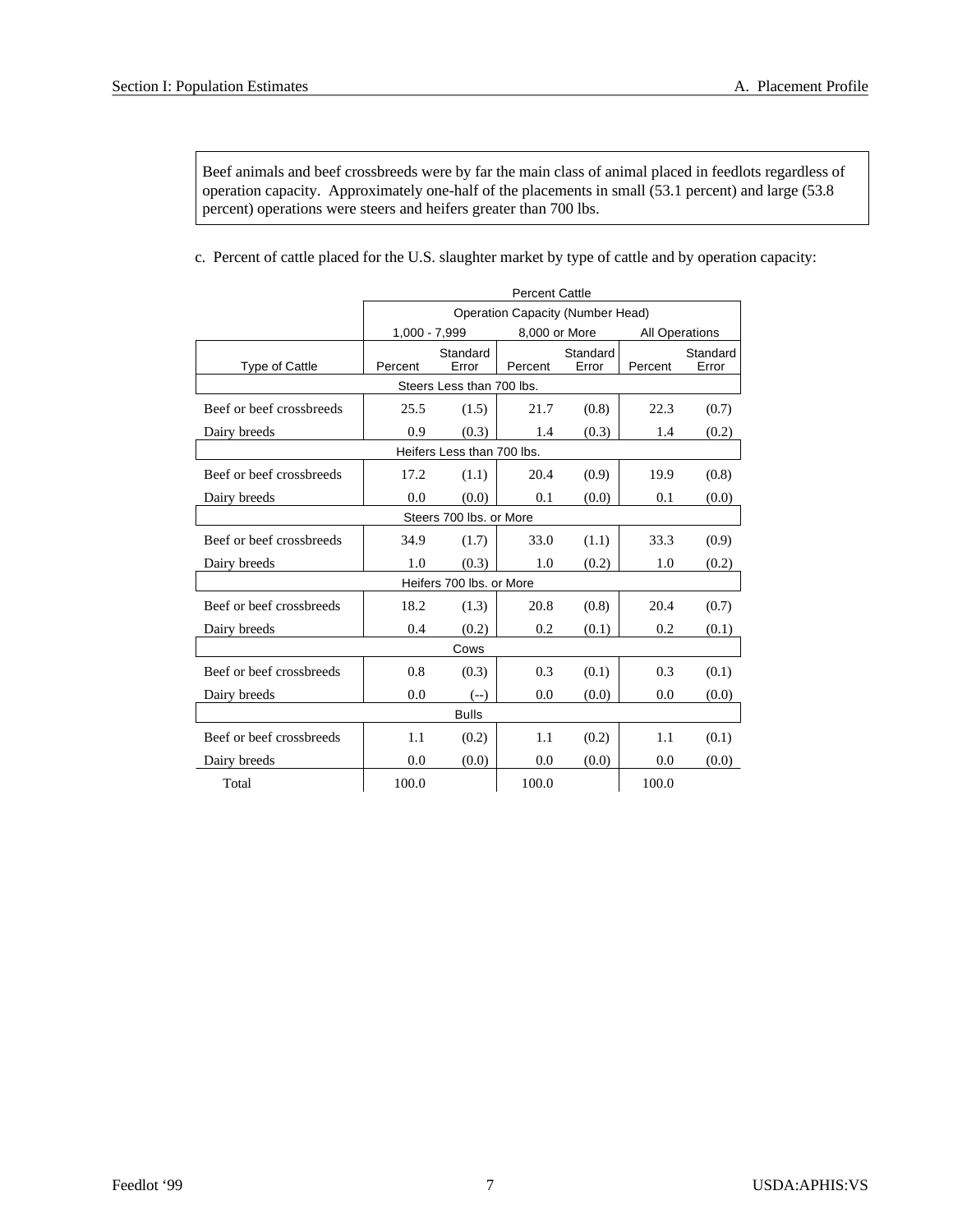Beef animals and beef crossbreeds were by far the main class of animal placed in feedlots regardless of operation capacity. Approximately one-half of the placements in small (53.1 percent) and large (53.8 percent) operations were steers and heifers greater than 700 lbs.

c. Percent of cattle placed for the U.S. slaughter market by type of cattle and by operation capacity:

| | Percent Cattle | | | | | |
|---|---|---|---|---|---|---|
| | Operation Capacity (Number Head) | | | | | |
| | 1,000 - 7,999 | | 8,000 or More | | All Operations | |
| Type of Cattle | Percent | Standard Error | Percent | Standard Error | Percent | Standard Error |
| **Steers Less than 700 lbs.** | | | | | | |
| Beef or beef crossbreeds | 25.5 | (1.5) | 21.7 | (0.8) | 22.3 | (0.7) |
| Dairy breeds | 0.9 | (0.3) | 1.4 | (0.3) | 1.4 | (0.2) |
| **Heifers Less than 700 lbs.** | | | | | | |
| Beef or beef crossbreeds | 17.2 | (1.1) | 20.4 | (0.9) | 19.9 | (0.8) |
| Dairy breeds | 0.0 | (0.0) | 0.1 | (0.0) | 0.1 | (0.0) |
| **Steers 700 lbs. or More** | | | | | | |
| Beef or beef crossbreeds | 34.9 | (1.7) | 33.0 | (1.1) | 33.3 | (0.9) |
| Dairy breeds | 1.0 | (0.3) | 1.0 | (0.2) | 1.0 | (0.2) |
| **Heifers 700 lbs. or More** | | | | | | |
| Beef or beef crossbreeds | 18.2 | (1.3) | 20.8 | (0.8) | 20.4 | (0.7) |
| Dairy breeds | 0.4 | (0.2) | 0.2 | (0.1) | 0.2 | (0.1) |
| **Cows** | | | | | | |
| Beef or beef crossbreeds | 0.8 | (0.3) | 0.3 | (0.1) | 0.3 | (0.1) |
| Dairy breeds | 0.0 | (--) | 0.0 | (0.0) | 0.0 | (0.0) |
| **Bulls** | | | | | | |
| Beef or beef crossbreeds | 1.1 | (0.2) | 1.1 | (0.2) | 1.1 | (0.1) |
| Dairy breeds | 0.0 | (0.0) | 0.0 | (0.0) | 0.0 | (0.0) |
| Total | 100.0 | | 100.0 | | 100.0 | |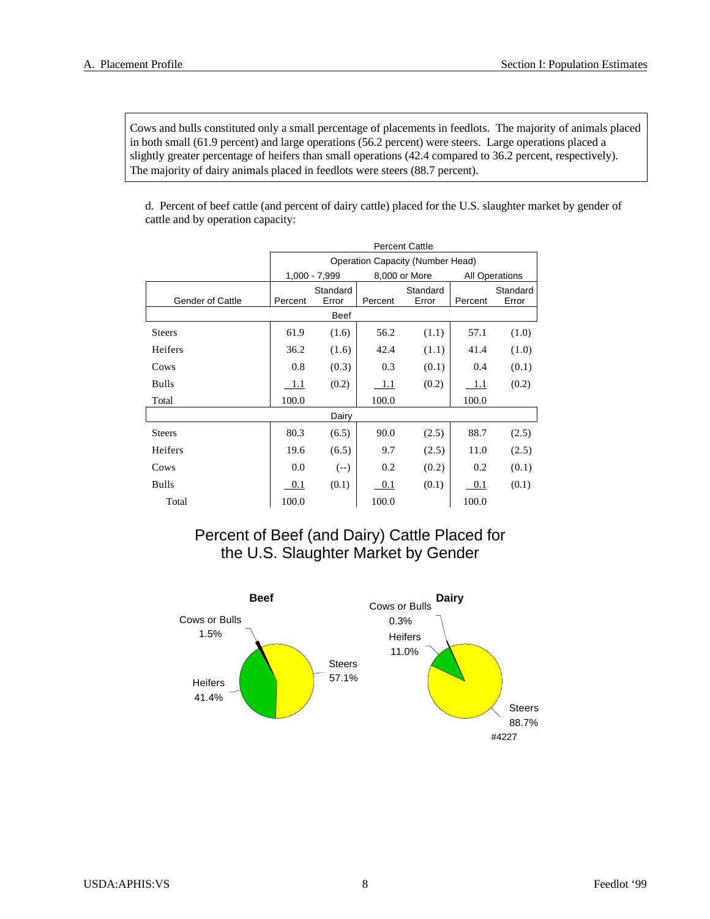Cows and bulls constituted only a small percentage of placements in feedlots. The majority of animals placed in both small (61.9 percent) and large operations (56.2 percent) were steers. Large operations placed a slightly greater percentage of heifers than small operations (42.4 compared to 36.2 percent, respectively). The majority of dairy animals placed in feedlots were steers (88.7 percent).

d. Percent of beef cattle (and percent of dairy cattle) placed for the U.S. slaughter market by gender of cattle and by operation capacity:

| | Percent Cattle | | | | | |
|---|---|---|---|---|---|---|
| | Operation Capacity (Number Head) | | | | | |
| | 1,000 - 7,999 | | 8,000 or More | | All Operations | |
| Gender of Cattle | Percent | Standard Error | Percent | Standard Error | Percent | Standard Error |
| **Beef** | | | | | | |
| Steers | 61.9 | (1.6) | 56.2 | (1.1) | 57.1 | (1.0) |
| Heifers | 36.2 | (1.6) | 42.4 | (1.1) | 41.4 | (1.0) |
| Cows | 0.8 | (0.3) | 0.3 | (0.1) | 0.4 | (0.1) |
| Bulls | 1.1 | (0.2) | 1.1 | (0.2) | 1.1 | (0.2) |
| Total | 100.0 | | 100.0 | | 100.0 | |
| **Dairy** | | | | | | |
| Steers | 80.3 | (6.5) | 90.0 | (2.5) | 88.7 | (2.5) |
| Heifers | 19.6 | (6.5) | 9.7 | (2.5) | 11.0 | (2.5) |
| Cows | 0.0 | (--) | 0.2 | (0.2) | 0.2 | (0.1) |
| Bulls | 0.1 | (0.1) | 0.1 | (0.1) | 0.1 | (0.1) |
| Total | 100.0 | | 100.0 | | 100.0 | |

## Percent of Beef (and Dairy) Cattle Placed for the U.S. Slaughter Market by Gender

**Beef**

- Steers 57.1%
- Heifers 41.4%
- Cows or Bulls 1.5%

**Dairy**

- Steers 88.7%
- Heifers 11.0%
- Cows or Bulls 0.3%

#4227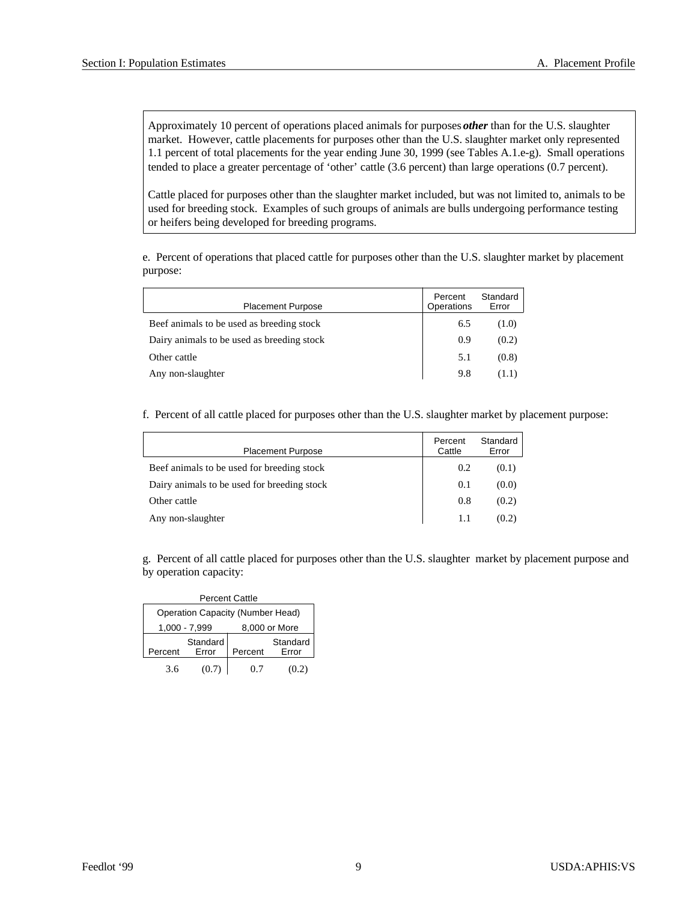Approximately 10 percent of operations placed animals for purposes ***other*** than for the U.S. slaughter market. However, cattle placements for purposes other than the U.S. slaughter market only represented 1.1 percent of total placements for the year ending June 30, 1999 (see Tables A.1.e-g). Small operations tended to place a greater percentage of 'other' cattle (3.6 percent) than large operations (0.7 percent).

Cattle placed for purposes other than the slaughter market included, but was not limited to, animals to be used for breeding stock. Examples of such groups of animals are bulls undergoing performance testing or heifers being developed for breeding programs.

e. Percent of operations that placed cattle for purposes other than the U.S. slaughter market by placement purpose:

| Placement Purpose | Percent Operations | Standard Error |
|---|---|---|
| Beef animals to be used as breeding stock | 6.5 | (1.0) |
| Dairy animals to be used as breeding stock | 0.9 | (0.2) |
| Other cattle | 5.1 | (0.8) |
| Any non-slaughter | 9.8 | (1.1) |

f. Percent of all cattle placed for purposes other than the U.S. slaughter market by placement purpose:

| Placement Purpose | Percent Cattle | Standard Error |
|---|---|---|
| Beef animals to be used for breeding stock | 0.2 | (0.1) |
| Dairy animals to be used for breeding stock | 0.1 | (0.0) |
| Other cattle | 0.8 | (0.2) |
| Any non-slaughter | 1.1 | (0.2) |

g. Percent of all cattle placed for purposes other than the U.S. slaughter market by placement purpose and by operation capacity:

| Percent Cattle | | | |
|---|---|---|---|
| Operation Capacity (Number Head) | | | |
| 1,000 - 7,999 | | 8,000 or More | |
| Percent | Standard Error | Percent | Standard Error |
| 3.6 | (0.7) | 0.7 | (0.2) |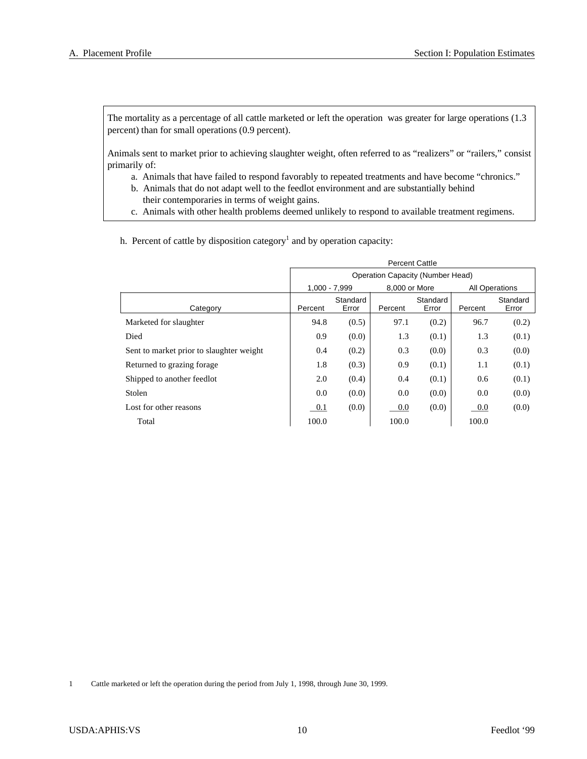The mortality as a percentage of all cattle marketed or left the operation was greater for large operations (1.3 percent) than for small operations (0.9 percent).

Animals sent to market prior to achieving slaughter weight, often referred to as "realizers" or "railers," consist primarily of:

a. Animals that have failed to respond favorably to repeated treatments and have become "chronics."
b. Animals that do not adapt well to the feedlot environment and are substantially behind their contemporaries in terms of weight gains.
c. Animals with other health problems deemed unlikely to respond to available treatment regimens.

h. Percent of cattle by disposition category[1] and by operation capacity:

| | Percent Cattle | | | | | |
|---|---|---|---|---|---|---|
| | Operation Capacity (Number Head) | | | | | |
| | 1,000 - 7,999 | | 8,000 or More | | All Operations | |
| Category | Percent | Standard Error | Percent | Standard Error | Percent | Standard Error |
| Marketed for slaughter | 94.8 | (0.5) | 97.1 | (0.2) | 96.7 | (0.2) |
| Died | 0.9 | (0.0) | 1.3 | (0.1) | 1.3 | (0.1) |
| Sent to market prior to slaughter weight | 0.4 | (0.2) | 0.3 | (0.0) | 0.3 | (0.0) |
| Returned to grazing forage | 1.8 | (0.3) | 0.9 | (0.1) | 1.1 | (0.1) |
| Shipped to another feedlot | 2.0 | (0.4) | 0.4 | (0.1) | 0.6 | (0.1) |
| Stolen | 0.0 | (0.0) | 0.0 | (0.0) | 0.0 | (0.0) |
| Lost for other reasons | 0.1 | (0.0) | 0.0 | (0.0) | 0.0 | (0.0) |
| Total | 100.0 | | 100.0 | | 100.0 | |

1 Cattle marketed or left the operation during the period from July 1, 1998, through June 30, 1999.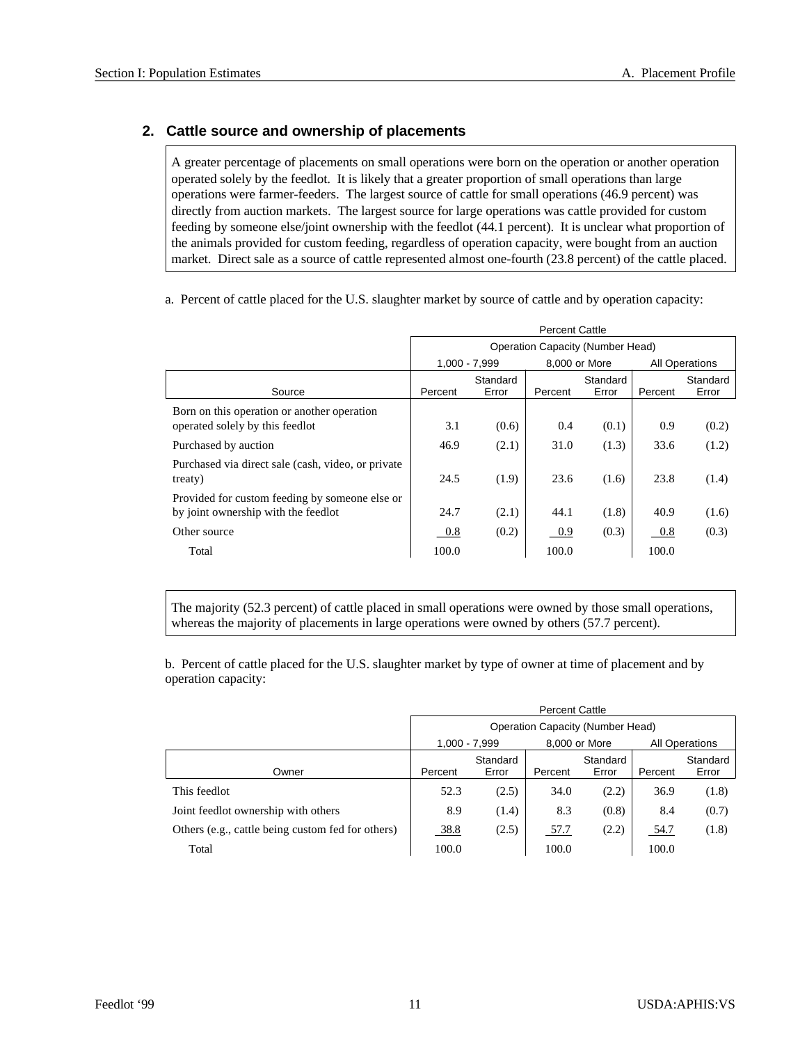## 2. Cattle source and ownership of placements

A greater percentage of placements on small operations were born on the operation or another operation operated solely by the feedlot. It is likely that a greater proportion of small operations than large operations were farmer-feeders. The largest source of cattle for small operations (46.9 percent) was directly from auction markets. The largest source for large operations was cattle provided for custom feeding by someone else/joint ownership with the feedlot (44.1 percent). It is unclear what proportion of the animals provided for custom feeding, regardless of operation capacity, were bought from an auction market. Direct sale as a source of cattle represented almost one-fourth (23.8 percent) of the cattle placed.

a. Percent of cattle placed for the U.S. slaughter market by source of cattle and by operation capacity:

| | Percent Cattle | | | | | |
|---|---|---|---|---|---|---|
| | Operation Capacity (Number Head) | | | | | |
| | 1,000 - 7,999 | | 8,000 or More | | All Operations | |
| Source | Percent | Standard Error | Percent | Standard Error | Percent | Standard Error |
| Born on this operation or another operation operated solely by this feedlot | 3.1 | (0.6) | 0.4 | (0.1) | 0.9 | (0.2) |
| Purchased by auction | 46.9 | (2.1) | 31.0 | (1.3) | 33.6 | (1.2) |
| Purchased via direct sale (cash, video, or private treaty) | 24.5 | (1.9) | 23.6 | (1.6) | 23.8 | (1.4) |
| Provided for custom feeding by someone else or by joint ownership with the feedlot | 24.7 | (2.1) | 44.1 | (1.8) | 40.9 | (1.6) |
| Other source | 0.8 | (0.2) | 0.9 | (0.3) | 0.8 | (0.3) |
| Total | 100.0 | | 100.0 | | 100.0 | |

The majority (52.3 percent) of cattle placed in small operations were owned by those small operations, whereas the majority of placements in large operations were owned by others (57.7 percent).

b. Percent of cattle placed for the U.S. slaughter market by type of owner at time of placement and by operation capacity:

| | Percent Cattle | | | | | |
|---|---|---|---|---|---|---|
| | Operation Capacity (Number Head) | | | | | |
| | 1,000 - 7,999 | | 8,000 or More | | All Operations | |
| Owner | Percent | Standard Error | Percent | Standard Error | Percent | Standard Error |
| This feedlot | 52.3 | (2.5) | 34.0 | (2.2) | 36.9 | (1.8) |
| Joint feedlot ownership with others | 8.9 | (1.4) | 8.3 | (0.8) | 8.4 | (0.7) |
| Others (e.g., cattle being custom fed for others) | 38.8 | (2.5) | 57.7 | (2.2) | 54.7 | (1.8) |
| Total | 100.0 | | 100.0 | | 100.0 | |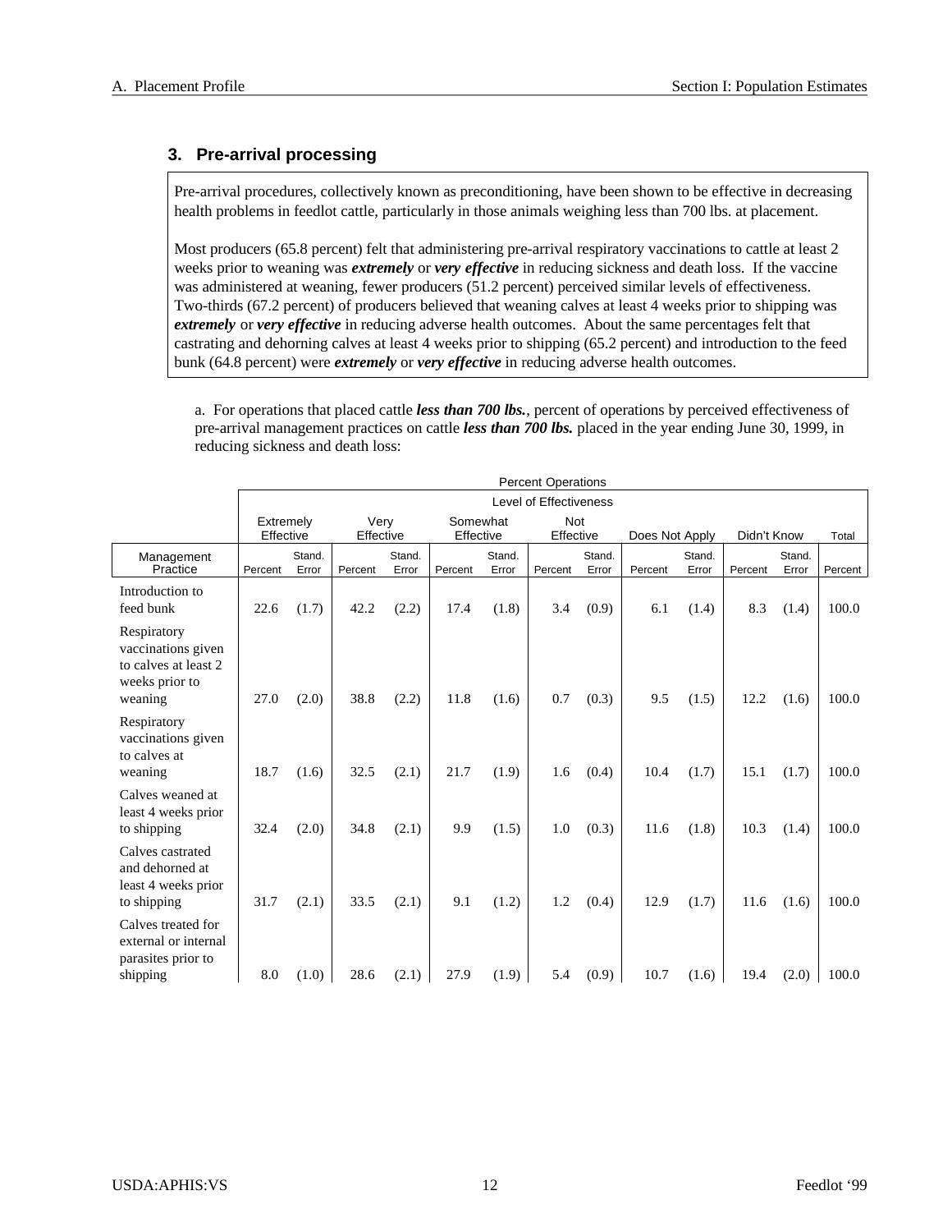### 3. Pre-arrival processing

Pre-arrival procedures, collectively known as preconditioning, have been shown to be effective in decreasing health problems in feedlot cattle, particularly in those animals weighing less than 700 lbs. at placement.

Most producers (65.8 percent) felt that administering pre-arrival respiratory vaccinations to cattle at least 2 weeks prior to weaning was ***extremely*** or ***very effective*** in reducing sickness and death loss. If the vaccine was administered at weaning, fewer producers (51.2 percent) perceived similar levels of effectiveness. Two-thirds (67.2 percent) of producers believed that weaning calves at least 4 weeks prior to shipping was ***extremely*** or ***very effective*** in reducing adverse health outcomes. About the same percentages felt that castrating and dehorning calves at least 4 weeks prior to shipping (65.2 percent) and introduction to the feed bunk (64.8 percent) were ***extremely*** or ***very effective*** in reducing adverse health outcomes.

a. For operations that placed cattle ***less than 700 lbs.***, percent of operations by perceived effectiveness of pre-arrival management practices on cattle ***less than 700 lbs.*** placed in the year ending June 30, 1999, in reducing sickness and death loss:

| | Percent Operations | | | | | | | | | | | | |
|---|---|---|---|---|---|---|---|---|---|---|---|---|---|
| | Level of Effectiveness | | | | | | | | | | | | |
| | Extremely Effective | | Very Effective | | Somewhat Effective | | Not Effective | | Does Not Apply | | Didn't Know | | Total |
| Management Practice | Percent | Stand. Error | Percent | Stand. Error | Percent | Stand. Error | Percent | Stand. Error | Percent | Stand. Error | Percent | Stand. Error | Percent |
| Introduction to feed bunk | 22.6 | (1.7) | 42.2 | (2.2) | 17.4 | (1.8) | 3.4 | (0.9) | 6.1 | (1.4) | 8.3 | (1.4) | 100.0 |
| Respiratory vaccinations given to calves at least 2 weeks prior to weaning | 27.0 | (2.0) | 38.8 | (2.2) | 11.8 | (1.6) | 0.7 | (0.3) | 9.5 | (1.5) | 12.2 | (1.6) | 100.0 |
| Respiratory vaccinations given to calves at weaning | 18.7 | (1.6) | 32.5 | (2.1) | 21.7 | (1.9) | 1.6 | (0.4) | 10.4 | (1.7) | 15.1 | (1.7) | 100.0 |
| Calves weaned at least 4 weeks prior to shipping | 32.4 | (2.0) | 34.8 | (2.1) | 9.9 | (1.5) | 1.0 | (0.3) | 11.6 | (1.8) | 10.3 | (1.4) | 100.0 |
| Calves castrated and dehorned at least 4 weeks prior to shipping | 31.7 | (2.1) | 33.5 | (2.1) | 9.1 | (1.2) | 1.2 | (0.4) | 12.9 | (1.7) | 11.6 | (1.6) | 100.0 |
| Calves treated for external or internal parasites prior to shipping | 8.0 | (1.0) | 28.6 | (2.1) | 27.9 | (1.9) | 5.4 | (0.9) | 10.7 | (1.6) | 19.4 | (2.0) | 100.0 |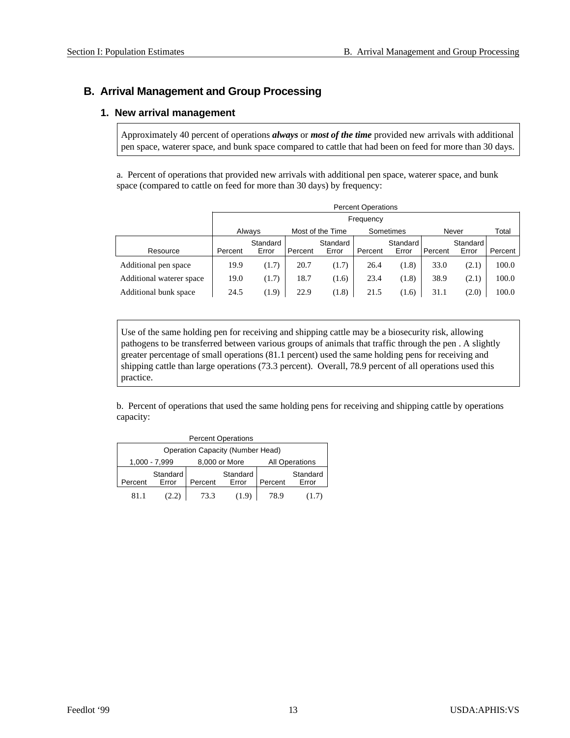## B. Arrival Management and Group Processing

### 1. New arrival management

Approximately 40 percent of operations ***always*** or ***most of the time*** provided new arrivals with additional pen space, waterer space, and bunk space compared to cattle that had been on feed for more than 30 days.

a. Percent of operations that provided new arrivals with additional pen space, waterer space, and bunk space (compared to cattle on feed for more than 30 days) by frequency:

| | Percent Operations | | | | | | | | |
|---|---|---|---|---|---|---|---|---|---|
| | Frequency | | | | | | | | |
| | Always | | Most of the Time | | Sometimes | | Never | | Total |
| Resource | Percent | Standard Error | Percent | Standard Error | Percent | Standard Error | Percent | Standard Error | Percent |
| Additional pen space | 19.9 | (1.7) | 20.7 | (1.7) | 26.4 | (1.8) | 33.0 | (2.1) | 100.0 |
| Additional waterer space | 19.0 | (1.7) | 18.7 | (1.6) | 23.4 | (1.8) | 38.9 | (2.1) | 100.0 |
| Additional bunk space | 24.5 | (1.9) | 22.9 | (1.8) | 21.5 | (1.6) | 31.1 | (2.0) | 100.0 |

Use of the same holding pen for receiving and shipping cattle may be a biosecurity risk, allowing pathogens to be transferred between various groups of animals that traffic through the pen . A slightly greater percentage of small operations (81.1 percent) used the same holding pens for receiving and shipping cattle than large operations (73.3 percent). Overall, 78.9 percent of all operations used this practice.

b. Percent of operations that used the same holding pens for receiving and shipping cattle by operations capacity:

| Percent Operations | | | | | |
|---|---|---|---|---|---|
| Operation Capacity (Number Head) | | | | | |
| 1,000 - 7,999 | | 8,000 or More | | All Operations | |
| Percent | Standard Error | Percent | Standard Error | Percent | Standard Error |
| 81.1 | (2.2) | 73.3 | (1.9) | 78.9 | (1.7) |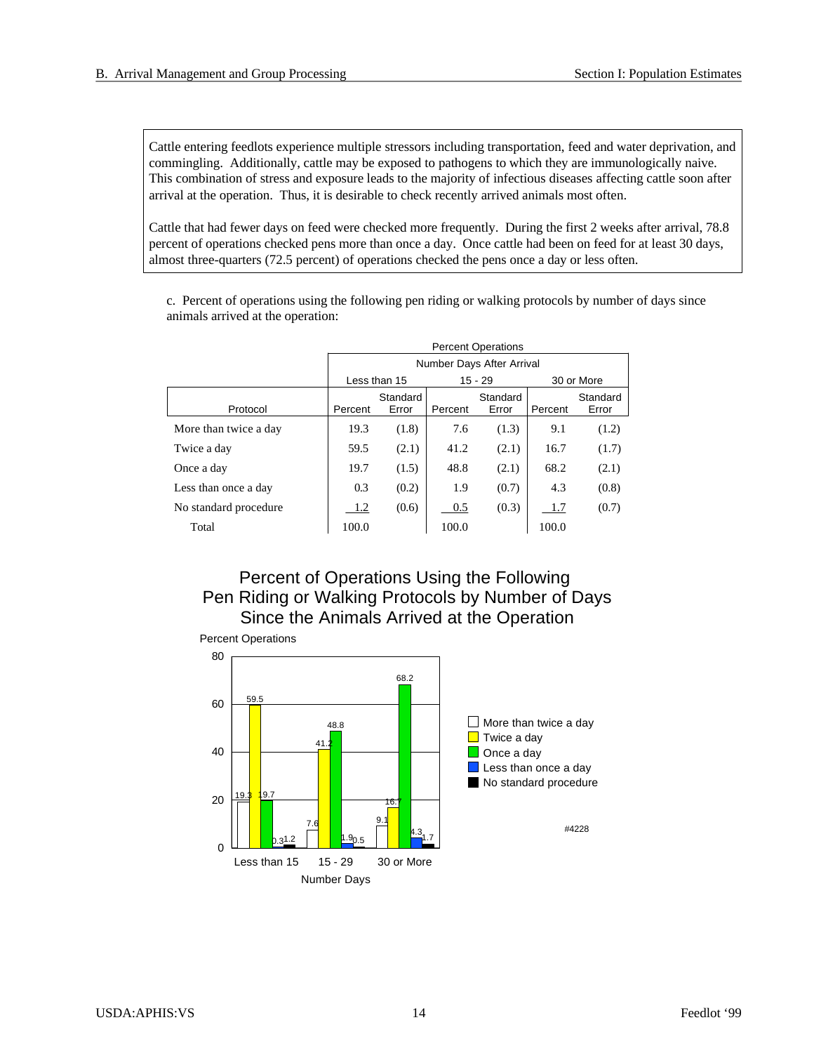Cattle entering feedlots experience multiple stressors including transportation, feed and water deprivation, and commingling. Additionally, cattle may be exposed to pathogens to which they are immunologically naive. This combination of stress and exposure leads to the majority of infectious diseases affecting cattle soon after arrival at the operation. Thus, it is desirable to check recently arrived animals most often.

Cattle that had fewer days on feed were checked more frequently. During the first 2 weeks after arrival, 78.8 percent of operations checked pens more than once a day. Once cattle had been on feed for at least 30 days, almost three-quarters (72.5 percent) of operations checked the pens once a day or less often.

c. Percent of operations using the following pen riding or walking protocols by number of days since animals arrived at the operation:

| | Percent Operations | | | | | |
|---|---|---|---|---|---|---|
| | Number Days After Arrival | | | | | |
| | Less than 15 | | 15 - 29 | | 30 or More | |
| Protocol | Percent | Standard Error | Percent | Standard Error | Percent | Standard Error |
| More than twice a day | 19.3 | (1.8) | 7.6 | (1.3) | 9.1 | (1.2) |
| Twice a day | 59.5 | (2.1) | 41.2 | (2.1) | 16.7 | (1.7) |
| Once a day | 19.7 | (1.5) | 48.8 | (2.1) | 68.2 | (2.1) |
| Less than once a day | 0.3 | (0.2) | 1.9 | (0.7) | 4.3 | (0.8) |
| No standard procedure | 1.2 | (0.6) | 0.5 | (0.3) | 1.7 | (0.7) |
| Total | 100.0 | | 100.0 | | 100.0 | |

**Percent of Operations Using the Following Pen Riding or Walking Protocols by Number of Days Since the Animals Arrived at the Operation**

| Number Days | More than twice a day | Twice a day | Once a day | Less than once a day | No standard procedure |
|---|---|---|---|---|---|
| Less than 15 | 19.3 | 59.5 | 19.7 | 0.3 | 1.2 |
| 15 - 29 | 7.6 | 41.2 | 48.8 | 1.9 | 0.5 |
| 30 or More | 9.1 | 16.7 | 68.2 | 4.3 | 1.7 |

#4228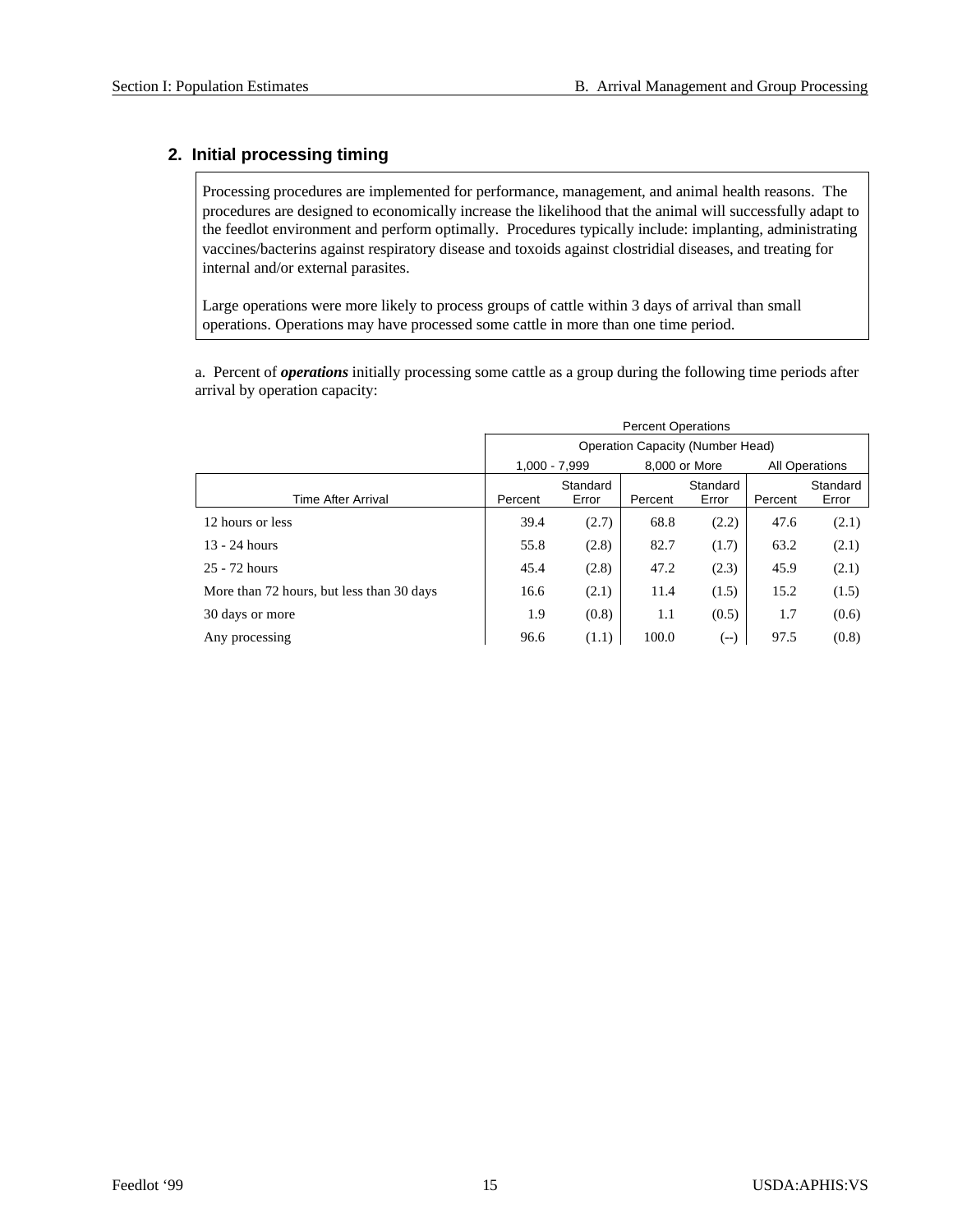## 2. Initial processing timing

Processing procedures are implemented for performance, management, and animal health reasons. The procedures are designed to economically increase the likelihood that the animal will successfully adapt to the feedlot environment and perform optimally. Procedures typically include: implanting, administrating vaccines/bacterins against respiratory disease and toxoids against clostridial diseases, and treating for internal and/or external parasites.

Large operations were more likely to process groups of cattle within 3 days of arrival than small operations. Operations may have processed some cattle in more than one time period.

a. Percent of ***operations*** initially processing some cattle as a group during the following time periods after arrival by operation capacity:

| | Percent Operations | | | | | |
|---|---|---|---|---|---|---|
| | Operation Capacity (Number Head) | | | | | |
| | 1,000 - 7,999 | | 8,000 or More | | All Operations | |
| Time After Arrival | Percent | Standard Error | Percent | Standard Error | Percent | Standard Error |
| 12 hours or less | 39.4 | (2.7) | 68.8 | (2.2) | 47.6 | (2.1) |
| 13 - 24 hours | 55.8 | (2.8) | 82.7 | (1.7) | 63.2 | (2.1) |
| 25 - 72 hours | 45.4 | (2.8) | 47.2 | (2.3) | 45.9 | (2.1) |
| More than 72 hours, but less than 30 days | 16.6 | (2.1) | 11.4 | (1.5) | 15.2 | (1.5) |
| 30 days or more | 1.9 | (0.8) | 1.1 | (0.5) | 1.7 | (0.6) |
| Any processing | 96.6 | (1.1) | 100.0 | (--) | 97.5 | (0.8) |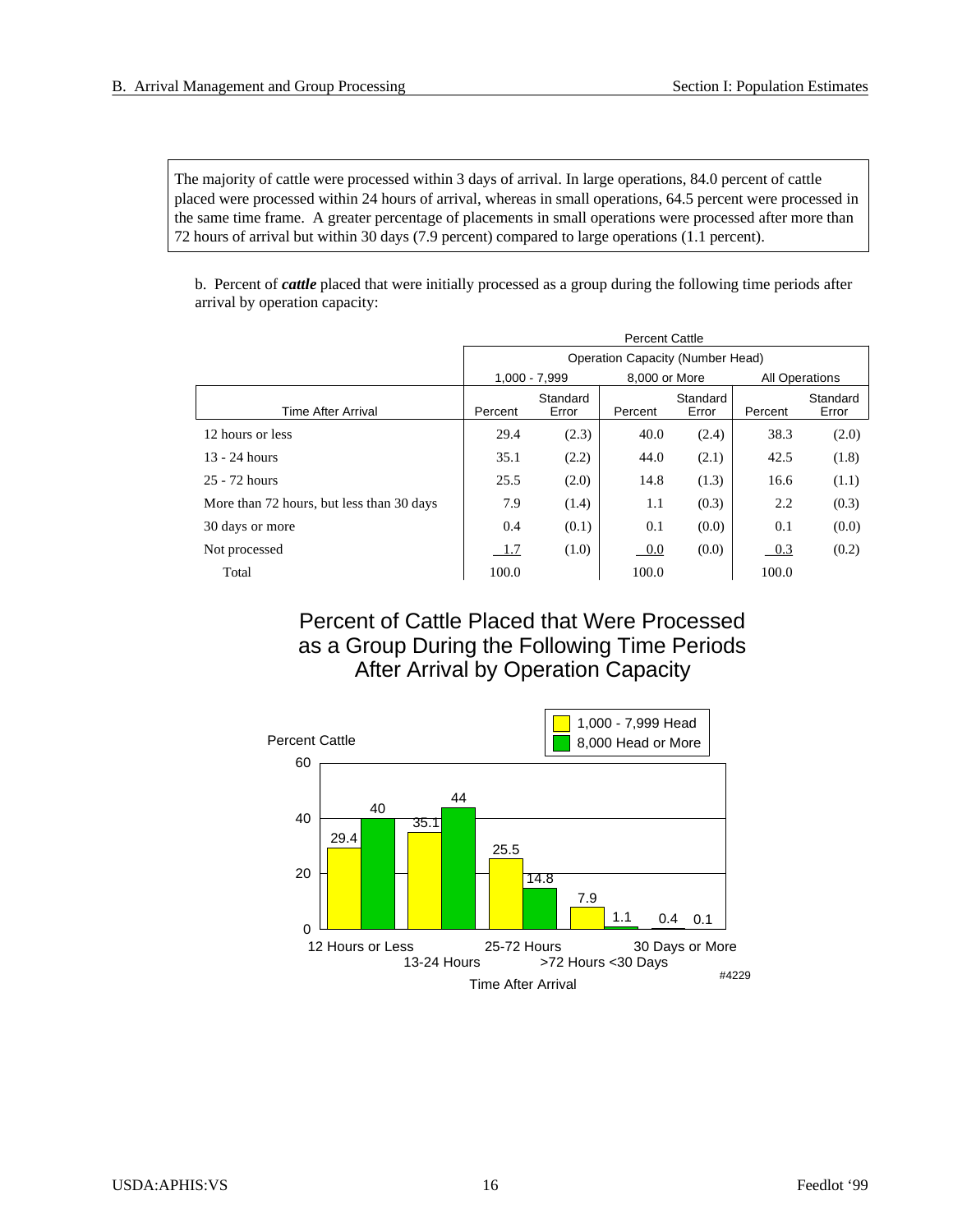The majority of cattle were processed within 3 days of arrival. In large operations, 84.0 percent of cattle placed were processed within 24 hours of arrival, whereas in small operations, 64.5 percent were processed in the same time frame. A greater percentage of placements in small operations were processed after more than 72 hours of arrival but within 30 days (7.9 percent) compared to large operations (1.1 percent).

b. Percent of ***cattle*** placed that were initially processed as a group during the following time periods after arrival by operation capacity:

| | Percent Cattle | | | | | |
|---|---|---|---|---|---|---|
| | Operation Capacity (Number Head) | | | | | |
| | 1,000 - 7,999 | | 8,000 or More | | All Operations | |
| Time After Arrival | Percent | Standard Error | Percent | Standard Error | Percent | Standard Error |
| 12 hours or less | 29.4 | (2.3) | 40.0 | (2.4) | 38.3 | (2.0) |
| 13 - 24 hours | 35.1 | (2.2) | 44.0 | (2.1) | 42.5 | (1.8) |
| 25 - 72 hours | 25.5 | (2.0) | 14.8 | (1.3) | 16.6 | (1.1) |
| More than 72 hours, but less than 30 days | 7.9 | (1.4) | 1.1 | (0.3) | 2.2 | (0.3) |
| 30 days or more | 0.4 | (0.1) | 0.1 | (0.0) | 0.1 | (0.0) |
| Not processed | 1.7 | (1.0) | 0.0 | (0.0) | 0.3 | (0.2) |
| Total | 100.0 | | 100.0 | | 100.0 | |

## Percent of Cattle Placed that Were Processed as a Group During the Following Time Periods After Arrival by Operation Capacity

| Time After Arrival | 1,000 - 7,999 Head | 8,000 Head or More |
|---|---|---|
| 12 Hours or Less | 29.4 | 40 |
| 13-24 Hours | 35.1 | 44 |
| 25-72 Hours | 25.5 | 14.8 |
| >72 Hours <30 Days | 7.9 | 1.1 |
| 30 Days or More | 0.4 | 0.1 |

#4229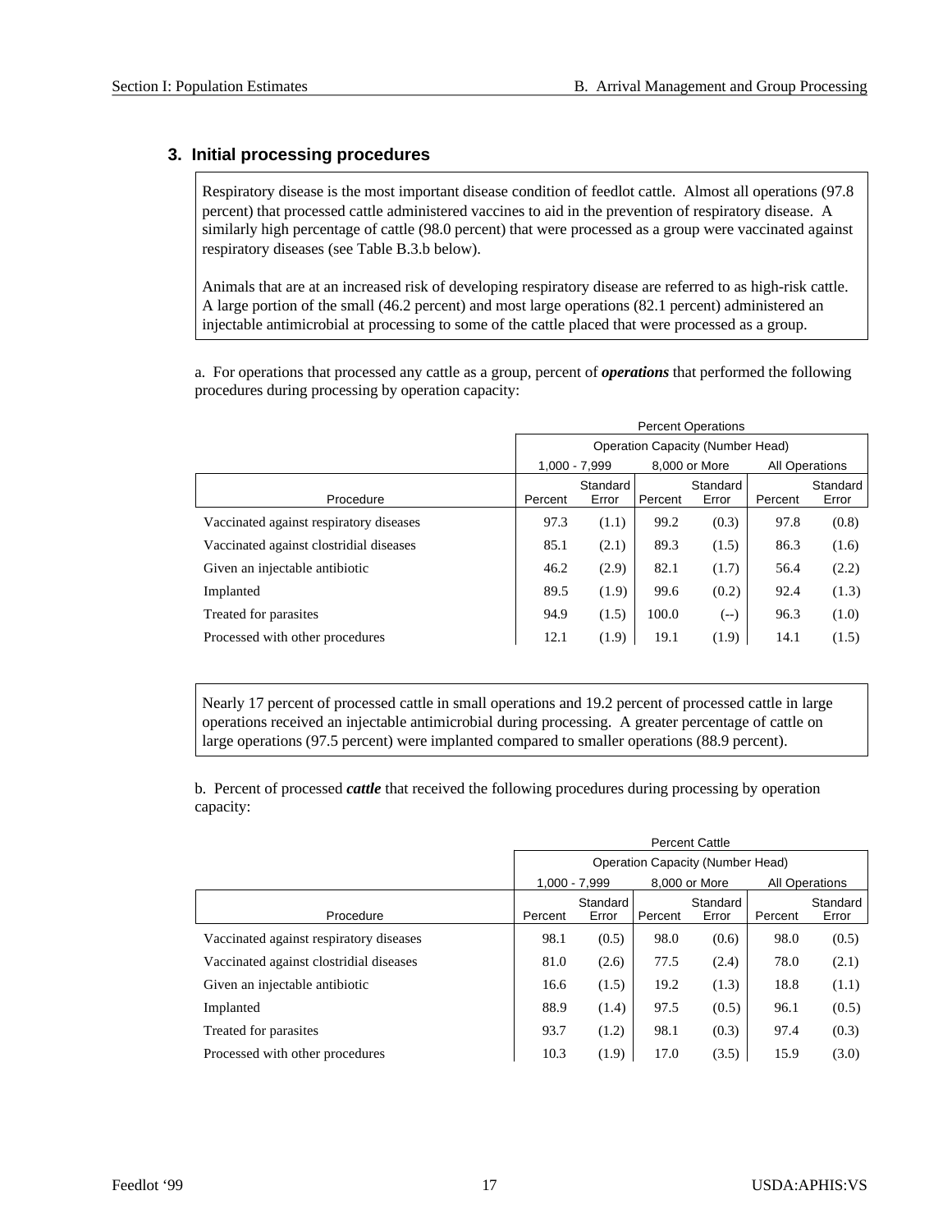### 3. Initial processing procedures

Respiratory disease is the most important disease condition of feedlot cattle. Almost all operations (97.8 percent) that processed cattle administered vaccines to aid in the prevention of respiratory disease. A similarly high percentage of cattle (98.0 percent) that were processed as a group were vaccinated against respiratory diseases (see Table B.3.b below).

Animals that are at an increased risk of developing respiratory disease are referred to as high-risk cattle. A large portion of the small (46.2 percent) and most large operations (82.1 percent) administered an injectable antimicrobial at processing to some of the cattle placed that were processed as a group.

a. For operations that processed any cattle as a group, percent of ***operations*** that performed the following procedures during processing by operation capacity:

| | Percent Operations | | | | | |
|---|---|---|---|---|---|---|
| | Operation Capacity (Number Head) | | | | | |
| | 1,000 - 7,999 | | 8,000 or More | | All Operations | |
| Procedure | Percent | Standard Error | Percent | Standard Error | Percent | Standard Error |
| Vaccinated against respiratory diseases | 97.3 | (1.1) | 99.2 | (0.3) | 97.8 | (0.8) |
| Vaccinated against clostridial diseases | 85.1 | (2.1) | 89.3 | (1.5) | 86.3 | (1.6) |
| Given an injectable antibiotic | 46.2 | (2.9) | 82.1 | (1.7) | 56.4 | (2.2) |
| Implanted | 89.5 | (1.9) | 99.6 | (0.2) | 92.4 | (1.3) |
| Treated for parasites | 94.9 | (1.5) | 100.0 | (--) | 96.3 | (1.0) |
| Processed with other procedures | 12.1 | (1.9) | 19.1 | (1.9) | 14.1 | (1.5) |

Nearly 17 percent of processed cattle in small operations and 19.2 percent of processed cattle in large operations received an injectable antimicrobial during processing. A greater percentage of cattle on large operations (97.5 percent) were implanted compared to smaller operations (88.9 percent).

b. Percent of processed ***cattle*** that received the following procedures during processing by operation capacity:

| | Percent Cattle | | | | | |
|---|---|---|---|---|---|---|
| | Operation Capacity (Number Head) | | | | | |
| | 1,000 - 7,999 | | 8,000 or More | | All Operations | |
| Procedure | Percent | Standard Error | Percent | Standard Error | Percent | Standard Error |
| Vaccinated against respiratory diseases | 98.1 | (0.5) | 98.0 | (0.6) | 98.0 | (0.5) |
| Vaccinated against clostridial diseases | 81.0 | (2.6) | 77.5 | (2.4) | 78.0 | (2.1) |
| Given an injectable antibiotic | 16.6 | (1.5) | 19.2 | (1.3) | 18.8 | (1.1) |
| Implanted | 88.9 | (1.4) | 97.5 | (0.5) | 96.1 | (0.5) |
| Treated for parasites | 93.7 | (1.2) | 98.1 | (0.3) | 97.4 | (0.3) |
| Processed with other procedures | 10.3 | (1.9) | 17.0 | (3.5) | 15.9 | (3.0) |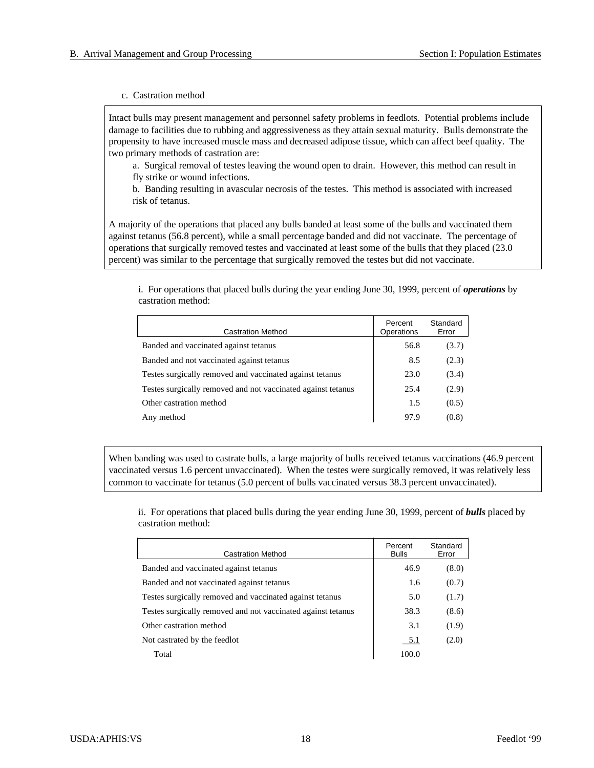c. Castration method

Intact bulls may present management and personnel safety problems in feedlots. Potential problems include damage to facilities due to rubbing and aggressiveness as they attain sexual maturity. Bulls demonstrate the propensity to have increased muscle mass and decreased adipose tissue, which can affect beef quality. The two primary methods of castration are:

a. Surgical removal of testes leaving the wound open to drain. However, this method can result in fly strike or wound infections.

b. Banding resulting in avascular necrosis of the testes. This method is associated with increased risk of tetanus.

A majority of the operations that placed any bulls banded at least some of the bulls and vaccinated them against tetanus (56.8 percent), while a small percentage banded and did not vaccinate. The percentage of operations that surgically removed testes and vaccinated at least some of the bulls that they placed (23.0 percent) was similar to the percentage that surgically removed the testes but did not vaccinate.

i. For operations that placed bulls during the year ending June 30, 1999, percent of ***operations*** by castration method:

| Castration Method | Percent Operations | Standard Error |
|---|---|---|
| Banded and vaccinated against tetanus | 56.8 | (3.7) |
| Banded and not vaccinated against tetanus | 8.5 | (2.3) |
| Testes surgically removed and vaccinated against tetanus | 23.0 | (3.4) |
| Testes surgically removed and not vaccinated against tetanus | 25.4 | (2.9) |
| Other castration method | 1.5 | (0.5) |
| Any method | 97.9 | (0.8) |

When banding was used to castrate bulls, a large majority of bulls received tetanus vaccinations (46.9 percent vaccinated versus 1.6 percent unvaccinated). When the testes were surgically removed, it was relatively less common to vaccinate for tetanus (5.0 percent of bulls vaccinated versus 38.3 percent unvaccinated).

ii. For operations that placed bulls during the year ending June 30, 1999, percent of ***bulls*** placed by castration method:

| Castration Method | Percent Bulls | Standard Error |
|---|---|---|
| Banded and vaccinated against tetanus | 46.9 | (8.0) |
| Banded and not vaccinated against tetanus | 1.6 | (0.7) |
| Testes surgically removed and vaccinated against tetanus | 5.0 | (1.7) |
| Testes surgically removed and not vaccinated against tetanus | 38.3 | (8.6) |
| Other castration method | 3.1 | (1.9) |
| Not castrated by the feedlot | 5.1 | (2.0) |
| Total | 100.0 | |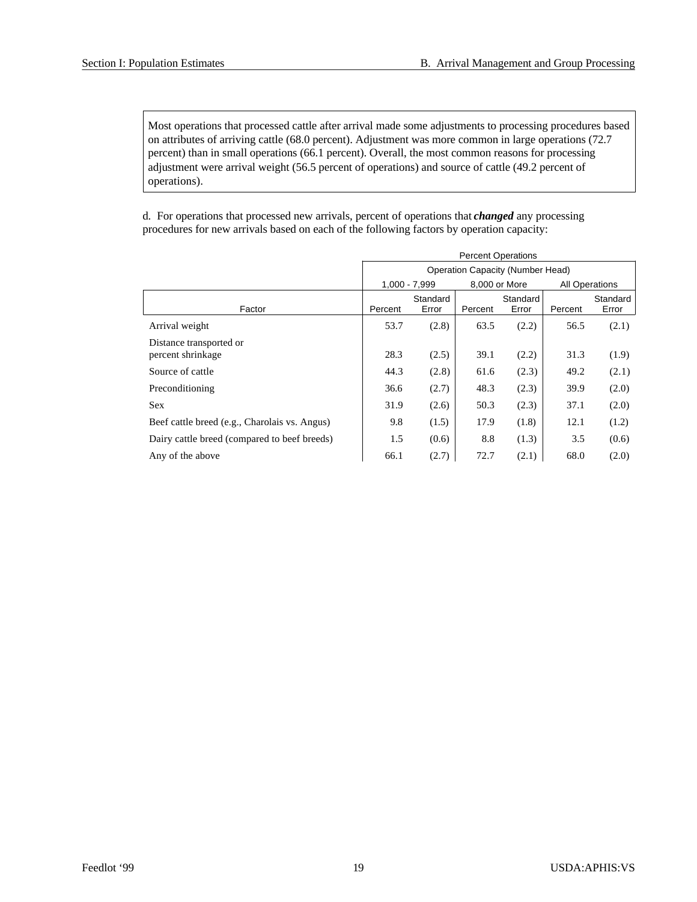Most operations that processed cattle after arrival made some adjustments to processing procedures based on attributes of arriving cattle (68.0 percent). Adjustment was more common in large operations (72.7 percent) than in small operations (66.1 percent). Overall, the most common reasons for processing adjustment were arrival weight (56.5 percent of operations) and source of cattle (49.2 percent of operations).

d. For operations that processed new arrivals, percent of operations that ***changed*** any processing procedures for new arrivals based on each of the following factors by operation capacity:

| | Percent Operations | | | | | |
|---|---|---|---|---|---|---|
| | Operation Capacity (Number Head) | | | | | |
| | 1,000 - 7,999 | | 8,000 or More | | All Operations | |
| Factor | Percent | Standard Error | Percent | Standard Error | Percent | Standard Error |
| Arrival weight | 53.7 | (2.8) | 63.5 | (2.2) | 56.5 | (2.1) |
| Distance transported or percent shrinkage | 28.3 | (2.5) | 39.1 | (2.2) | 31.3 | (1.9) |
| Source of cattle | 44.3 | (2.8) | 61.6 | (2.3) | 49.2 | (2.1) |
| Preconditioning | 36.6 | (2.7) | 48.3 | (2.3) | 39.9 | (2.0) |
| Sex | 31.9 | (2.6) | 50.3 | (2.3) | 37.1 | (2.0) |
| Beef cattle breed (e.g., Charolais vs. Angus) | 9.8 | (1.5) | 17.9 | (1.8) | 12.1 | (1.2) |
| Dairy cattle breed (compared to beef breeds) | 1.5 | (0.6) | 8.8 | (1.3) | 3.5 | (0.6) |
| Any of the above | 66.1 | (2.7) | 72.7 | (2.1) | 68.0 | (2.0) |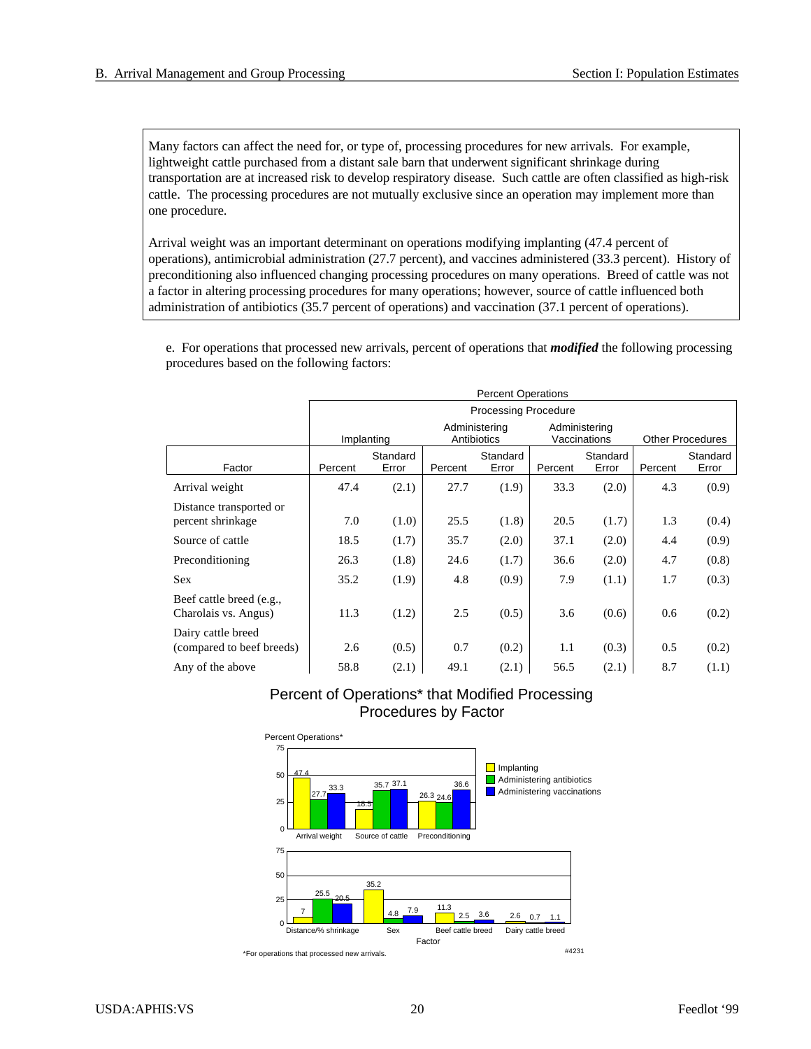Many factors can affect the need for, or type of, processing procedures for new arrivals. For example, lightweight cattle purchased from a distant sale barn that underwent significant shrinkage during transportation are at increased risk to develop respiratory disease. Such cattle are often classified as high-risk cattle. The processing procedures are not mutually exclusive since an operation may implement more than one procedure.

Arrival weight was an important determinant on operations modifying implanting (47.4 percent of operations), antimicrobial administration (27.7 percent), and vaccines administered (33.3 percent). History of preconditioning also influenced changing processing procedures on many operations. Breed of cattle was not a factor in altering processing procedures for many operations; however, source of cattle influenced both administration of antibiotics (35.7 percent of operations) and vaccination (37.1 percent of operations).

e. For operations that processed new arrivals, percent of operations that ***modified*** the following processing procedures based on the following factors:

| | Percent Operations | | | | | | | |
|---|---|---|---|---|---|---|---|---|
| | Processing Procedure | | | | | | | |
| | Implanting | | Administering Antibiotics | | Administering Vaccinations | | Other Procedures | |
| Factor | Percent | Standard Error | Percent | Standard Error | Percent | Standard Error | Percent | Standard Error |
| Arrival weight | 47.4 | (2.1) | 27.7 | (1.9) | 33.3 | (2.0) | 4.3 | (0.9) |
| Distance transported or percent shrinkage | 7.0 | (1.0) | 25.5 | (1.8) | 20.5 | (1.7) | 1.3 | (0.4) |
| Source of cattle | 18.5 | (1.7) | 35.7 | (2.0) | 37.1 | (2.0) | 4.4 | (0.9) |
| Preconditioning | 26.3 | (1.8) | 24.6 | (1.7) | 36.6 | (2.0) | 4.7 | (0.8) |
| Sex | 35.2 | (1.9) | 4.8 | (0.9) | 7.9 | (1.1) | 1.7 | (0.3) |
| Beef cattle breed (e.g., Charolais vs. Angus) | 11.3 | (1.2) | 2.5 | (0.5) | 3.6 | (0.6) | 0.6 | (0.2) |
| Dairy cattle breed (compared to beef breeds) | 2.6 | (0.5) | 0.7 | (0.2) | 1.1 | (0.3) | 0.5 | (0.2) |
| Any of the above | 58.8 | (2.1) | 49.1 | (2.1) | 56.5 | (2.1) | 8.7 | (1.1) |

## Percent of Operations* that Modified Processing Procedures by Factor

| Factor | Implanting | Administering antibiotics | Administering vaccinations |
|---|---|---|---|
| Arrival weight | 47.4 | 27.7 | 33.3 |
| Source of cattle | 18.5 | 35.7 | 37.1 |
| Preconditioning | 26.3 | 24.6 | 36.6 |
| Distance/% shrinkage | 7 | 25.5 | 20.5 |
| Sex | 35.2 | 4.8 | 7.9 |
| Beef cattle breed | 11.3 | 2.5 | 3.6 |
| Dairy cattle breed | 2.6 | 0.7 | 1.1 |

*For operations that processed new arrivals.

#4231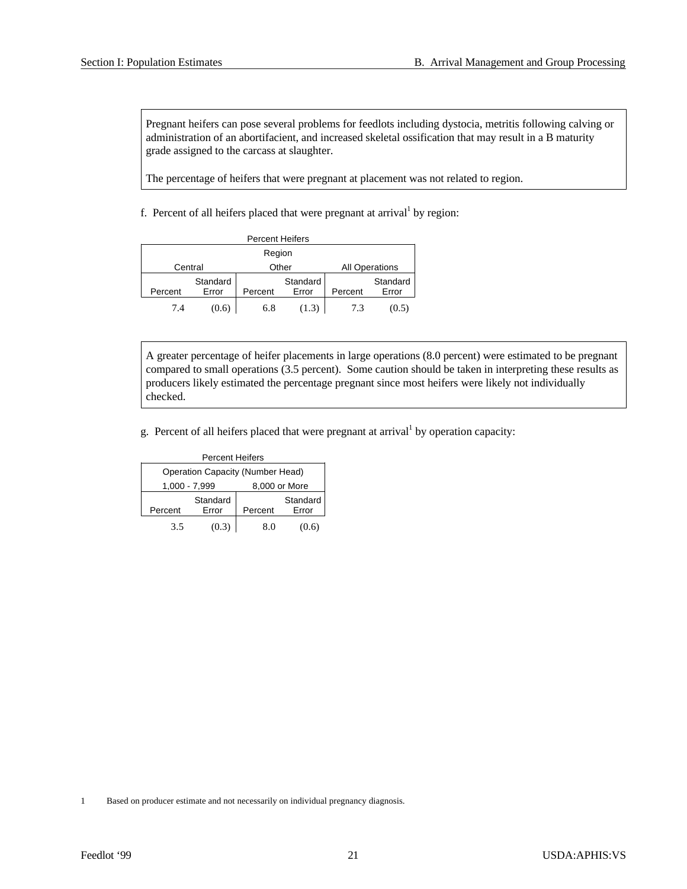Pregnant heifers can pose several problems for feedlots including dystocia, metritis following calving or administration of an abortifacient, and increased skeletal ossification that may result in a B maturity grade assigned to the carcass at slaughter.

The percentage of heifers that were pregnant at placement was not related to region.

f. Percent of all heifers placed that were pregnant at arrival[1] by region:

Percent Heifers

| Region | | | | | |
|---|---|---|---|---|---|
| Central | | Other | | All Operations | |
| Percent | Standard Error | Percent | Standard Error | Percent | Standard Error |
| 7.4 | (0.6) | 6.8 | (1.3) | 7.3 | (0.5) |

A greater percentage of heifer placements in large operations (8.0 percent) were estimated to be pregnant compared to small operations (3.5 percent). Some caution should be taken in interpreting these results as producers likely estimated the percentage pregnant since most heifers were likely not individually checked.

g. Percent of all heifers placed that were pregnant at arrival[1] by operation capacity:

Percent Heifers

| Operation Capacity (Number Head) | | | |
|---|---|---|---|
| 1,000 - 7,999 | | 8,000 or More | |
| Percent | Standard Error | Percent | Standard Error |
| 3.5 | (0.3) | 8.0 | (0.6) |

1 Based on producer estimate and not necessarily on individual pregnancy diagnosis.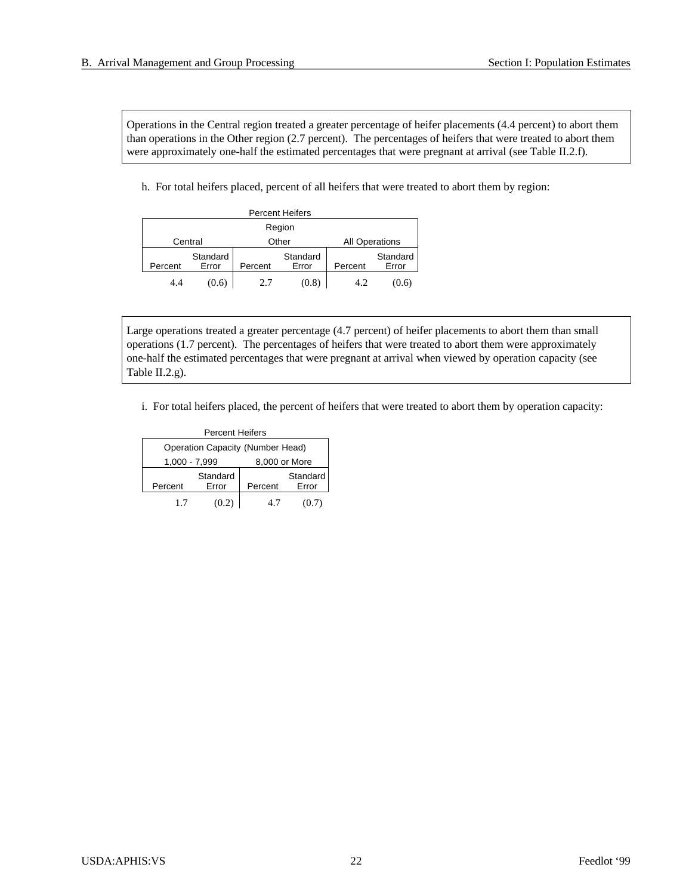Operations in the Central region treated a greater percentage of heifer placements (4.4 percent) to abort them than operations in the Other region (2.7 percent). The percentages of heifers that were treated to abort them were approximately one-half the estimated percentages that were pregnant at arrival (see Table II.2.f).

h. For total heifers placed, percent of all heifers that were treated to abort them by region:

Percent Heifers

| Region | | | | | |
|---|---|---|---|---|---|
| Central | | Other | | All Operations | |
| Percent | Standard Error | Percent | Standard Error | Percent | Standard Error |
| 4.4 | (0.6) | 2.7 | (0.8) | 4.2 | (0.6) |

Large operations treated a greater percentage (4.7 percent) of heifer placements to abort them than small operations (1.7 percent). The percentages of heifers that were treated to abort them were approximately one-half the estimated percentages that were pregnant at arrival when viewed by operation capacity (see Table II.2.g).

i. For total heifers placed, the percent of heifers that were treated to abort them by operation capacity:

Percent Heifers

| Operation Capacity (Number Head) | | | |
|---|---|---|---|
| 1,000 - 7,999 | | 8,000 or More | |
| Percent | Standard Error | Percent | Standard Error |
| 1.7 | (0.2) | 4.7 | (0.7) |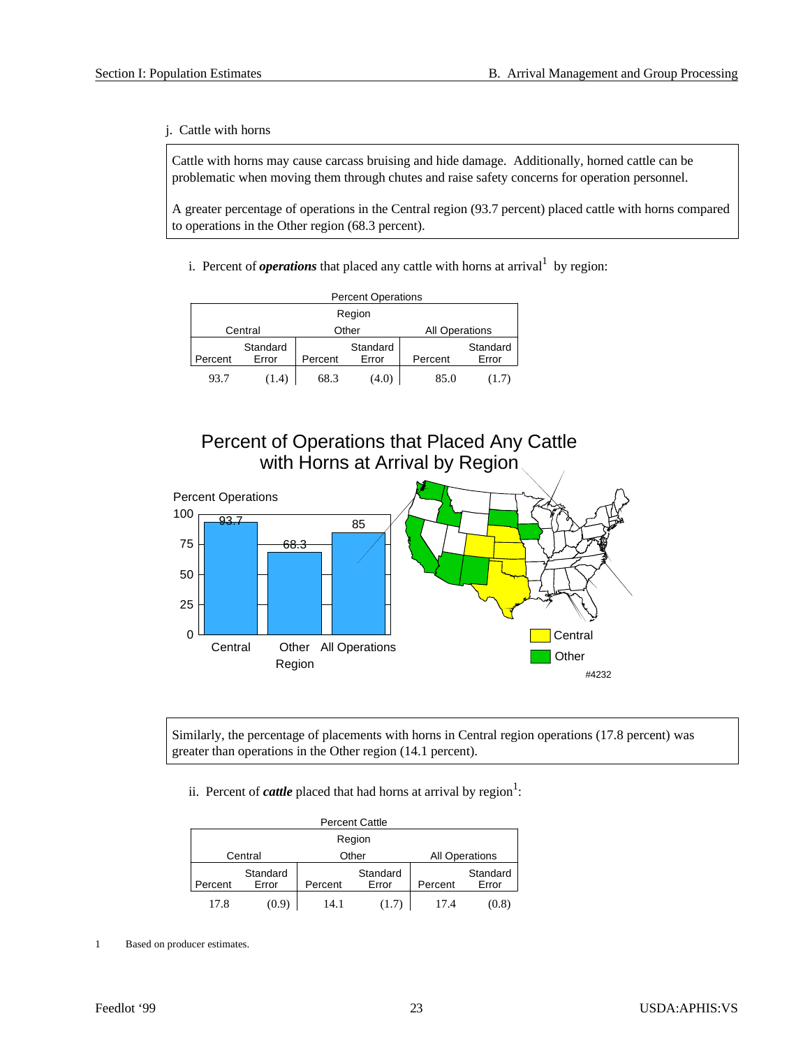j. Cattle with horns

Cattle with horns may cause carcass bruising and hide damage. Additionally, horned cattle can be problematic when moving them through chutes and raise safety concerns for operation personnel.

A greater percentage of operations in the Central region (93.7 percent) placed cattle with horns compared to operations in the Other region (68.3 percent).

i. Percent of ***operations*** that placed any cattle with horns at arrival[1] by region:

| Percent Operations | | | | | |
|---|---|---|---|---|---|
| Region | | | | | |
| Central | | Other | | All Operations | |
| Percent | Standard Error | Percent | Standard Error | Percent | Standard Error |
| 93.7 | (1.4) | 68.3 | (4.0) | 85.0 | (1.7) |

Percent of Operations that Placed Any Cattle with Horns at Arrival by Region

| Region | Percent Operations |
|---|---|
| Central | 93.7 |
| Other | 68.3 |
| All Operations | 85 |

Map legend: Central, Other

#4232

Similarly, the percentage of placements with horns in Central region operations (17.8 percent) was greater than operations in the Other region (14.1 percent).

ii. Percent of ***cattle*** placed that had horns at arrival by region[1]:

| Percent Cattle | | | | | |
|---|---|---|---|---|---|
| Region | | | | | |
| Central | | Other | | All Operations | |
| Percent | Standard Error | Percent | Standard Error | Percent | Standard Error |
| 17.8 | (0.9) | 14.1 | (1.7) | 17.4 | (0.8) |

1 Based on producer estimates.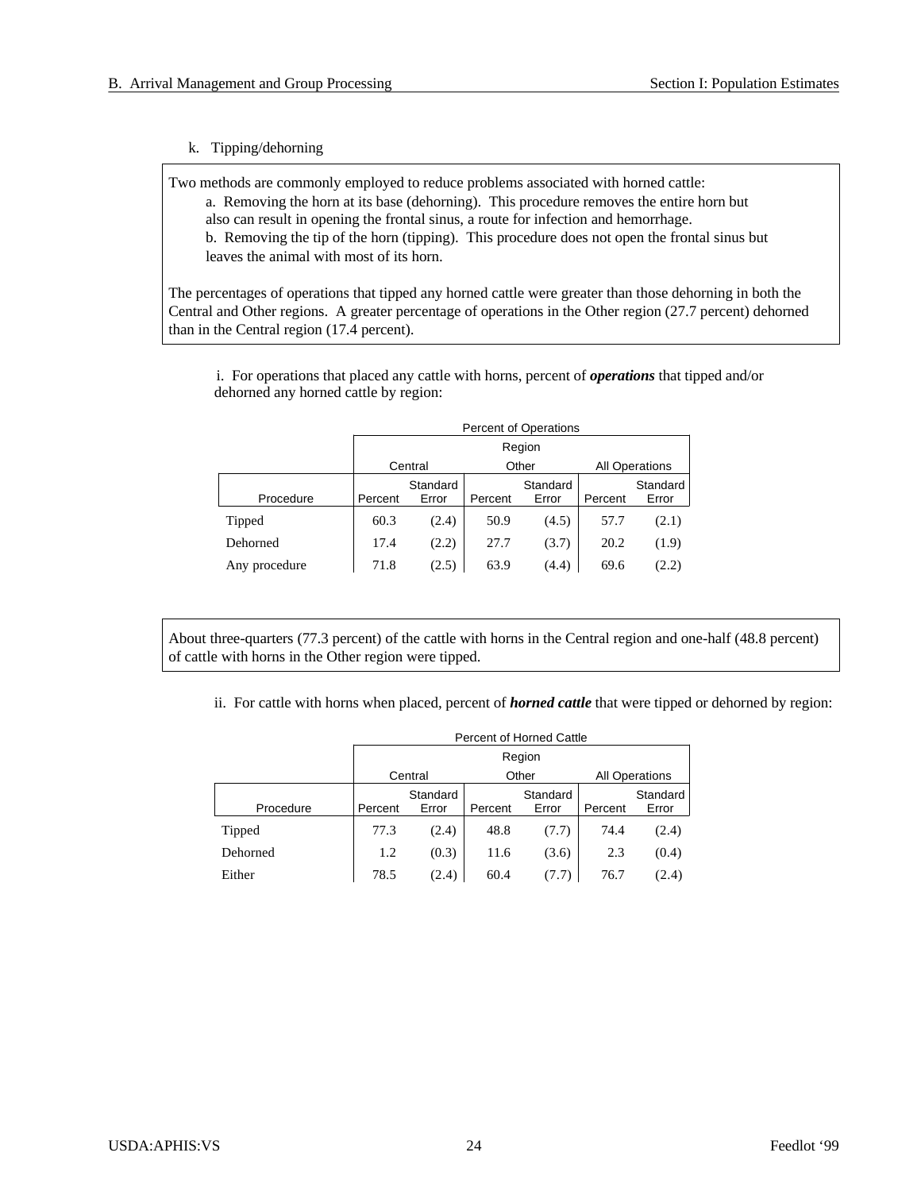k. Tipping/dehorning

Two methods are commonly employed to reduce problems associated with horned cattle:

a. Removing the horn at its base (dehorning). This procedure removes the entire horn but also can result in opening the frontal sinus, a route for infection and hemorrhage.

b. Removing the tip of the horn (tipping). This procedure does not open the frontal sinus but leaves the animal with most of its horn.

The percentages of operations that tipped any horned cattle were greater than those dehorning in both the Central and Other regions. A greater percentage of operations in the Other region (27.7 percent) dehorned than in the Central region (17.4 percent).

i. For operations that placed any cattle with horns, percent of ***operations*** that tipped and/or dehorned any horned cattle by region:

| | Percent of Operations | | | | | |
|---|---|---|---|---|---|---|
| | Region | | | | | |
| | Central | | Other | | All Operations | |
| Procedure | Percent | Standard Error | Percent | Standard Error | Percent | Standard Error |
| Tipped | 60.3 | (2.4) | 50.9 | (4.5) | 57.7 | (2.1) |
| Dehorned | 17.4 | (2.2) | 27.7 | (3.7) | 20.2 | (1.9) |
| Any procedure | 71.8 | (2.5) | 63.9 | (4.4) | 69.6 | (2.2) |

About three-quarters (77.3 percent) of the cattle with horns in the Central region and one-half (48.8 percent) of cattle with horns in the Other region were tipped.

ii. For cattle with horns when placed, percent of ***horned cattle*** that were tipped or dehorned by region:

| | Percent of Horned Cattle | | | | | |
|---|---|---|---|---|---|---|
| | Region | | | | | |
| | Central | | Other | | All Operations | |
| Procedure | Percent | Standard Error | Percent | Standard Error | Percent | Standard Error |
| Tipped | 77.3 | (2.4) | 48.8 | (7.7) | 74.4 | (2.4) |
| Dehorned | 1.2 | (0.3) | 11.6 | (3.6) | 2.3 | (0.4) |
| Either | 78.5 | (2.4) | 60.4 | (7.7) | 76.7 | (2.4) |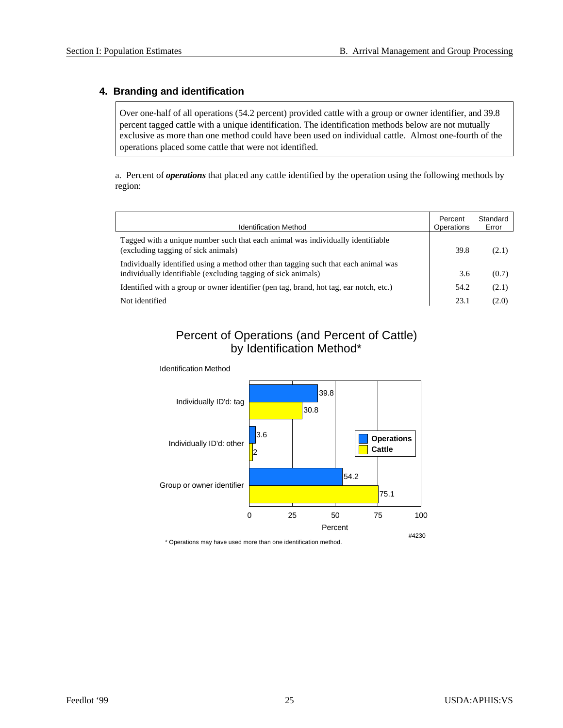### 4. Branding and identification

Over one-half of all operations (54.2 percent) provided cattle with a group or owner identifier, and 39.8 percent tagged cattle with a unique identification. The identification methods below are not mutually exclusive as more than one method could have been used on individual cattle. Almost one-fourth of the operations placed some cattle that were not identified.

a. Percent of ***operations*** that placed any cattle identified by the operation using the following methods by region:

| Identification Method | Percent Operations | Standard Error |
|---|---|---|
| Tagged with a unique number such that each animal was individually identifiable (excluding tagging of sick animals) | 39.8 | (2.1) |
| Individually identified using a method other than tagging such that each animal was individually identifiable (excluding tagging of sick animals) | 3.6 | (0.7) |
| Identified with a group or owner identifier (pen tag, brand, hot tag, ear notch, etc.) | 54.2 | (2.1) |
| Not identified | 23.1 | (2.0) |

Percent of Operations (and Percent of Cattle) by Identification Method*

| Identification Method | Operations | Cattle |
|---|---|---|
| Individually ID'd: tag | 39.8 | 30.8 |
| Individually ID'd: other | 3.6 | 2 |
| Group or owner identifier | 54.2 | 75.1 |

#4230

\* Operations may have used more than one identification method.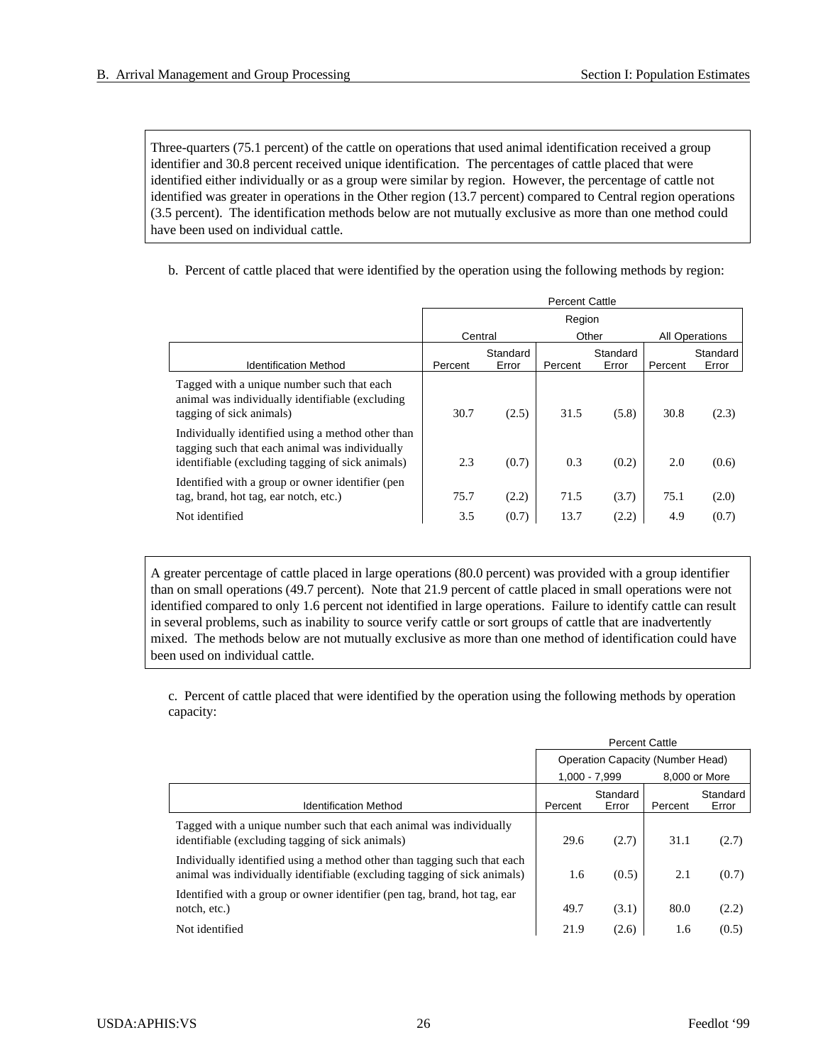Three-quarters (75.1 percent) of the cattle on operations that used animal identification received a group identifier and 30.8 percent received unique identification. The percentages of cattle placed that were identified either individually or as a group were similar by region. However, the percentage of cattle not identified was greater in operations in the Other region (13.7 percent) compared to Central region operations (3.5 percent). The identification methods below are not mutually exclusive as more than one method could have been used on individual cattle.

b. Percent of cattle placed that were identified by the operation using the following methods by region:

| | Percent Cattle | | | | | |
|---|---|---|---|---|---|---|
| | Region | | | | | |
| | Central | | Other | | All Operations | |
| Identification Method | Percent | Standard Error | Percent | Standard Error | Percent | Standard Error |
| Tagged with a unique number such that each animal was individually identifiable (excluding tagging of sick animals) | 30.7 | (2.5) | 31.5 | (5.8) | 30.8 | (2.3) |
| Individually identified using a method other than tagging such that each animal was individually identifiable (excluding tagging of sick animals) | 2.3 | (0.7) | 0.3 | (0.2) | 2.0 | (0.6) |
| Identified with a group or owner identifier (pen tag, brand, hot tag, ear notch, etc.) | 75.7 | (2.2) | 71.5 | (3.7) | 75.1 | (2.0) |
| Not identified | 3.5 | (0.7) | 13.7 | (2.2) | 4.9 | (0.7) |

A greater percentage of cattle placed in large operations (80.0 percent) was provided with a group identifier than on small operations (49.7 percent). Note that 21.9 percent of cattle placed in small operations were not identified compared to only 1.6 percent not identified in large operations. Failure to identify cattle can result in several problems, such as inability to source verify cattle or sort groups of cattle that are inadvertently mixed. The methods below are not mutually exclusive as more than one method of identification could have been used on individual cattle.

c. Percent of cattle placed that were identified by the operation using the following methods by operation capacity:

| | Percent Cattle | | | |
|---|---|---|---|---|
| | Operation Capacity (Number Head) | | | |
| | 1,000 - 7,999 | | 8,000 or More | |
| Identification Method | Percent | Standard Error | Percent | Standard Error |
| Tagged with a unique number such that each animal was individually identifiable (excluding tagging of sick animals) | 29.6 | (2.7) | 31.1 | (2.7) |
| Individually identified using a method other than tagging such that each animal was individually identifiable (excluding tagging of sick animals) | 1.6 | (0.5) | 2.1 | (0.7) |
| Identified with a group or owner identifier (pen tag, brand, hot tag, ear notch, etc.) | 49.7 | (3.1) | 80.0 | (2.2) |
| Not identified | 21.9 | (2.6) | 1.6 | (0.5) |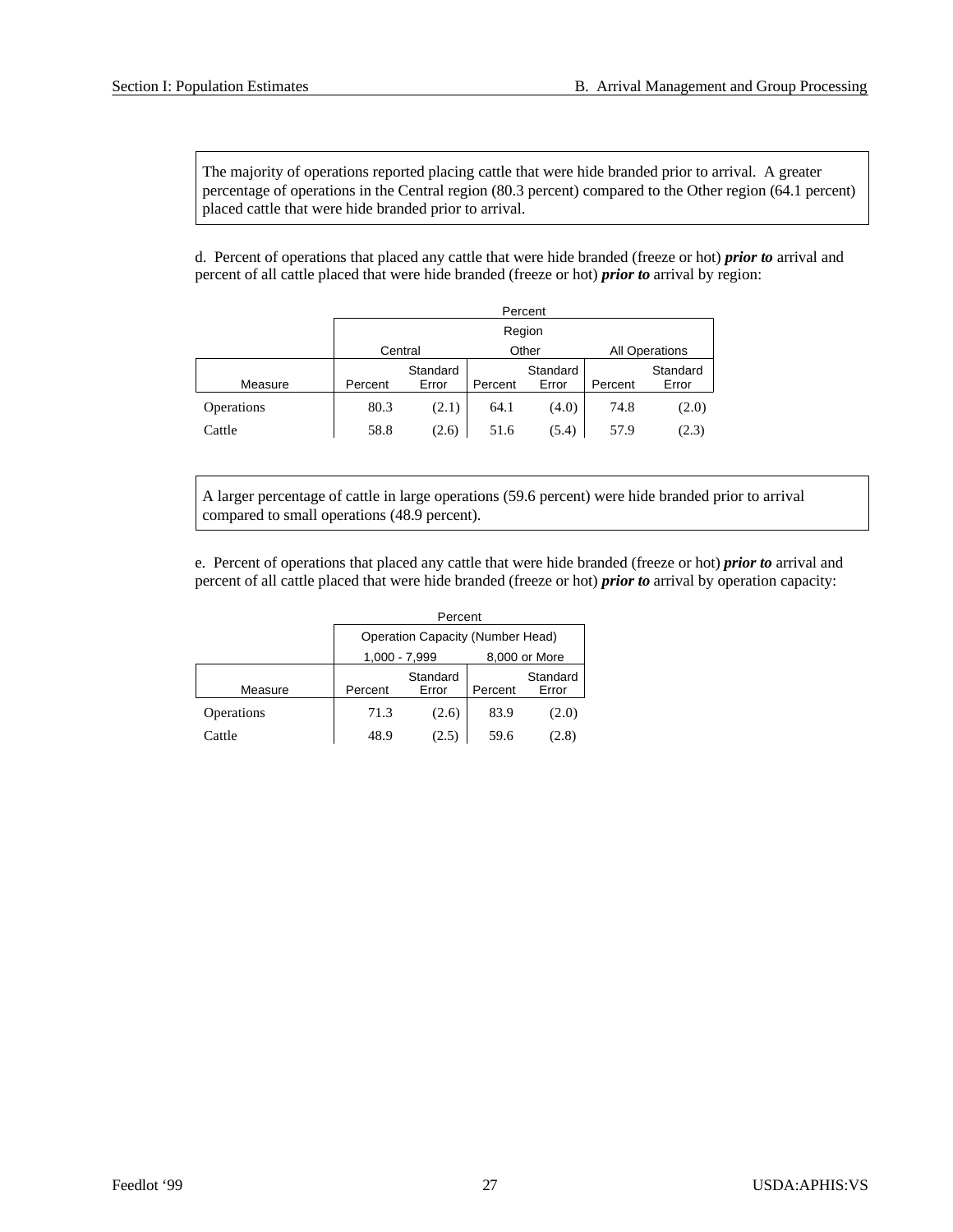The majority of operations reported placing cattle that were hide branded prior to arrival. A greater percentage of operations in the Central region (80.3 percent) compared to the Other region (64.1 percent) placed cattle that were hide branded prior to arrival.

d. Percent of operations that placed any cattle that were hide branded (freeze or hot) ***prior to*** arrival and percent of all cattle placed that were hide branded (freeze or hot) ***prior to*** arrival by region:

| | Percent | | | | | |
|---|---|---|---|---|---|---|
| | Region | | | | | |
| | Central | | Other | | All Operations | |
| Measure | Percent | Standard Error | Percent | Standard Error | Percent | Standard Error |
| Operations | 80.3 | (2.1) | 64.1 | (4.0) | 74.8 | (2.0) |
| Cattle | 58.8 | (2.6) | 51.6 | (5.4) | 57.9 | (2.3) |

A larger percentage of cattle in large operations (59.6 percent) were hide branded prior to arrival compared to small operations (48.9 percent).

e. Percent of operations that placed any cattle that were hide branded (freeze or hot) ***prior to*** arrival and percent of all cattle placed that were hide branded (freeze or hot) ***prior to*** arrival by operation capacity:

| | Percent | | | |
|---|---|---|---|---|
| | Operation Capacity (Number Head) | | | |
| | 1,000 - 7,999 | | 8,000 or More | |
| Measure | Percent | Standard Error | Percent | Standard Error |
| Operations | 71.3 | (2.6) | 83.9 | (2.0) |
| Cattle | 48.9 | (2.5) | 59.6 | (2.8) |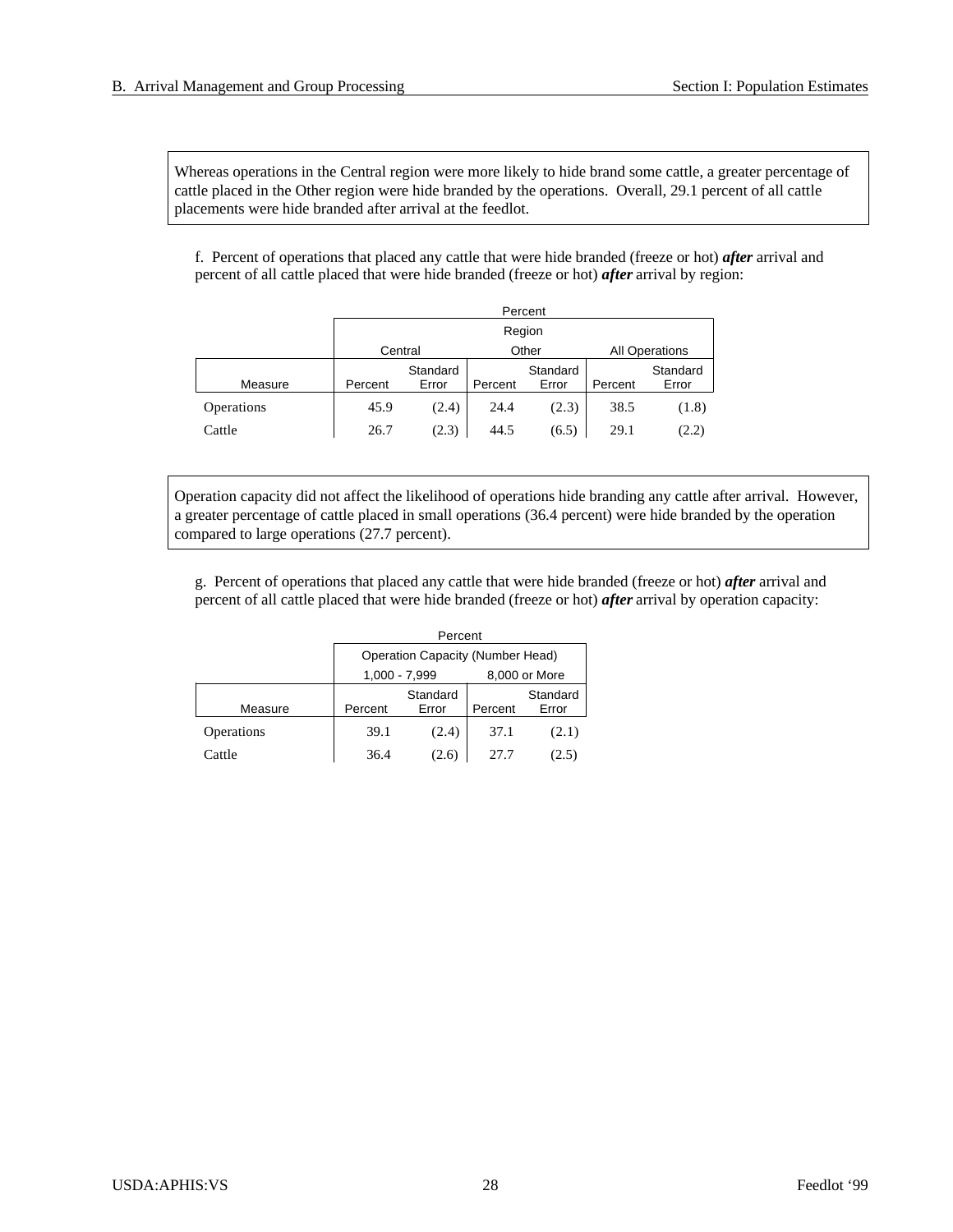Whereas operations in the Central region were more likely to hide brand some cattle, a greater percentage of cattle placed in the Other region were hide branded by the operations. Overall, 29.1 percent of all cattle placements were hide branded after arrival at the feedlot.

f. Percent of operations that placed any cattle that were hide branded (freeze or hot) ***after*** arrival and percent of all cattle placed that were hide branded (freeze or hot) ***after*** arrival by region:

| | Percent | | | | | |
|---|---|---|---|---|---|---|
| | Region | | | | | |
| | Central | | Other | | All Operations | |
| Measure | Percent | Standard Error | Percent | Standard Error | Percent | Standard Error |
| Operations | 45.9 | (2.4) | 24.4 | (2.3) | 38.5 | (1.8) |
| Cattle | 26.7 | (2.3) | 44.5 | (6.5) | 29.1 | (2.2) |

Operation capacity did not affect the likelihood of operations hide branding any cattle after arrival. However, a greater percentage of cattle placed in small operations (36.4 percent) were hide branded by the operation compared to large operations (27.7 percent).

g. Percent of operations that placed any cattle that were hide branded (freeze or hot) ***after*** arrival and percent of all cattle placed that were hide branded (freeze or hot) ***after*** arrival by operation capacity:

| | Percent | | | |
|---|---|---|---|---|
| | Operation Capacity (Number Head) | | | |
| | 1,000 - 7,999 | | 8,000 or More | |
| Measure | Percent | Standard Error | Percent | Standard Error |
| Operations | 39.1 | (2.4) | 37.1 | (2.1) |
| Cattle | 36.4 | (2.6) | 27.7 | (2.5) |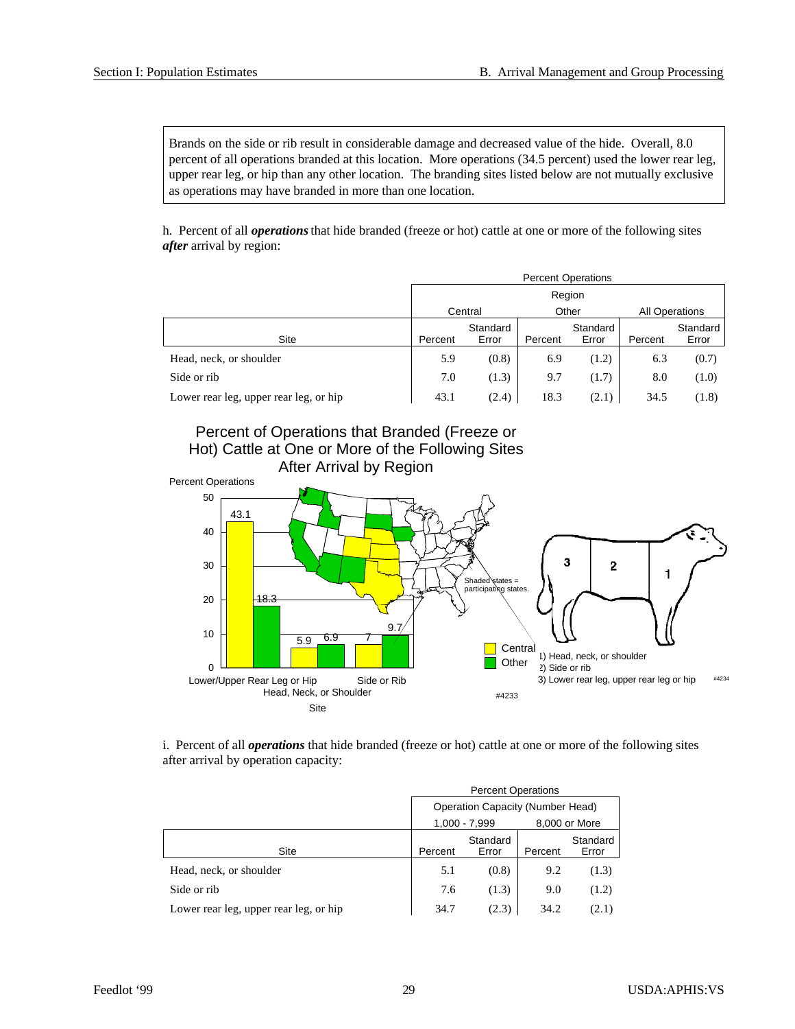Brands on the side or rib result in considerable damage and decreased value of the hide. Overall, 8.0 percent of all operations branded at this location. More operations (34.5 percent) used the lower rear leg, upper rear leg, or hip than any other location. The branding sites listed below are not mutually exclusive as operations may have branded in more than one location.

h. Percent of all ***operations*** that hide branded (freeze or hot) cattle at one or more of the following sites ***after*** arrival by region:

| | Percent Operations | | | | | |
|---|---|---|---|---|---|---|
| | Region | | | | | |
| | Central | | Other | | All Operations | |
| Site | Percent | Standard Error | Percent | Standard Error | Percent | Standard Error |
| Head, neck, or shoulder | 5.9 | (0.8) | 6.9 | (1.2) | 6.3 | (0.7) |
| Side or rib | 7.0 | (1.3) | 9.7 | (1.7) | 8.0 | (1.0) |
| Lower rear leg, upper rear leg, or hip | 43.1 | (2.4) | 18.3 | (2.1) | 34.5 | (1.8) |

Percent of Operations that Branded (Freeze or Hot) Cattle at One or More of the Following Sites After Arrival by Region

| Site | Central | Other |
|---|---|---|
| Lower/Upper Rear Leg or Hip | 43.1 | 18.3 |
| Head, Neck, or Shoulder | 5.9 | 6.9 |
| Side or Rib | 7 | 9.7 |

Shaded states = participating states.

1) Head, neck, or shoulder
2) Side or rib
3) Lower rear leg, upper rear leg or hip

#4233 #4234

i. Percent of all ***operations*** that hide branded (freeze or hot) cattle at one or more of the following sites after arrival by operation capacity:

| | Percent Operations | | | |
|---|---|---|---|---|
| | Operation Capacity (Number Head) | | | |
| | 1,000 - 7,999 | | 8,000 or More | |
| Site | Percent | Standard Error | Percent | Standard Error |
| Head, neck, or shoulder | 5.1 | (0.8) | 9.2 | (1.3) |
| Side or rib | 7.6 | (1.3) | 9.0 | (1.2) |
| Lower rear leg, upper rear leg, or hip | 34.7 | (2.3) | 34.2 | (2.1) |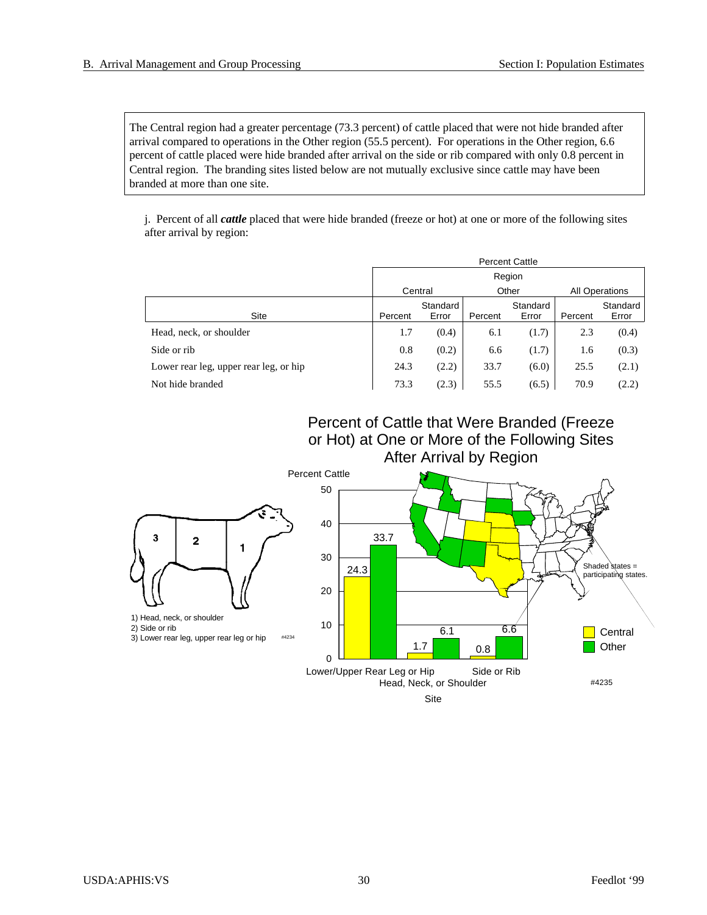The Central region had a greater percentage (73.3 percent) of cattle placed that were not hide branded after arrival compared to operations in the Other region (55.5 percent). For operations in the Other region, 6.6 percent of cattle placed were hide branded after arrival on the side or rib compared with only 0.8 percent in Central region. The branding sites listed below are not mutually exclusive since cattle may have been branded at more than one site.

j. Percent of all ***cattle*** placed that were hide branded (freeze or hot) at one or more of the following sites after arrival by region:

| | Percent Cattle | | | | | |
|---|---|---|---|---|---|---|
| | Region | | | | | |
| | Central | | Other | | All Operations | |
| Site | Percent | Standard Error | Percent | Standard Error | Percent | Standard Error |
| Head, neck, or shoulder | 1.7 | (0.4) | 6.1 | (1.7) | 2.3 | (0.4) |
| Side or rib | 0.8 | (0.2) | 6.6 | (1.7) | 1.6 | (0.3) |
| Lower rear leg, upper rear leg, or hip | 24.3 | (2.2) | 33.7 | (6.0) | 25.5 | (2.1) |
| Not hide branded | 73.3 | (2.3) | 55.5 | (6.5) | 70.9 | (2.2) |

**Percent of Cattle that Were Branded (Freeze or Hot) at One or More of the Following Sites After Arrival by Region**

1) Head, neck, or shoulder
2) Side or rib
3) Lower rear leg, upper rear leg or hip

#4234

| Site | Central | Other |
|---|---|---|
| Lower/Upper Rear Leg or Hip | 24.3 | 33.7 |
| Head, Neck, or Shoulder | 1.7 | 6.1 |
| Side or Rib | 0.8 | 6.6 |

Shaded states = participating states.

#4235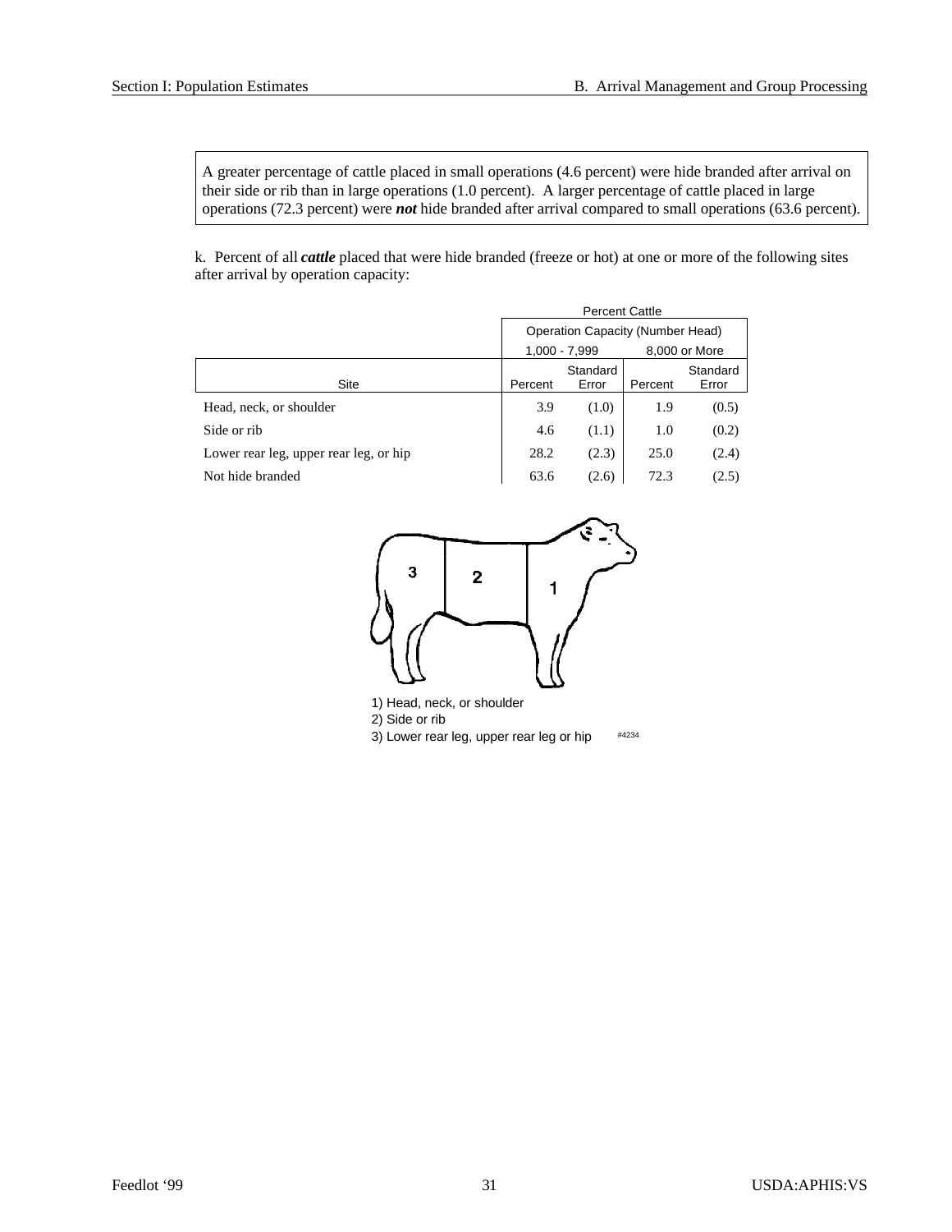A greater percentage of cattle placed in small operations (4.6 percent) were hide branded after arrival on their side or rib than in large operations (1.0 percent). A larger percentage of cattle placed in large operations (72.3 percent) were ***not*** hide branded after arrival compared to small operations (63.6 percent).

k. Percent of all ***cattle*** placed that were hide branded (freeze or hot) at one or more of the following sites after arrival by operation capacity:

| | Percent Cattle | | | |
|---|---|---|---|---|
| | Operation Capacity (Number Head) | | | |
| | 1,000 - 7,999 | | 8,000 or More | |
| Site | Percent | Standard Error | Percent | Standard Error |
| Head, neck, or shoulder | 3.9 | (1.0) | 1.9 | (0.5) |
| Side or rib | 4.6 | (1.1) | 1.0 | (0.2) |
| Lower rear leg, upper rear leg, or hip | 28.2 | (2.3) | 25.0 | (2.4) |
| Not hide branded | 63.6 | (2.6) | 72.3 | (2.5) |

1) Head, neck, or shoulder
2) Side or rib
3) Lower rear leg, upper rear leg or hip

#4234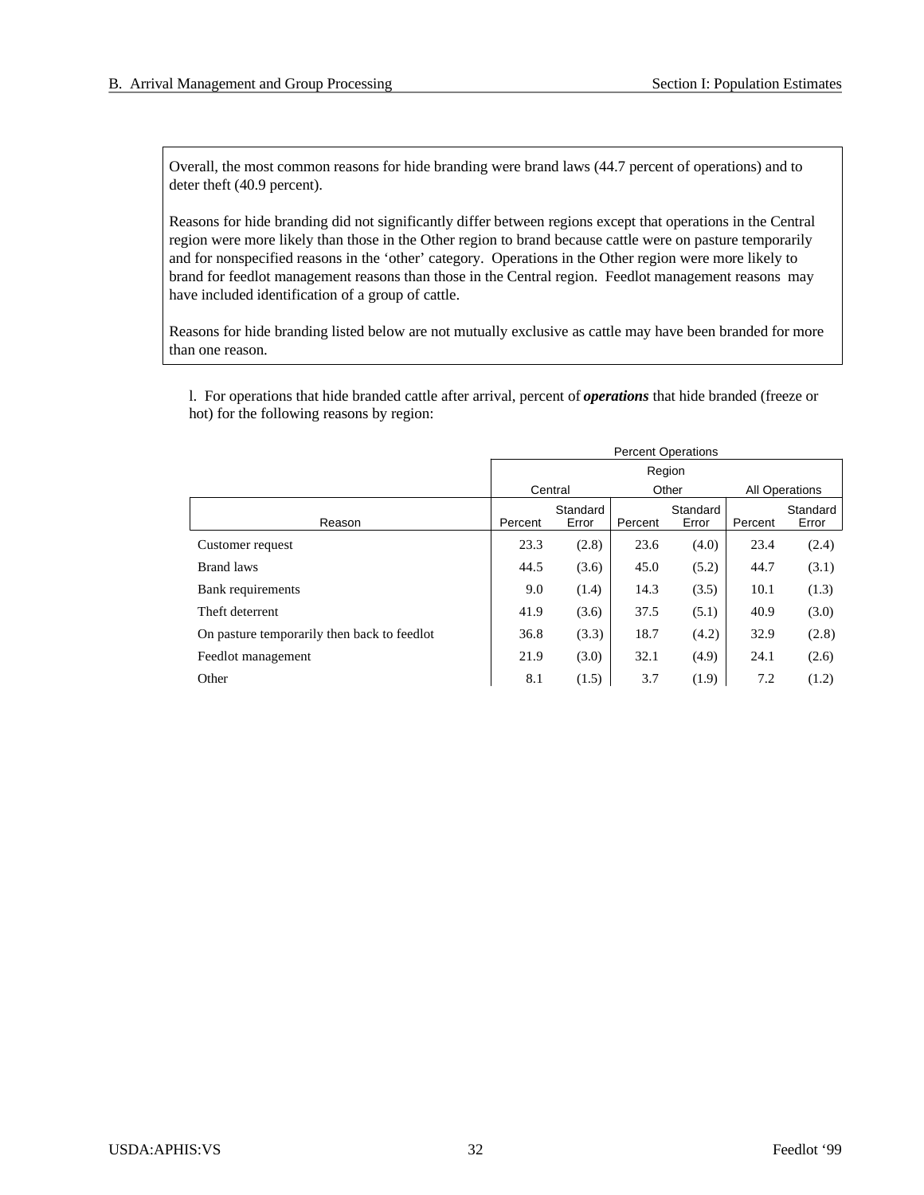Overall, the most common reasons for hide branding were brand laws (44.7 percent of operations) and to deter theft (40.9 percent).

Reasons for hide branding did not significantly differ between regions except that operations in the Central region were more likely than those in the Other region to brand because cattle were on pasture temporarily and for nonspecified reasons in the 'other' category. Operations in the Other region were more likely to brand for feedlot management reasons than those in the Central region. Feedlot management reasons may have included identification of a group of cattle.

Reasons for hide branding listed below are not mutually exclusive as cattle may have been branded for more than one reason.

l. For operations that hide branded cattle after arrival, percent of ***operations*** that hide branded (freeze or hot) for the following reasons by region:

| | Percent Operations | | | | | |
|---|---|---|---|---|---|---|
| | Region | | | | | |
| | Central | | Other | | All Operations | |
| Reason | Percent | Standard Error | Percent | Standard Error | Percent | Standard Error |
| Customer request | 23.3 | (2.8) | 23.6 | (4.0) | 23.4 | (2.4) |
| Brand laws | 44.5 | (3.6) | 45.0 | (5.2) | 44.7 | (3.1) |
| Bank requirements | 9.0 | (1.4) | 14.3 | (3.5) | 10.1 | (1.3) |
| Theft deterrent | 41.9 | (3.6) | 37.5 | (5.1) | 40.9 | (3.0) |
| On pasture temporarily then back to feedlot | 36.8 | (3.3) | 18.7 | (4.2) | 32.9 | (2.8) |
| Feedlot management | 21.9 | (3.0) | 32.1 | (4.9) | 24.1 | (2.6) |
| Other | 8.1 | (1.5) | 3.7 | (1.9) | 7.2 | (1.2) |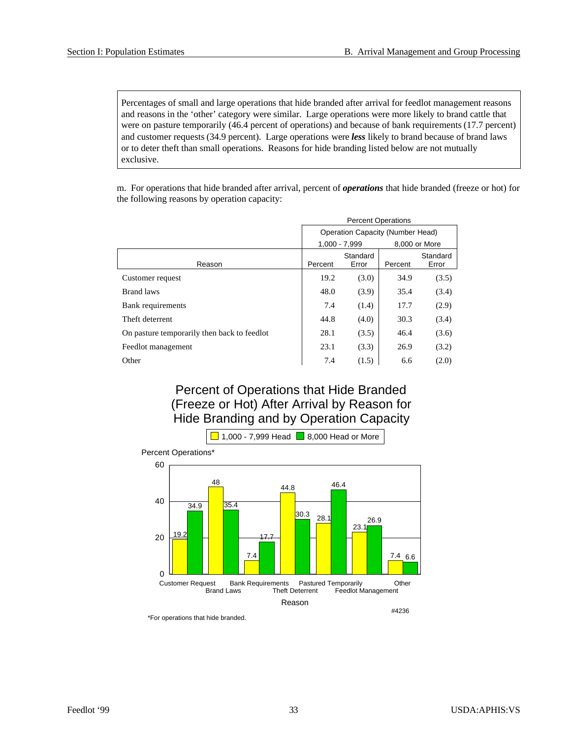Percentages of small and large operations that hide branded after arrival for feedlot management reasons and reasons in the 'other' category were similar. Large operations were more likely to brand cattle that were on pasture temporarily (46.4 percent of operations) and because of bank requirements (17.7 percent) and customer requests (34.9 percent). Large operations were ***less*** likely to brand because of brand laws or to deter theft than small operations. Reasons for hide branding listed below are not mutually exclusive.

m. For operations that hide branded after arrival, percent of ***operations*** that hide branded (freeze or hot) for the following reasons by operation capacity:

| | Percent Operations | | | |
|---|---|---|---|---|
| | Operation Capacity (Number Head) | | | |
| | 1,000 - 7,999 | | 8,000 or More | |
| Reason | Percent | Standard Error | Percent | Standard Error |
| Customer request | 19.2 | (3.0) | 34.9 | (3.5) |
| Brand laws | 48.0 | (3.9) | 35.4 | (3.4) |
| Bank requirements | 7.4 | (1.4) | 17.7 | (2.9) |
| Theft deterrent | 44.8 | (4.0) | 30.3 | (3.4) |
| On pasture temporarily then back to feedlot | 28.1 | (3.5) | 46.4 | (3.6) |
| Feedlot management | 23.1 | (3.3) | 26.9 | (3.2) |
| Other | 7.4 | (1.5) | 6.6 | (2.0) |

**Percent of Operations that Hide Branded (Freeze or Hot) After Arrival by Reason for Hide Branding and by Operation Capacity**

| Reason | 1,000 - 7,999 Head | 8,000 Head or More |
|---|---|---|
| Customer Request | 19.2 | 34.9 |
| Brand Laws | 48 | 35.4 |
| Bank Requirements | 7.4 | 17.7 |
| Theft Deterrent | 44.8 | 30.3 |
| Pastured Temporarily | 28.1 | 46.4 |
| Feedlot Management | 23.1 | 26.9 |
| Other | 7.4 | 6.6 |

Percent Operations*

#4236

*For operations that hide branded.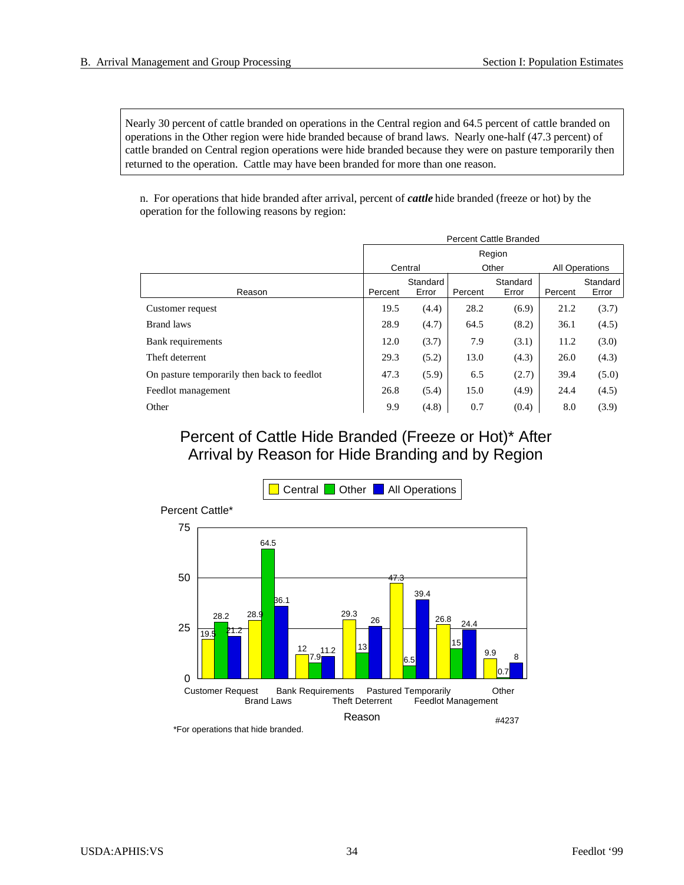Nearly 30 percent of cattle branded on operations in the Central region and 64.5 percent of cattle branded on operations in the Other region were hide branded because of brand laws. Nearly one-half (47.3 percent) of cattle branded on Central region operations were hide branded because they were on pasture temporarily then returned to the operation. Cattle may have been branded for more than one reason.

n. For operations that hide branded after arrival, percent of ***cattle*** hide branded (freeze or hot) by the operation for the following reasons by region:

| | Percent Cattle Branded | | | | | |
|---|---|---|---|---|---|---|
| | Region | | | | | |
| | Central | | Other | | All Operations | |
| Reason | Percent | Standard Error | Percent | Standard Error | Percent | Standard Error |
| Customer request | 19.5 | (4.4) | 28.2 | (6.9) | 21.2 | (3.7) |
| Brand laws | 28.9 | (4.7) | 64.5 | (8.2) | 36.1 | (4.5) |
| Bank requirements | 12.0 | (3.7) | 7.9 | (3.1) | 11.2 | (3.0) |
| Theft deterrent | 29.3 | (5.2) | 13.0 | (4.3) | 26.0 | (4.3) |
| On pasture temporarily then back to feedlot | 47.3 | (5.9) | 6.5 | (2.7) | 39.4 | (5.0) |
| Feedlot management | 26.8 | (5.4) | 15.0 | (4.9) | 24.4 | (4.5) |
| Other | 9.9 | (4.8) | 0.7 | (0.4) | 8.0 | (3.9) |

## Percent of Cattle Hide Branded (Freeze or Hot)* After Arrival by Reason for Hide Branding and by Region

| Reason | Central | Other | All Operations |
|---|---|---|---|
| Customer Request | 19.5 | 28.2 | 21.2 |
| Brand Laws | 28.9 | 64.5 | 36.1 |
| Bank Requirements | 12 | 7.9 | 11.2 |
| Theft Deterrent | 29.3 | 13 | 26 |
| Pastured Temporarily | 47.3 | 6.5 | 39.4 |
| Feedlot Management | 26.8 | 15 | 24.4 |
| Other | 9.9 | 0.7 | 8 |

Percent Cattle*

Reason

#4237

*For operations that hide branded.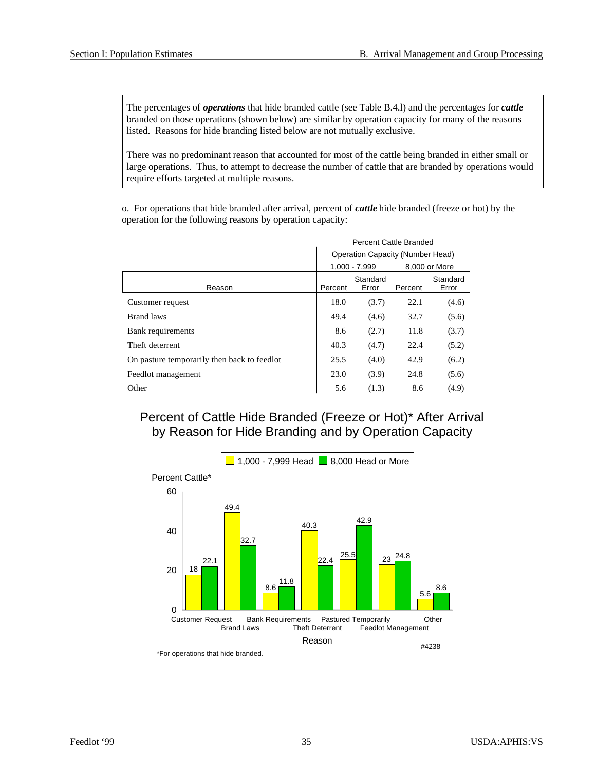The percentages of ***operations*** that hide branded cattle (see Table B.4.l) and the percentages for ***cattle*** branded on those operations (shown below) are similar by operation capacity for many of the reasons listed. Reasons for hide branding listed below are not mutually exclusive.

There was no predominant reason that accounted for most of the cattle being branded in either small or large operations. Thus, to attempt to decrease the number of cattle that are branded by operations would require efforts targeted at multiple reasons.

o. For operations that hide branded after arrival, percent of ***cattle*** hide branded (freeze or hot) by the operation for the following reasons by operation capacity:

| | Percent Cattle Branded | | | |
|---|---|---|---|---|
| | Operation Capacity (Number Head) | | | |
| | 1,000 - 7,999 | | 8,000 or More | |
| Reason | Percent | Standard Error | Percent | Standard Error |
| Customer request | 18.0 | (3.7) | 22.1 | (4.6) |
| Brand laws | 49.4 | (4.6) | 32.7 | (5.6) |
| Bank requirements | 8.6 | (2.7) | 11.8 | (3.7) |
| Theft deterrent | 40.3 | (4.7) | 22.4 | (5.2) |
| On pasture temporarily then back to feedlot | 25.5 | (4.0) | 42.9 | (6.2) |
| Feedlot management | 23.0 | (3.9) | 24.8 | (5.6) |
| Other | 5.6 | (1.3) | 8.6 | (4.9) |

## Percent of Cattle Hide Branded (Freeze or Hot)* After Arrival by Reason for Hide Branding and by Operation Capacity

| Reason | 1,000 - 7,999 Head | 8,000 Head or More |
|---|---|---|
| Customer Request | 18 | 22.1 |
| Brand Laws | 49.4 | 32.7 |
| Bank Requirements | 8.6 | 11.8 |
| Theft Deterrent | 40.3 | 22.4 |
| Pastured Temporarily | 25.5 | 42.9 |
| Feedlot Management | 23 | 24.8 |
| Other | 5.6 | 8.6 |

#4238

*For operations that hide branded.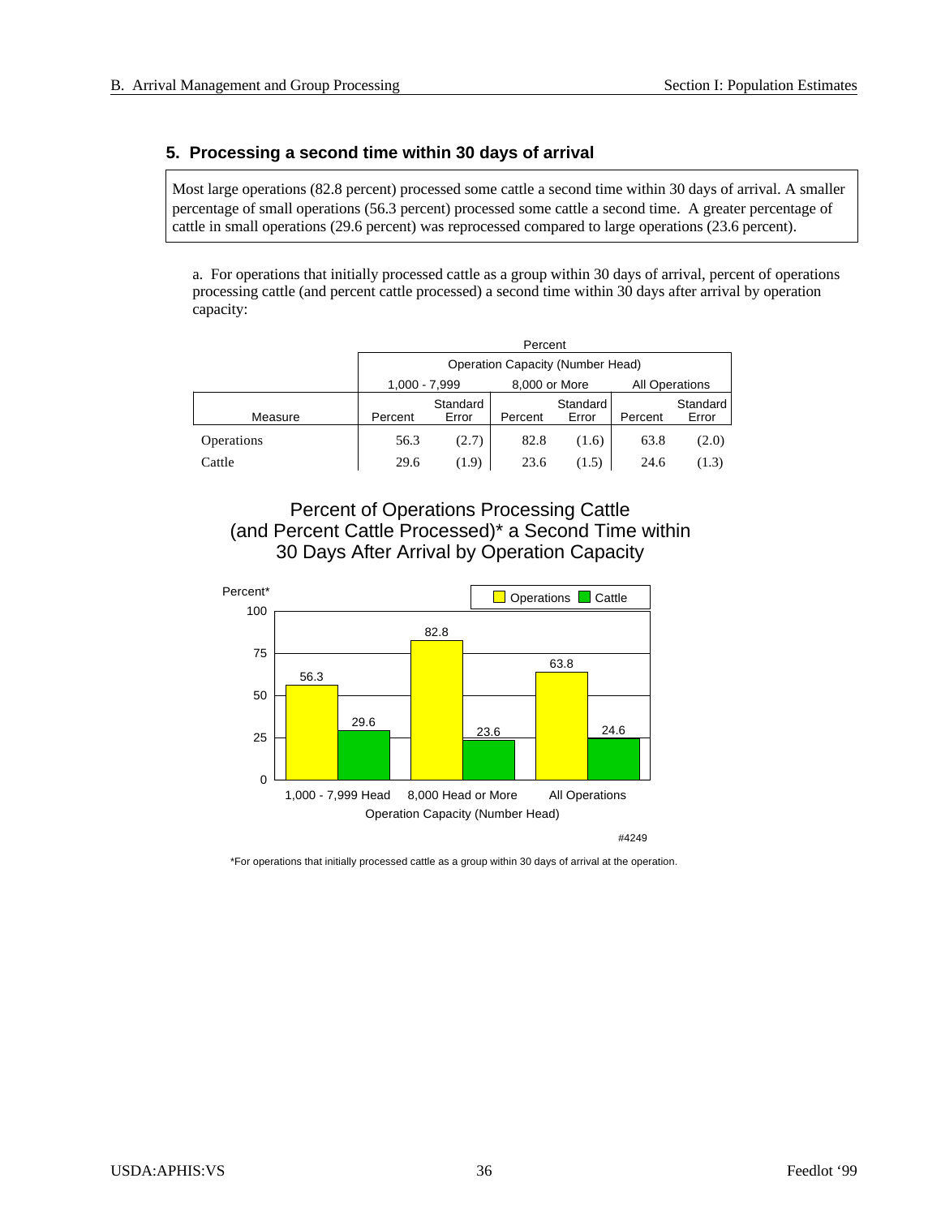### 5. Processing a second time within 30 days of arrival

Most large operations (82.8 percent) processed some cattle a second time within 30 days of arrival. A smaller percentage of small operations (56.3 percent) processed some cattle a second time. A greater percentage of cattle in small operations (29.6 percent) was reprocessed compared to large operations (23.6 percent).

a. For operations that initially processed cattle as a group within 30 days of arrival, percent of operations processing cattle (and percent cattle processed) a second time within 30 days after arrival by operation capacity:

| | Percent | | | | | |
|---|---|---|---|---|---|---|
| | Operation Capacity (Number Head) | | | | | |
| | 1,000 - 7,999 | | 8,000 or More | | All Operations | |
| Measure | Percent | Standard Error | Percent | Standard Error | Percent | Standard Error |
| Operations | 56.3 | (2.7) | 82.8 | (1.6) | 63.8 | (2.0) |
| Cattle | 29.6 | (1.9) | 23.6 | (1.5) | 24.6 | (1.3) |

Percent of Operations Processing Cattle (and Percent Cattle Processed)* a Second Time within 30 Days After Arrival by Operation Capacity

| Operation Capacity (Number Head) | Operations | Cattle |
|---|---|---|
| 1,000 - 7,999 Head | 56.3 | 29.6 |
| 8,000 Head or More | 82.8 | 23.6 |
| All Operations | 63.8 | 24.6 |

#4249

*For operations that initially processed cattle as a group within 30 days of arrival at the operation.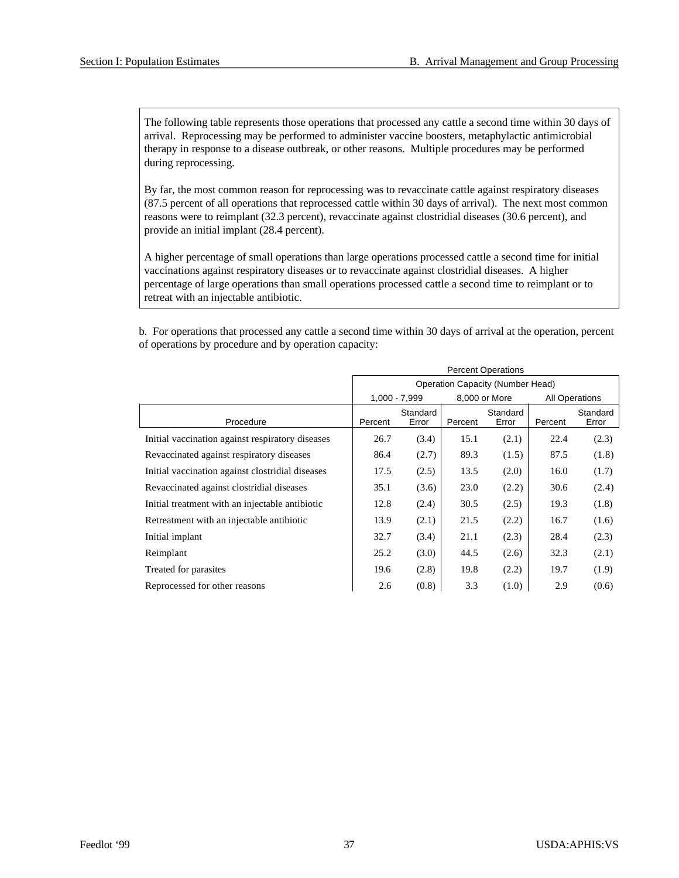The following table represents those operations that processed any cattle a second time within 30 days of arrival. Reprocessing may be performed to administer vaccine boosters, metaphylactic antimicrobial therapy in response to a disease outbreak, or other reasons. Multiple procedures may be performed during reprocessing.

By far, the most common reason for reprocessing was to revaccinate cattle against respiratory diseases (87.5 percent of all operations that reprocessed cattle within 30 days of arrival). The next most common reasons were to reimplant (32.3 percent), revaccinate against clostridial diseases (30.6 percent), and provide an initial implant (28.4 percent).

A higher percentage of small operations than large operations processed cattle a second time for initial vaccinations against respiratory diseases or to revaccinate against clostridial diseases. A higher percentage of large operations than small operations processed cattle a second time to reimplant or to retreat with an injectable antibiotic.

b. For operations that processed any cattle a second time within 30 days of arrival at the operation, percent of operations by procedure and by operation capacity:

| | Percent Operations | | | | | |
|---|---|---|---|---|---|---|
| | Operation Capacity (Number Head) | | | | | |
| | 1,000 - 7,999 | | 8,000 or More | | All Operations | |
| Procedure | Percent | Standard Error | Percent | Standard Error | Percent | Standard Error |
| Initial vaccination against respiratory diseases | 26.7 | (3.4) | 15.1 | (2.1) | 22.4 | (2.3) |
| Revaccinated against respiratory diseases | 86.4 | (2.7) | 89.3 | (1.5) | 87.5 | (1.8) |
| Initial vaccination against clostridial diseases | 17.5 | (2.5) | 13.5 | (2.0) | 16.0 | (1.7) |
| Revaccinated against clostridial diseases | 35.1 | (3.6) | 23.0 | (2.2) | 30.6 | (2.4) |
| Initial treatment with an injectable antibiotic | 12.8 | (2.4) | 30.5 | (2.5) | 19.3 | (1.8) |
| Retreatment with an injectable antibiotic | 13.9 | (2.1) | 21.5 | (2.2) | 16.7 | (1.6) |
| Initial implant | 32.7 | (3.4) | 21.1 | (2.3) | 28.4 | (2.3) |
| Reimplant | 25.2 | (3.0) | 44.5 | (2.6) | 32.3 | (2.1) |
| Treated for parasites | 19.6 | (2.8) | 19.8 | (2.2) | 19.7 | (1.9) |
| Reprocessed for other reasons | 2.6 | (0.8) | 3.3 | (1.0) | 2.9 | (0.6) |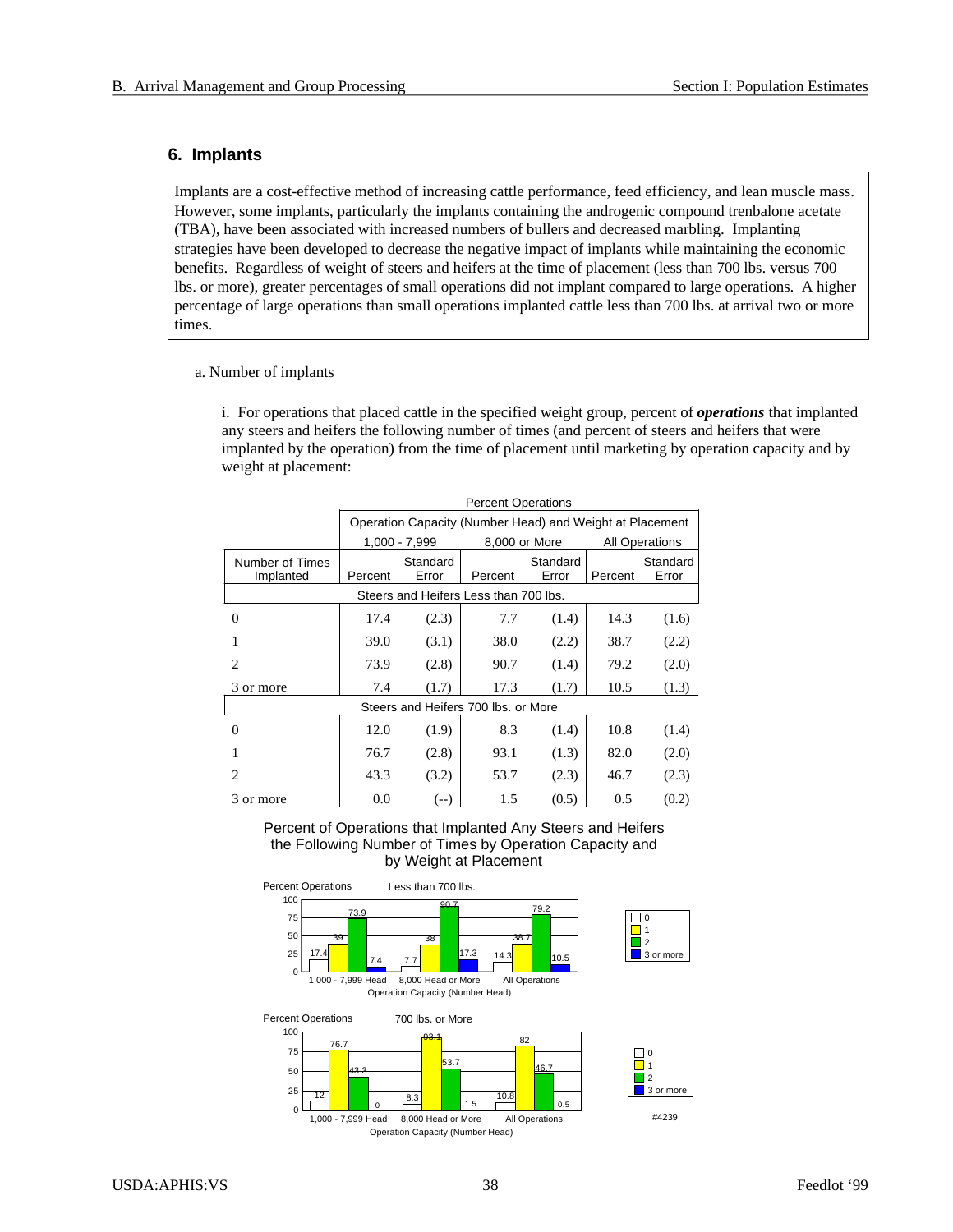### 6. Implants

Implants are a cost-effective method of increasing cattle performance, feed efficiency, and lean muscle mass. However, some implants, particularly the implants containing the androgenic compound trenbalone acetate (TBA), have been associated with increased numbers of bullers and decreased marbling. Implanting strategies have been developed to decrease the negative impact of implants while maintaining the economic benefits. Regardless of weight of steers and heifers at the time of placement (less than 700 lbs. versus 700 lbs. or more), greater percentages of small operations did not implant compared to large operations. A higher percentage of large operations than small operations implanted cattle less than 700 lbs. at arrival two or more times.

a. Number of implants

i. For operations that placed cattle in the specified weight group, percent of ***operations*** that implanted any steers and heifers the following number of times (and percent of steers and heifers that were implanted by the operation) from the time of placement until marketing by operation capacity and by weight at placement:

| | Percent Operations | | | | | |
|---|---|---|---|---|---|---|
| | Operation Capacity (Number Head) and Weight at Placement | | | | | |
| | 1,000 - 7,999 | | 8,000 or More | | All Operations | |
| Number of Times Implanted | Percent | Standard Error | Percent | Standard Error | Percent | Standard Error |
| Steers and Heifers Less than 700 lbs. | | | | | | |
| 0 | 17.4 | (2.3) | 7.7 | (1.4) | 14.3 | (1.6) |
| 1 | 39.0 | (3.1) | 38.0 | (2.2) | 38.7 | (2.2) |
| 2 | 73.9 | (2.8) | 90.7 | (1.4) | 79.2 | (2.0) |
| 3 or more | 7.4 | (1.7) | 17.3 | (1.7) | 10.5 | (1.3) |
| Steers and Heifers 700 lbs. or More | | | | | | |
| 0 | 12.0 | (1.9) | 8.3 | (1.4) | 10.8 | (1.4) |
| 1 | 76.7 | (2.8) | 93.1 | (1.3) | 82.0 | (2.0) |
| 2 | 43.3 | (3.2) | 53.7 | (2.3) | 46.7 | (2.3) |
| 3 or more | 0.0 | (--) | 1.5 | (0.5) | 0.5 | (0.2) |

Percent of Operations that Implanted Any Steers and Heifers the Following Number of Times by Operation Capacity and by Weight at Placement

Less than 700 lbs.

| Operation Capacity (Number Head) | 0 | 1 | 2 | 3 or more |
|---|---|---|---|---|
| 1,000 - 7,999 Head | 17.4 | 39 | 73.9 | 7.4 |
| 8,000 Head or More | 7.7 | 38 | 90.7 | 17.3 |
| All Operations | 14.3 | 38.7 | 79.2 | 10.5 |

700 lbs. or More

| Operation Capacity (Number Head) | 0 | 1 | 2 | 3 or more |
|---|---|---|---|---|
| 1,000 - 7,999 Head | 12 | 76.7 | 43.3 | 0 |
| 8,000 Head or More | 8.3 | 93.1 | 53.7 | 1.5 |
| All Operations | 10.8 | 82 | 46.7 | 0.5 |

#4239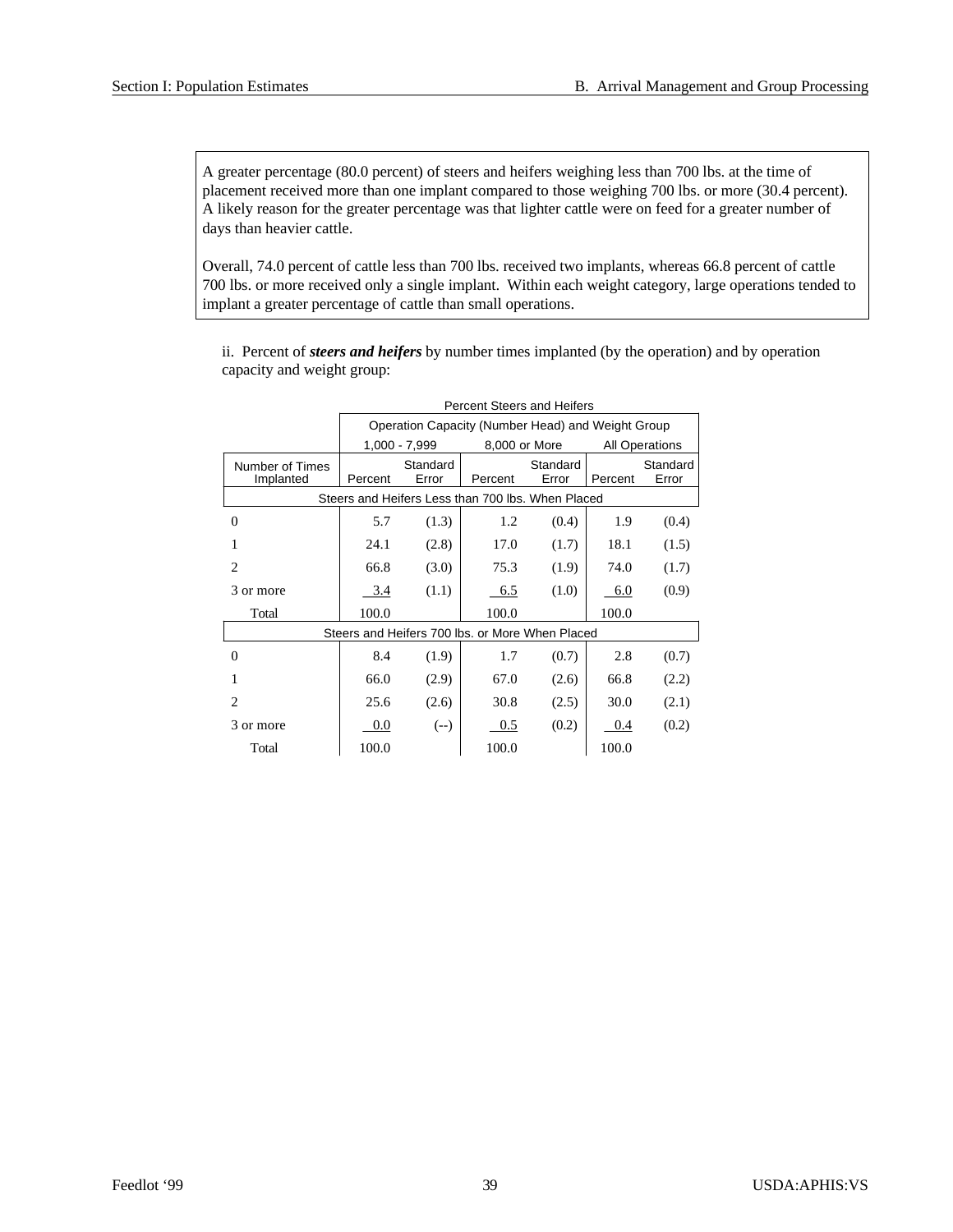A greater percentage (80.0 percent) of steers and heifers weighing less than 700 lbs. at the time of placement received more than one implant compared to those weighing 700 lbs. or more (30.4 percent). A likely reason for the greater percentage was that lighter cattle were on feed for a greater number of days than heavier cattle.

Overall, 74.0 percent of cattle less than 700 lbs. received two implants, whereas 66.8 percent of cattle 700 lbs. or more received only a single implant. Within each weight category, large operations tended to implant a greater percentage of cattle than small operations.

ii. Percent of ***steers and heifers*** by number times implanted (by the operation) and by operation capacity and weight group:

| | Percent Steers and Heifers | | | | | |
|---|---|---|---|---|---|---|
| | Operation Capacity (Number Head) and Weight Group | | | | | |
| | 1,000 - 7,999 | | 8,000 or More | | All Operations | |
| Number of Times Implanted | Percent | Standard Error | Percent | Standard Error | Percent | Standard Error |
| Steers and Heifers Less than 700 lbs. When Placed | | | | | | |
| 0 | 5.7 | (1.3) | 1.2 | (0.4) | 1.9 | (0.4) |
| 1 | 24.1 | (2.8) | 17.0 | (1.7) | 18.1 | (1.5) |
| 2 | 66.8 | (3.0) | 75.3 | (1.9) | 74.0 | (1.7) |
| 3 or more | 3.4 | (1.1) | 6.5 | (1.0) | 6.0 | (0.9) |
| Total | 100.0 | | 100.0 | | 100.0 | |
| Steers and Heifers 700 lbs. or More When Placed | | | | | | |
| 0 | 8.4 | (1.9) | 1.7 | (0.7) | 2.8 | (0.7) |
| 1 | 66.0 | (2.9) | 67.0 | (2.6) | 66.8 | (2.2) |
| 2 | 25.6 | (2.6) | 30.8 | (2.5) | 30.0 | (2.1) |
| 3 or more | 0.0 | (--) | 0.5 | (0.2) | 0.4 | (0.2) |
| Total | 100.0 | | 100.0 | | 100.0 | |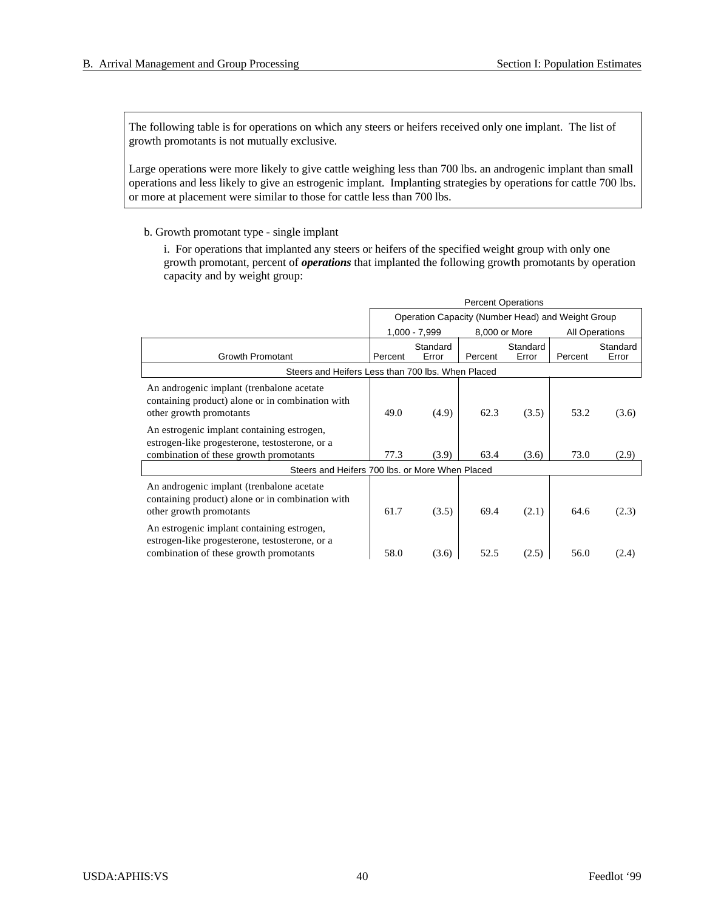The following table is for operations on which any steers or heifers received only one implant. The list of growth promotants is not mutually exclusive.

Large operations were more likely to give cattle weighing less than 700 lbs. an androgenic implant than small operations and less likely to give an estrogenic implant. Implanting strategies by operations for cattle 700 lbs. or more at placement were similar to those for cattle less than 700 lbs.

b. Growth promotant type - single implant

i. For operations that implanted any steers or heifers of the specified weight group with only one growth promotant, percent of ***operations*** that implanted the following growth promotants by operation capacity and by weight group:

| | Percent Operations | | | | | |
|---|---|---|---|---|---|---|
| | Operation Capacity (Number Head) and Weight Group | | | | | |
| | 1,000 - 7,999 | | 8,000 or More | | All Operations | |
| Growth Promotant | Percent | Standard Error | Percent | Standard Error | Percent | Standard Error |
| **Steers and Heifers Less than 700 lbs. When Placed** | | | | | | |
| An androgenic implant (trenbalone acetate containing product) alone or in combination with other growth promotants | 49.0 | (4.9) | 62.3 | (3.5) | 53.2 | (3.6) |
| An estrogenic implant containing estrogen, estrogen-like progesterone, testosterone, or a combination of these growth promotants | 77.3 | (3.9) | 63.4 | (3.6) | 73.0 | (2.9) |
| **Steers and Heifers 700 lbs. or More When Placed** | | | | | | |
| An androgenic implant (trenbalone acetate containing product) alone or in combination with other growth promotants | 61.7 | (3.5) | 69.4 | (2.1) | 64.6 | (2.3) |
| An estrogenic implant containing estrogen, estrogen-like progesterone, testosterone, or a combination of these growth promotants | 58.0 | (3.6) | 52.5 | (2.5) | 56.0 | (2.4) |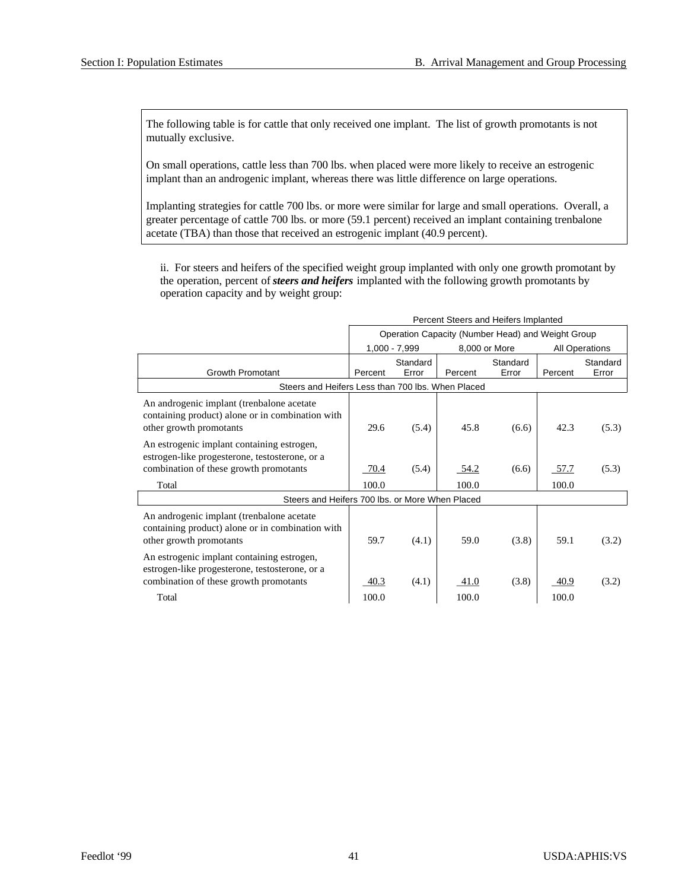The following table is for cattle that only received one implant. The list of growth promotants is not mutually exclusive.

On small operations, cattle less than 700 lbs. when placed were more likely to receive an estrogenic implant than an androgenic implant, whereas there was little difference on large operations.

Implanting strategies for cattle 700 lbs. or more were similar for large and small operations. Overall, a greater percentage of cattle 700 lbs. or more (59.1 percent) received an implant containing trenbalone acetate (TBA) than those that received an estrogenic implant (40.9 percent).

ii. For steers and heifers of the specified weight group implanted with only one growth promotant by the operation, percent of ***steers and heifers*** implanted with the following growth promotants by operation capacity and by weight group:

| | Percent Steers and Heifers Implanted | | | | | |
|---|---|---|---|---|---|---|
| | Operation Capacity (Number Head) and Weight Group | | | | | |
| | 1,000 - 7,999 | | 8,000 or More | | All Operations | |
| Growth Promotant | Percent | Standard Error | Percent | Standard Error | Percent | Standard Error |
| **Steers and Heifers Less than 700 lbs. When Placed** | | | | | | |
| An androgenic implant (trenbalone acetate containing product) alone or in combination with other growth promotants | 29.6 | (5.4) | 45.8 | (6.6) | 42.3 | (5.3) |
| An estrogenic implant containing estrogen, estrogen-like progesterone, testosterone, or a combination of these growth promotants | 70.4 | (5.4) | 54.2 | (6.6) | 57.7 | (5.3) |
| Total | 100.0 | | 100.0 | | 100.0 | |
| **Steers and Heifers 700 lbs. or More When Placed** | | | | | | |
| An androgenic implant (trenbalone acetate containing product) alone or in combination with other growth promotants | 59.7 | (4.1) | 59.0 | (3.8) | 59.1 | (3.2) |
| An estrogenic implant containing estrogen, estrogen-like progesterone, testosterone, or a combination of these growth promotants | 40.3 | (4.1) | 41.0 | (3.8) | 40.9 | (3.2) |
| Total | 100.0 | | 100.0 | | 100.0 | |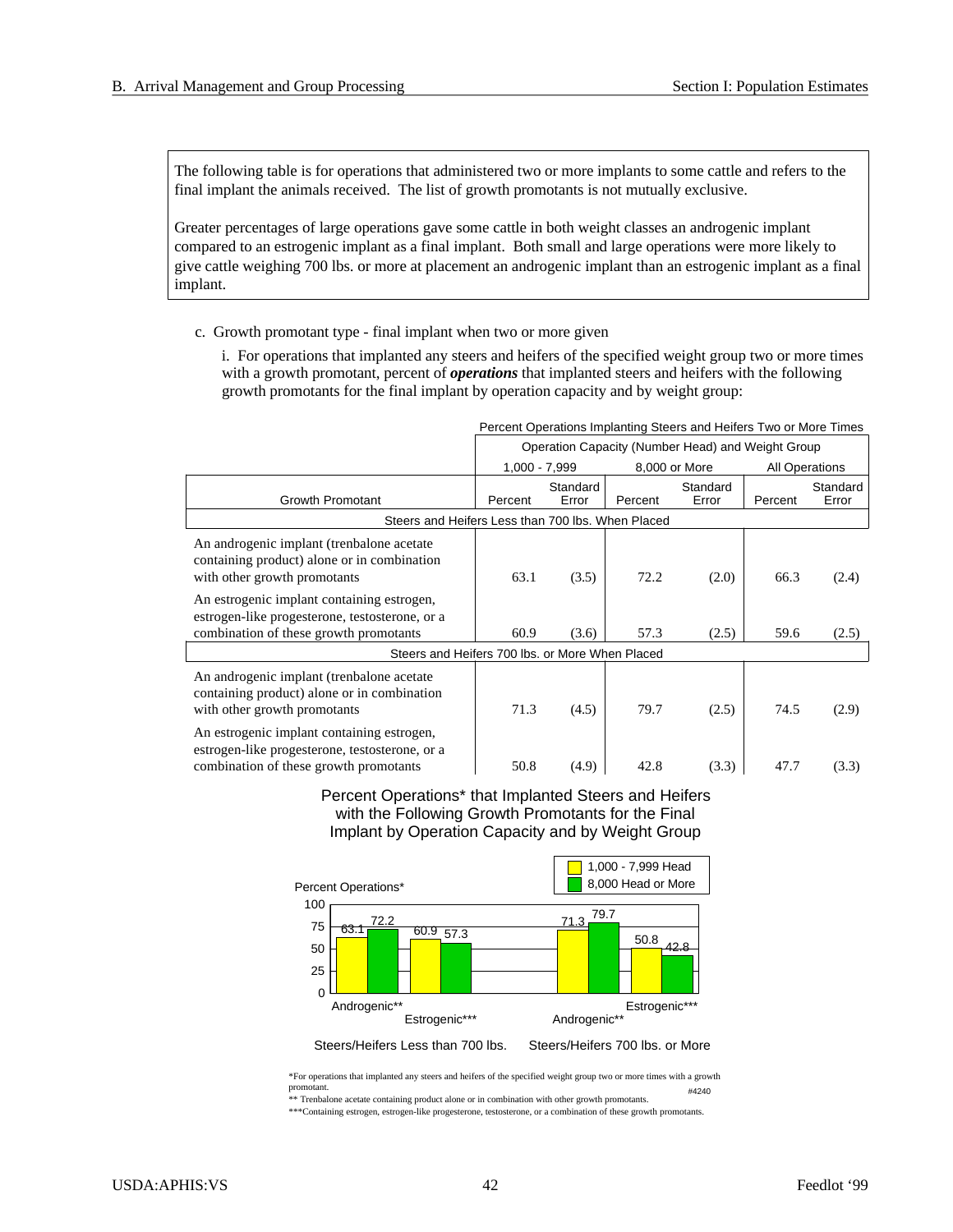The following table is for operations that administered two or more implants to some cattle and refers to the final implant the animals received. The list of growth promotants is not mutually exclusive.

Greater percentages of large operations gave some cattle in both weight classes an androgenic implant compared to an estrogenic implant as a final implant. Both small and large operations were more likely to give cattle weighing 700 lbs. or more at placement an androgenic implant than an estrogenic implant as a final implant.

c. Growth promotant type - final implant when two or more given

i. For operations that implanted any steers and heifers of the specified weight group two or more times with a growth promotant, percent of ***operations*** that implanted steers and heifers with the following growth promotants for the final implant by operation capacity and by weight group:

| | Percent Operations Implanting Steers and Heifers Two or More Times | | | | | |
|---|---|---|---|---|---|---|
| | Operation Capacity (Number Head) and Weight Group | | | | | |
| | 1,000 - 7,999 | | 8,000 or More | | All Operations | |
| Growth Promotant | Percent | Standard Error | Percent | Standard Error | Percent | Standard Error |
| **Steers and Heifers Less than 700 lbs. When Placed** | | | | | | |
| An androgenic implant (trenbalone acetate containing product) alone or in combination with other growth promotants | 63.1 | (3.5) | 72.2 | (2.0) | 66.3 | (2.4) |
| An estrogenic implant containing estrogen, estrogen-like progesterone, testosterone, or a combination of these growth promotants | 60.9 | (3.6) | 57.3 | (2.5) | 59.6 | (2.5) |
| **Steers and Heifers 700 lbs. or More When Placed** | | | | | | |
| An androgenic implant (trenbalone acetate containing product) alone or in combination with other growth promotants | 71.3 | (4.5) | 79.7 | (2.5) | 74.5 | (2.9) |
| An estrogenic implant containing estrogen, estrogen-like progesterone, testosterone, or a combination of these growth promotants | 50.8 | (4.9) | 42.8 | (3.3) | 47.7 | (3.3) |

**Percent Operations* that Implanted Steers and Heifers with the Following Growth Promotants for the Final Implant by Operation Capacity and by Weight Group**

| Weight Group | Growth Promotant | 1,000 - 7,999 Head | 8,000 Head or More |
|---|---|---|---|
| Steers/Heifers Less than 700 lbs. | Androgenic** | 63.1 | 72.2 |
| Steers/Heifers Less than 700 lbs. | Estrogenic*** | 60.9 | 57.3 |
| Steers/Heifers 700 lbs. or More | Androgenic** | 71.3 | 79.7 |
| Steers/Heifers 700 lbs. or More | Estrogenic*** | 50.8 | 42.8 |

*For operations that implanted any steers and heifers of the specified weight group two or more times with a growth promotant.

** Trenbalone acetate containing product alone or in combination with other growth promotants.

***Containing estrogen, estrogen-like progesterone, testosterone, or a combination of these growth promotants.

#4240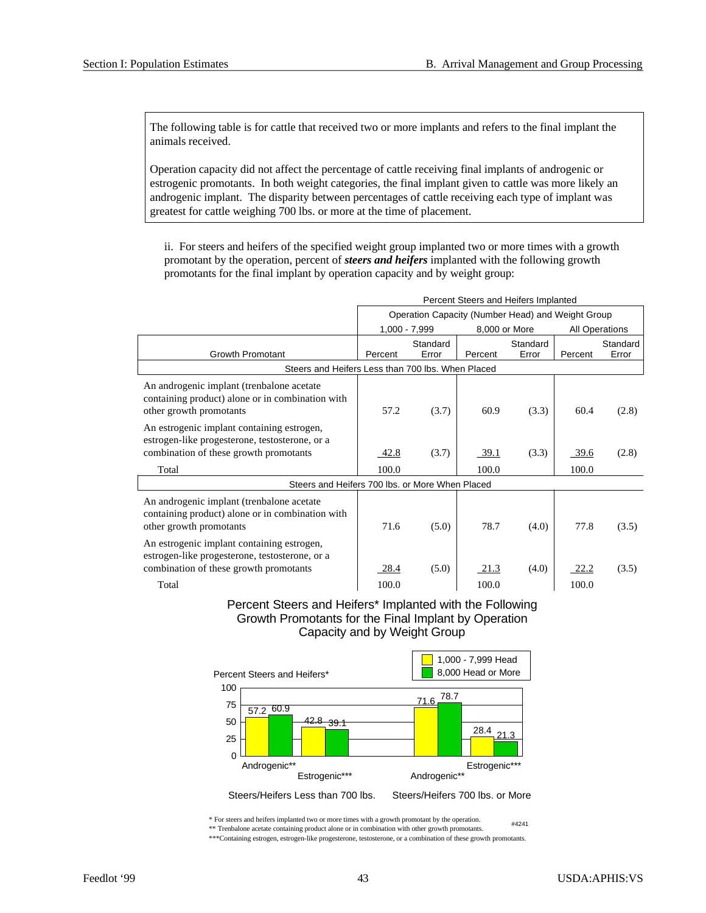The following table is for cattle that received two or more implants and refers to the final implant the animals received.

Operation capacity did not affect the percentage of cattle receiving final implants of androgenic or estrogenic promotants. In both weight categories, the final implant given to cattle was more likely an androgenic implant. The disparity between percentages of cattle receiving each type of implant was greatest for cattle weighing 700 lbs. or more at the time of placement.

ii. For steers and heifers of the specified weight group implanted two or more times with a growth promotant by the operation, percent of ***steers and heifers*** implanted with the following growth promotants for the final implant by operation capacity and by weight group:

| | Percent Steers and Heifers Implanted | | | | | |
|---|---|---|---|---|---|---|
| | Operation Capacity (Number Head) and Weight Group | | | | | |
| | 1,000 - 7,999 | | 8,000 or More | | All Operations | |
| Growth Promotant | Percent | Standard Error | Percent | Standard Error | Percent | Standard Error |
| **Steers and Heifers Less than 700 lbs. When Placed** | | | | | | |
| An androgenic implant (trenbalone acetate containing product) alone or in combination with other growth promotants | 57.2 | (3.7) | 60.9 | (3.3) | 60.4 | (2.8) |
| An estrogenic implant containing estrogen, estrogen-like progesterone, testosterone, or a combination of these growth promotants | 42.8 | (3.7) | 39.1 | (3.3) | 39.6 | (2.8) |
| Total | 100.0 | | 100.0 | | 100.0 | |
| **Steers and Heifers 700 lbs. or More When Placed** | | | | | | |
| An androgenic implant (trenbalone acetate containing product) alone or in combination with other growth promotants | 71.6 | (5.0) | 78.7 | (4.0) | 77.8 | (3.5) |
| An estrogenic implant containing estrogen, estrogen-like progesterone, testosterone, or a combination of these growth promotants | 28.4 | (5.0) | 21.3 | (4.0) | 22.2 | (3.5) |
| Total | 100.0 | | 100.0 | | 100.0 | |

Percent Steers and Heifers* Implanted with the Following Growth Promotants for the Final Implant by Operation Capacity and by Weight Group

| Weight Group | Growth Promotant | 1,000 - 7,999 Head | 8,000 Head or More |
|---|---|---|---|
| Steers/Heifers Less than 700 lbs. | Androgenic** | 57.2 | 60.9 |
| Steers/Heifers Less than 700 lbs. | Estrogenic*** | 42.8 | 39.1 |
| Steers/Heifers 700 lbs. or More | Androgenic** | 71.6 | 78.7 |
| Steers/Heifers 700 lbs. or More | Estrogenic*** | 28.4 | 21.3 |

\* For steers and heifers implanted two or more times with a growth promotant by the operation.

** Trenbalone acetate containing product alone or in combination with other growth promotants.

***Containing estrogen, estrogen-like progesterone, testosterone, or a combination of these growth promotants.

#4241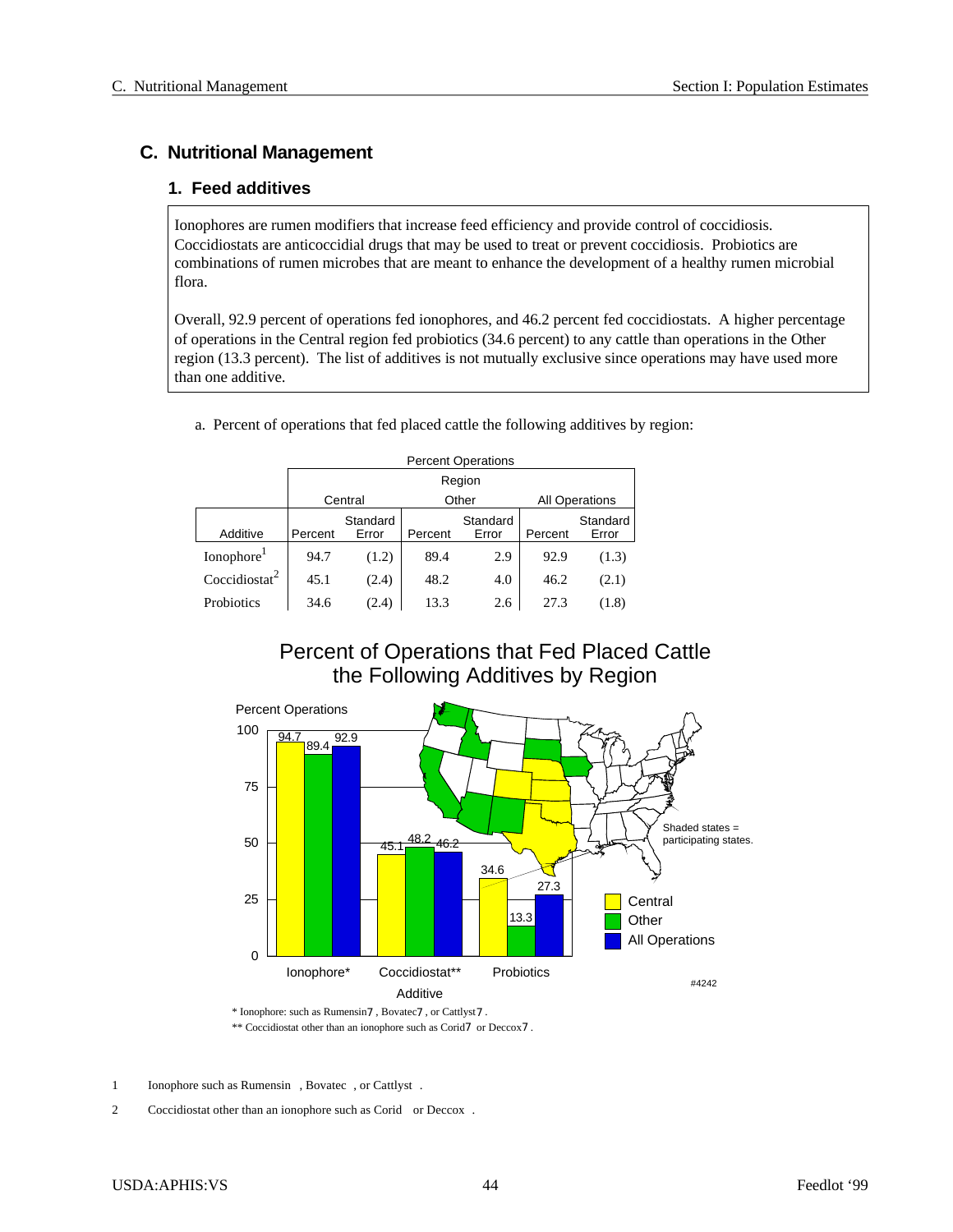## C. Nutritional Management

### 1. Feed additives

Ionophores are rumen modifiers that increase feed efficiency and provide control of coccidiosis. Coccidiostats are anticoccidial drugs that may be used to treat or prevent coccidiosis. Probiotics are combinations of rumen microbes that are meant to enhance the development of a healthy rumen microbial flora.

Overall, 92.9 percent of operations fed ionophores, and 46.2 percent fed coccidiostats. A higher percentage of operations in the Central region fed probiotics (34.6 percent) to any cattle than operations in the Other region (13.3 percent). The list of additives is not mutually exclusive since operations may have used more than one additive.

a. Percent of operations that fed placed cattle the following additives by region:

| | Percent Operations | | | | | |
|---|---|---|---|---|---|---|
| | Region | | | | | |
| | Central | | Other | | All Operations | |
| Additive | Percent | Standard Error | Percent | Standard Error | Percent | Standard Error |
| Ionophore[1] | 94.7 | (1.2) | 89.4 | 2.9 | 92.9 | (1.3) |
| Coccidiostat[2] | 45.1 | (2.4) | 48.2 | 4.0 | 46.2 | (2.1) |
| Probiotics | 34.6 | (2.4) | 13.3 | 2.6 | 27.3 | (1.8) |

**Percent of Operations that Fed Placed Cattle the Following Additives by Region**

| Additive | Central | Other | All Operations |
|---|---|---|---|
| Ionophore* | 94.7 | 89.4 | 92.9 |
| Coccidiostat** | 45.1 | 48.2 | 46.2 |
| Probiotics | 34.6 | 13.3 | 27.3 |

Shaded states = participating states.

#4242

\* Ionophore: such as Rumensin7 , Bovatec7 , or Cattlyst7 .

\*\* Coccidiostat other than an ionophore such as Corid7 or Deccox7 .

1 Ionophore such as Rumensin , Bovatec , or Cattlyst .

2 Coccidiostat other than an ionophore such as Corid or Deccox .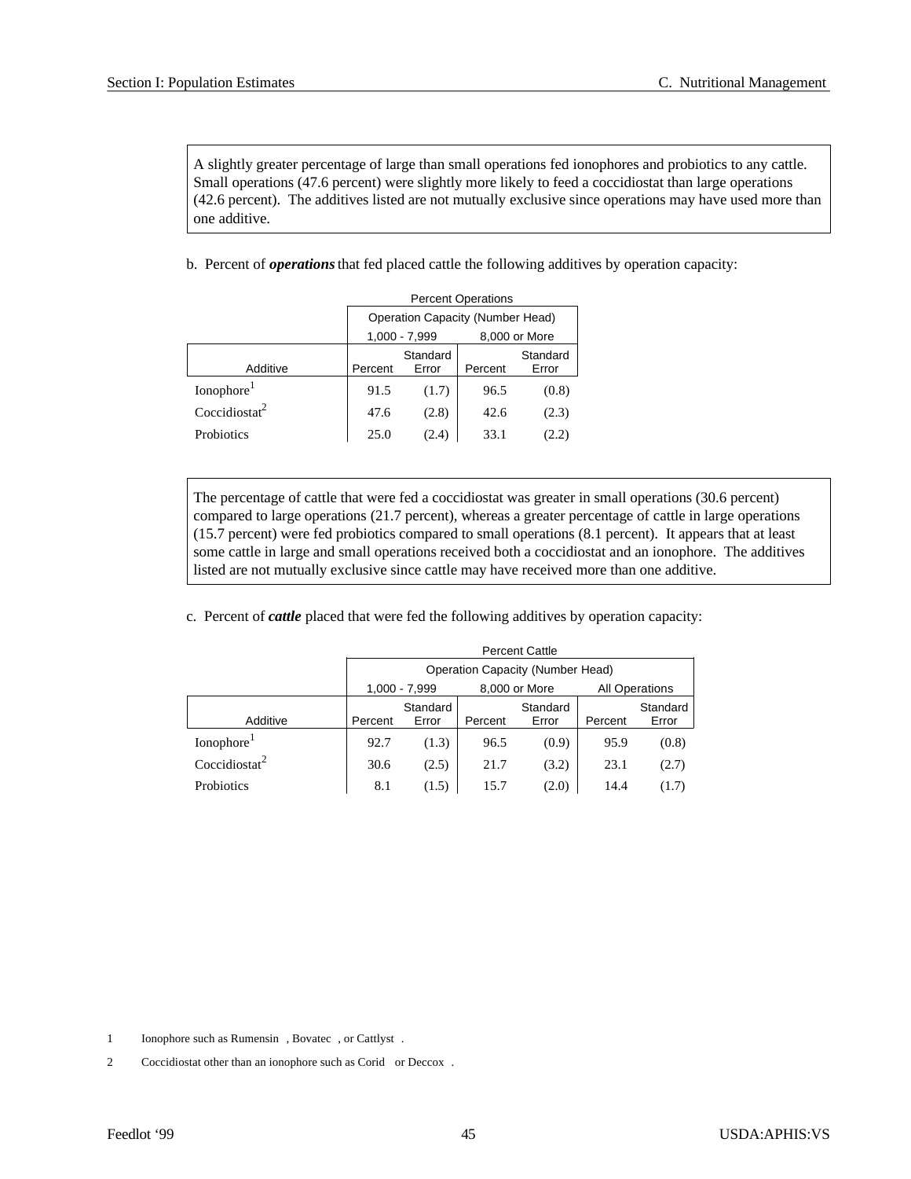A slightly greater percentage of large than small operations fed ionophores and probiotics to any cattle. Small operations (47.6 percent) were slightly more likely to feed a coccidiostat than large operations (42.6 percent). The additives listed are not mutually exclusive since operations may have used more than one additive.

b. Percent of ***operations*** that fed placed cattle the following additives by operation capacity:

| | Percent Operations | | | |
|---|---|---|---|---|
| | Operation Capacity (Number Head) | | | |
| | 1,000 - 7,999 | | 8,000 or More | |
| Additive | Percent | Standard Error | Percent | Standard Error |
| Ionophore[1] | 91.5 | (1.7) | 96.5 | (0.8) |
| Coccidiostat[2] | 47.6 | (2.8) | 42.6 | (2.3) |
| Probiotics | 25.0 | (2.4) | 33.1 | (2.2) |

The percentage of cattle that were fed a coccidiostat was greater in small operations (30.6 percent) compared to large operations (21.7 percent), whereas a greater percentage of cattle in large operations (15.7 percent) were fed probiotics compared to small operations (8.1 percent). It appears that at least some cattle in large and small operations received both a coccidiostat and an ionophore. The additives listed are not mutually exclusive since cattle may have received more than one additive.

c. Percent of ***cattle*** placed that were fed the following additives by operation capacity:

| | Percent Cattle | | | | | |
|---|---|---|---|---|---|---|
| | Operation Capacity (Number Head) | | | | | |
| | 1,000 - 7,999 | | 8,000 or More | | All Operations | |
| Additive | Percent | Standard Error | Percent | Standard Error | Percent | Standard Error |
| Ionophore[1] | 92.7 | (1.3) | 96.5 | (0.9) | 95.9 | (0.8) |
| Coccidiostat[2] | 30.6 | (2.5) | 21.7 | (3.2) | 23.1 | (2.7) |
| Probiotics | 8.1 | (1.5) | 15.7 | (2.0) | 14.4 | (1.7) |

1 Ionophore such as Rumensin, Bovatec, or Cattlyst.

2 Coccidiostat other than an ionophore such as Corid or Deccox.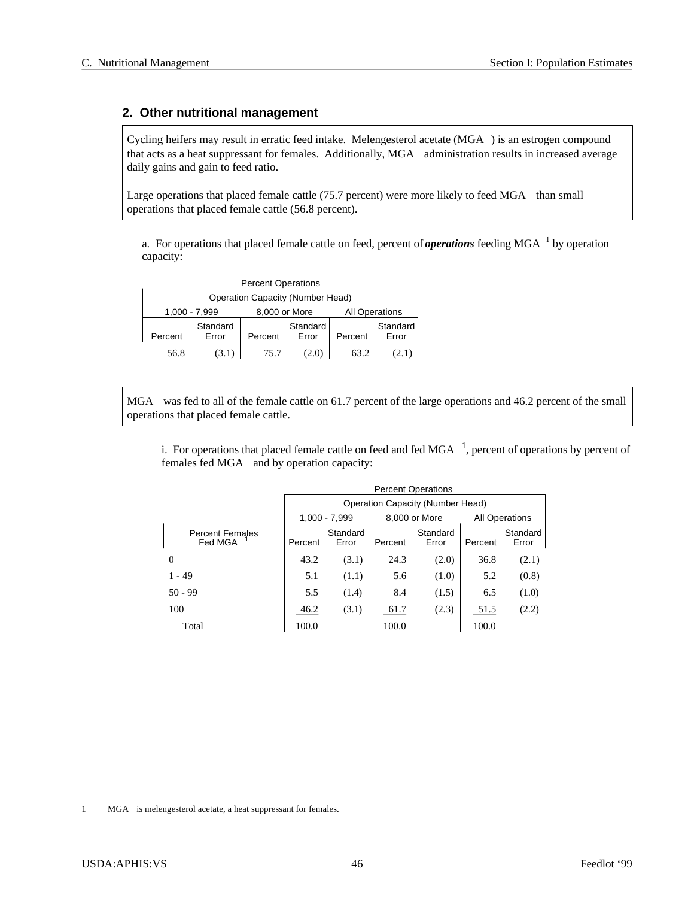## 2. Other nutritional management

Cycling heifers may result in erratic feed intake. Melengesterol acetate (MGA ) is an estrogen compound that acts as a heat suppressant for females. Additionally, MGA administration results in increased average daily gains and gain to feed ratio.

Large operations that placed female cattle (75.7 percent) were more likely to feed MGA than small operations that placed female cattle (56.8 percent).

a. For operations that placed female cattle on feed, percent of ***operations*** feeding MGA [1] by operation capacity:

| Percent Operations | | | | | |
|---|---|---|---|---|---|
| Operation Capacity (Number Head) | | | | | |
| 1,000 - 7,999 | | 8,000 or More | | All Operations | |
| Percent | Standard Error | Percent | Standard Error | Percent | Standard Error |
| 56.8 | (3.1) | 75.7 | (2.0) | 63.2 | (2.1) |

MGA was fed to all of the female cattle on 61.7 percent of the large operations and 46.2 percent of the small operations that placed female cattle.

i. For operations that placed female cattle on feed and fed MGA [1], percent of operations by percent of females fed MGA and by operation capacity:

| | Percent Operations | | | | | |
|---|---|---|---|---|---|---|
| | Operation Capacity (Number Head) | | | | | |
| | 1,000 - 7,999 | | 8,000 or More | | All Operations | |
| Percent Females Fed MGA [1] | Percent | Standard Error | Percent | Standard Error | Percent | Standard Error |
| 0 | 43.2 | (3.1) | 24.3 | (2.0) | 36.8 | (2.1) |
| 1 - 49 | 5.1 | (1.1) | 5.6 | (1.0) | 5.2 | (0.8) |
| 50 - 99 | 5.5 | (1.4) | 8.4 | (1.5) | 6.5 | (1.0) |
| 100 | 46.2 | (3.1) | 61.7 | (2.3) | 51.5 | (2.2) |
| Total | 100.0 | | 100.0 | | 100.0 | |

[1] MGA is melengesterol acetate, a heat suppressant for females.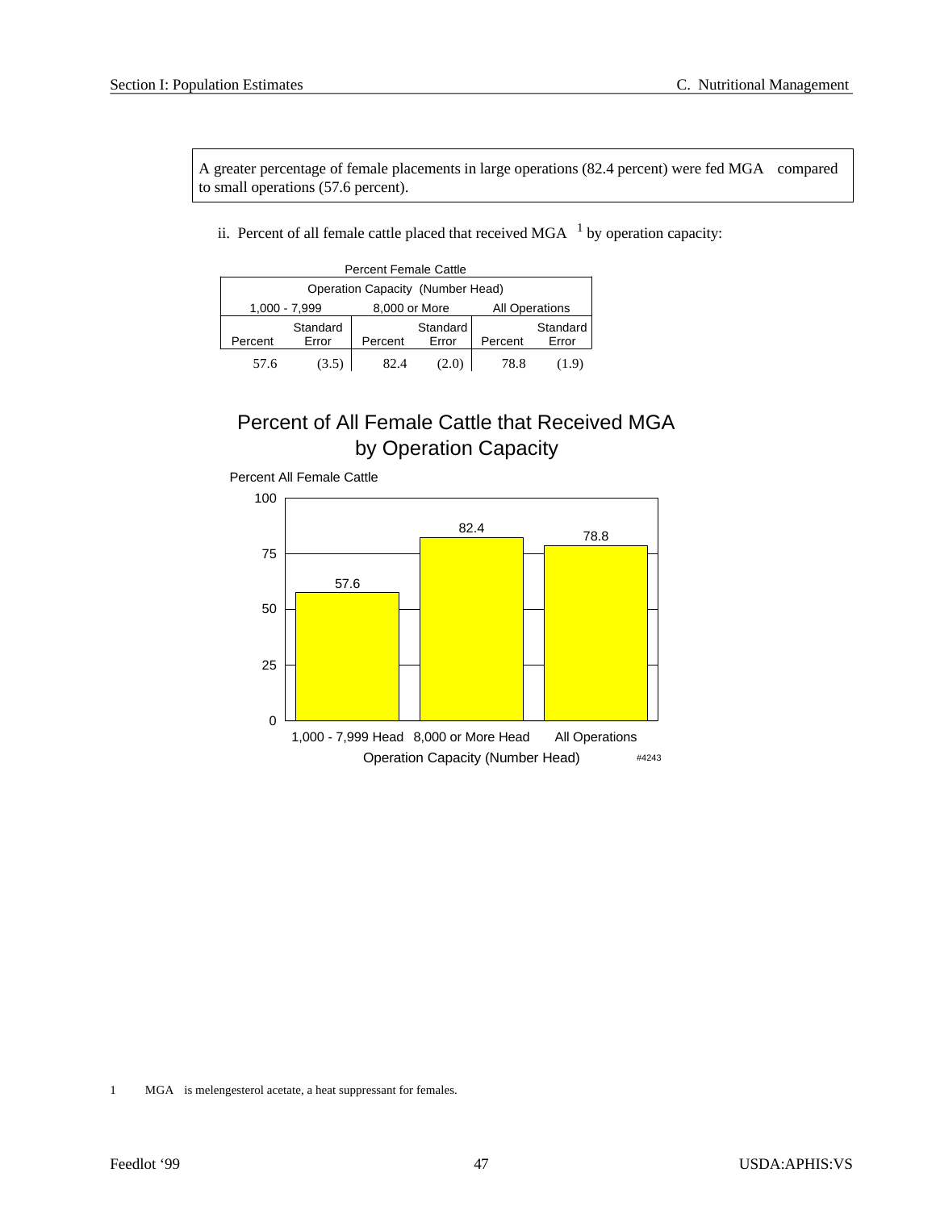A greater percentage of female placements in large operations (82.4 percent) were fed MGA compared to small operations (57.6 percent).

ii. Percent of all female cattle placed that received MGA [1] by operation capacity:

Percent Female Cattle

| Operation Capacity (Number Head) | | | | | |
|---|---|---|---|---|---|
| 1,000 - 7,999 | | 8,000 or More | | All Operations | |
| Percent | Standard Error | Percent | Standard Error | Percent | Standard Error |
| 57.6 | (3.5) | 82.4 | (2.0) | 78.8 | (1.9) |

Percent of All Female Cattle that Received MGA by Operation Capacity

Percent All Female Cattle

| Operation Capacity (Number Head) | Percent |
|---|---|
| 1,000 - 7,999 Head | 57.6 |
| 8,000 or More Head | 82.4 |
| All Operations | 78.8 |

#4243

[1] MGA is melengesterol acetate, a heat suppressant for females.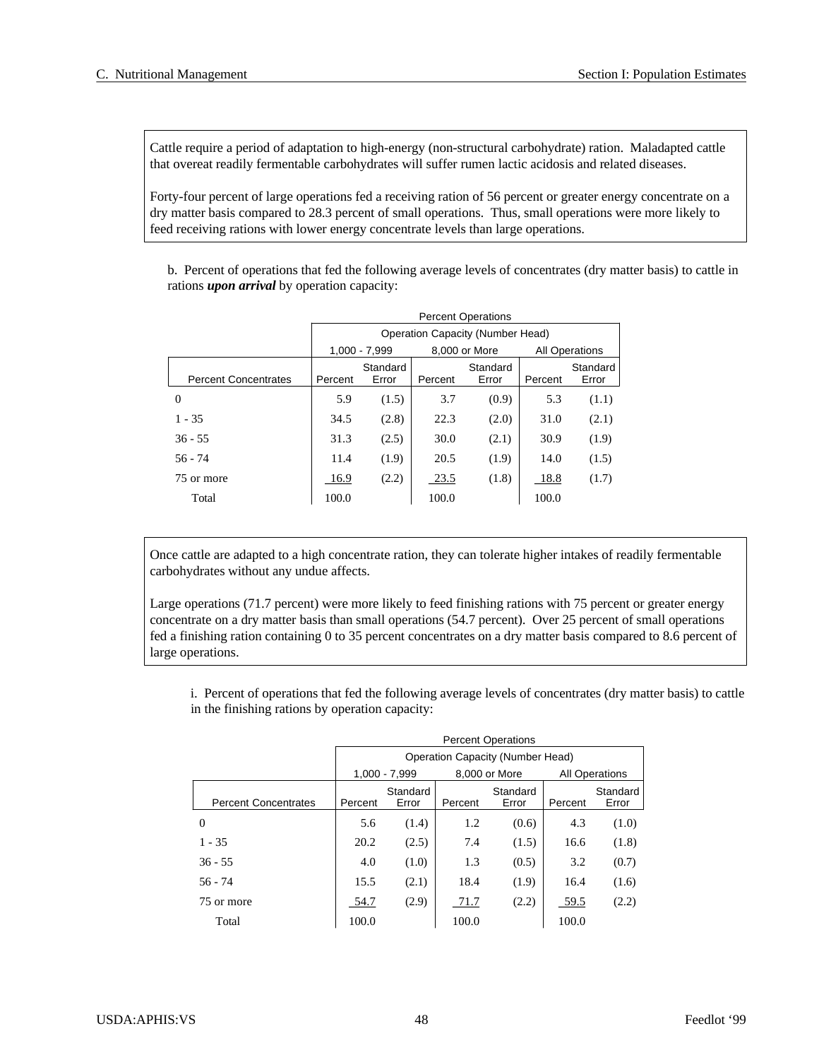Cattle require a period of adaptation to high-energy (non-structural carbohydrate) ration. Maladapted cattle that overeat readily fermentable carbohydrates will suffer rumen lactic acidosis and related diseases.

Forty-four percent of large operations fed a receiving ration of 56 percent or greater energy concentrate on a dry matter basis compared to 28.3 percent of small operations. Thus, small operations were more likely to feed receiving rations with lower energy concentrate levels than large operations.

b. Percent of operations that fed the following average levels of concentrates (dry matter basis) to cattle in rations ***upon arrival*** by operation capacity:

| | Percent Operations | | | | | |
|---|---|---|---|---|---|---|
| | Operation Capacity (Number Head) | | | | | |
| | 1,000 - 7,999 | | 8,000 or More | | All Operations | |
| Percent Concentrates | Percent | Standard Error | Percent | Standard Error | Percent | Standard Error |
| 0 | 5.9 | (1.5) | 3.7 | (0.9) | 5.3 | (1.1) |
| 1 - 35 | 34.5 | (2.8) | 22.3 | (2.0) | 31.0 | (2.1) |
| 36 - 55 | 31.3 | (2.5) | 30.0 | (2.1) | 30.9 | (1.9) |
| 56 - 74 | 11.4 | (1.9) | 20.5 | (1.9) | 14.0 | (1.5) |
| 75 or more | 16.9 | (2.2) | 23.5 | (1.8) | 18.8 | (1.7) |
| Total | 100.0 | | 100.0 | | 100.0 | |

Once cattle are adapted to a high concentrate ration, they can tolerate higher intakes of readily fermentable carbohydrates without any undue affects.

Large operations (71.7 percent) were more likely to feed finishing rations with 75 percent or greater energy concentrate on a dry matter basis than small operations (54.7 percent). Over 25 percent of small operations fed a finishing ration containing 0 to 35 percent concentrates on a dry matter basis compared to 8.6 percent of large operations.

i. Percent of operations that fed the following average levels of concentrates (dry matter basis) to cattle in the finishing rations by operation capacity:

| | Percent Operations | | | | | |
|---|---|---|---|---|---|---|
| | Operation Capacity (Number Head) | | | | | |
| | 1,000 - 7,999 | | 8,000 or More | | All Operations | |
| Percent Concentrates | Percent | Standard Error | Percent | Standard Error | Percent | Standard Error |
| 0 | 5.6 | (1.4) | 1.2 | (0.6) | 4.3 | (1.0) |
| 1 - 35 | 20.2 | (2.5) | 7.4 | (1.5) | 16.6 | (1.8) |
| 36 - 55 | 4.0 | (1.0) | 1.3 | (0.5) | 3.2 | (0.7) |
| 56 - 74 | 15.5 | (2.1) | 18.4 | (1.9) | 16.4 | (1.6) |
| 75 or more | 54.7 | (2.9) | 71.7 | (2.2) | 59.5 | (2.2) |
| Total | 100.0 | | 100.0 | | 100.0 | |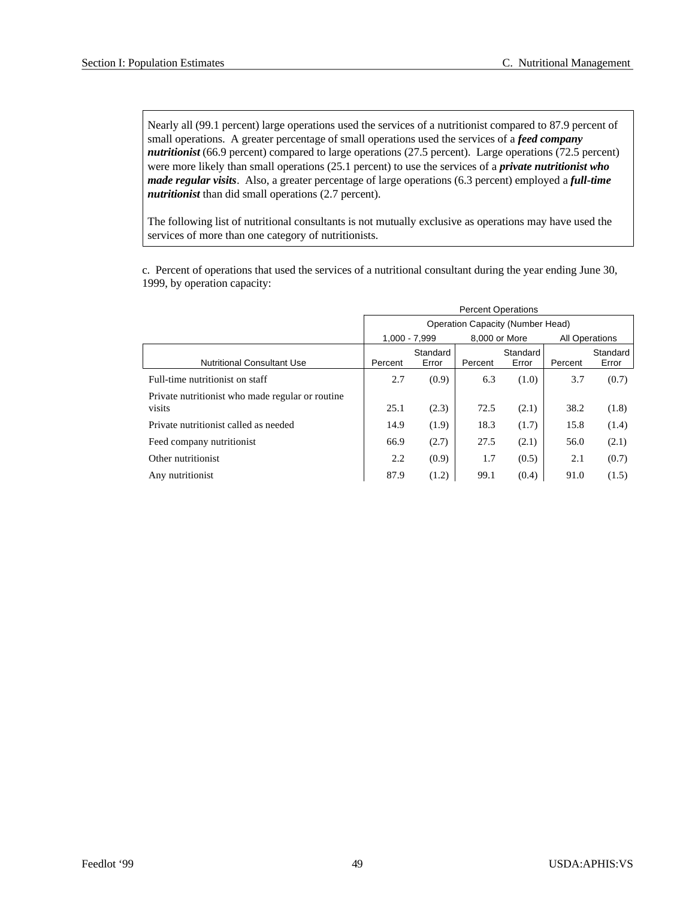Nearly all (99.1 percent) large operations used the services of a nutritionist compared to 87.9 percent of small operations. A greater percentage of small operations used the services of a ***feed company nutritionist*** (66.9 percent) compared to large operations (27.5 percent). Large operations (72.5 percent) were more likely than small operations (25.1 percent) to use the services of a ***private nutritionist who made regular visits***. Also, a greater percentage of large operations (6.3 percent) employed a ***full-time nutritionist*** than did small operations (2.7 percent).

The following list of nutritional consultants is not mutually exclusive as operations may have used the services of more than one category of nutritionists.

c. Percent of operations that used the services of a nutritional consultant during the year ending June 30, 1999, by operation capacity:

| | Percent Operations | | | | | |
|---|---|---|---|---|---|---|
| | Operation Capacity (Number Head) | | | | | |
| | 1,000 - 7,999 | | 8,000 or More | | All Operations | |
| Nutritional Consultant Use | Percent | Standard Error | Percent | Standard Error | Percent | Standard Error |
| Full-time nutritionist on staff | 2.7 | (0.9) | 6.3 | (1.0) | 3.7 | (0.7) |
| Private nutritionist who made regular or routine visits | 25.1 | (2.3) | 72.5 | (2.1) | 38.2 | (1.8) |
| Private nutritionist called as needed | 14.9 | (1.9) | 18.3 | (1.7) | 15.8 | (1.4) |
| Feed company nutritionist | 66.9 | (2.7) | 27.5 | (2.1) | 56.0 | (2.1) |
| Other nutritionist | 2.2 | (0.9) | 1.7 | (0.5) | 2.1 | (0.7) |
| Any nutritionist | 87.9 | (1.2) | 99.1 | (0.4) | 91.0 | (1.5) |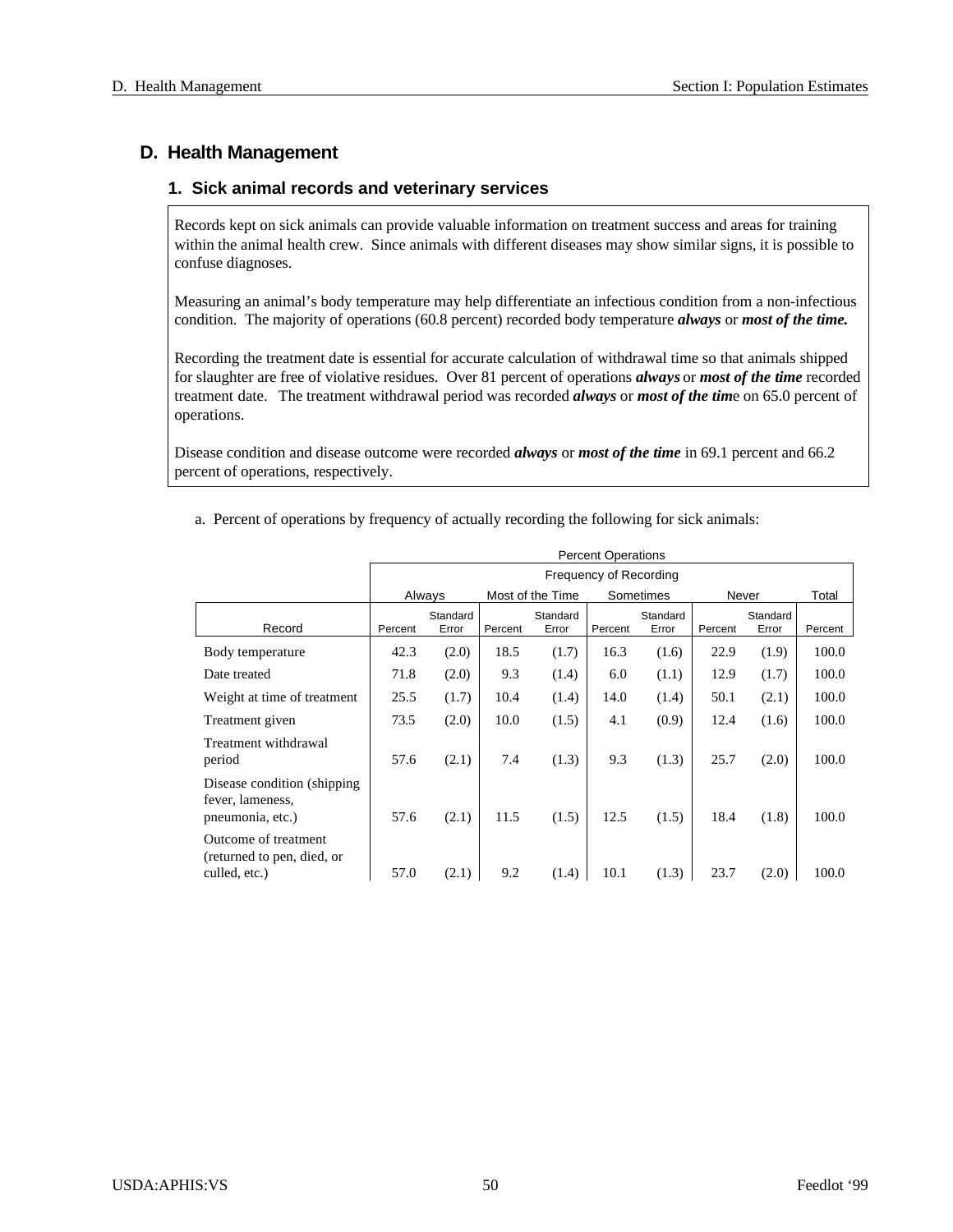## D. Health Management

### 1. Sick animal records and veterinary services

Records kept on sick animals can provide valuable information on treatment success and areas for training within the animal health crew. Since animals with different diseases may show similar signs, it is possible to confuse diagnoses.

Measuring an animal's body temperature may help differentiate an infectious condition from a non-infectious condition. The majority of operations (60.8 percent) recorded body temperature ***always*** or ***most of the time.***

Recording the treatment date is essential for accurate calculation of withdrawal time so that animals shipped for slaughter are free of violative residues. Over 81 percent of operations ***always*** or ***most of the time*** recorded treatment date. The treatment withdrawal period was recorded ***always*** or ***most of the tim***e on 65.0 percent of operations.

Disease condition and disease outcome were recorded ***always*** or ***most of the time*** in 69.1 percent and 66.2 percent of operations, respectively.

a. Percent of operations by frequency of actually recording the following for sick animals:

| | Percent Operations | | | | | | | | |
|---|---|---|---|---|---|---|---|---|---|
| | Frequency of Recording | | | | | | | | |
| | Always | | Most of the Time | | Sometimes | | Never | | Total |
| Record | Percent | Standard Error | Percent | Standard Error | Percent | Standard Error | Percent | Standard Error | Percent |
| Body temperature | 42.3 | (2.0) | 18.5 | (1.7) | 16.3 | (1.6) | 22.9 | (1.9) | 100.0 |
| Date treated | 71.8 | (2.0) | 9.3 | (1.4) | 6.0 | (1.1) | 12.9 | (1.7) | 100.0 |
| Weight at time of treatment | 25.5 | (1.7) | 10.4 | (1.4) | 14.0 | (1.4) | 50.1 | (2.1) | 100.0 |
| Treatment given | 73.5 | (2.0) | 10.0 | (1.5) | 4.1 | (0.9) | 12.4 | (1.6) | 100.0 |
| Treatment withdrawal period | 57.6 | (2.1) | 7.4 | (1.3) | 9.3 | (1.3) | 25.7 | (2.0) | 100.0 |
| Disease condition (shipping fever, lameness, pneumonia, etc.) | 57.6 | (2.1) | 11.5 | (1.5) | 12.5 | (1.5) | 18.4 | (1.8) | 100.0 |
| Outcome of treatment (returned to pen, died, or culled, etc.) | 57.0 | (2.1) | 9.2 | (1.4) | 10.1 | (1.3) | 23.7 | (2.0) | 100.0 |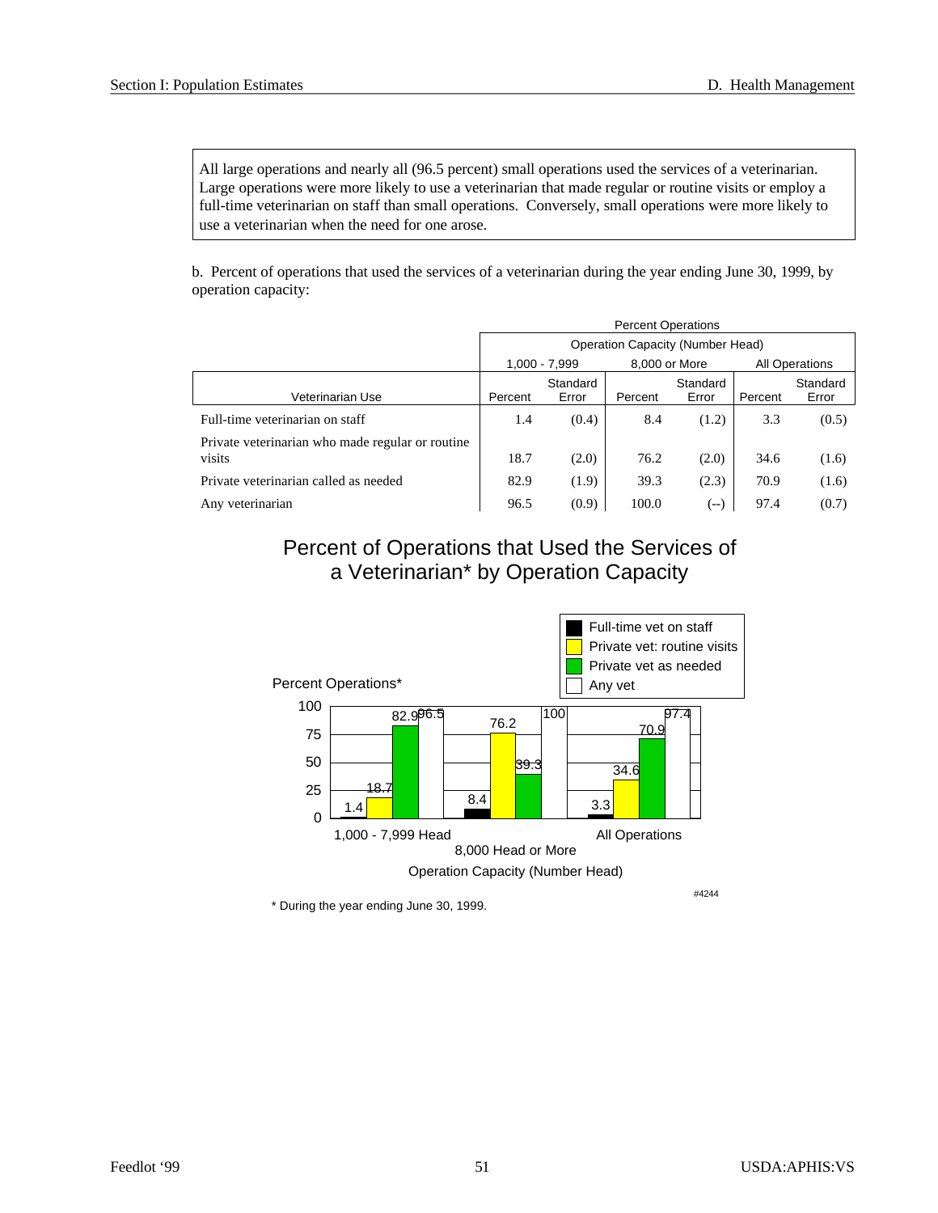All large operations and nearly all (96.5 percent) small operations used the services of a veterinarian. Large operations were more likely to use a veterinarian that made regular or routine visits or employ a full-time veterinarian on staff than small operations. Conversely, small operations were more likely to use a veterinarian when the need for one arose.

b. Percent of operations that used the services of a veterinarian during the year ending June 30, 1999, by operation capacity:

| | Percent Operations | | | | | |
|---|---|---|---|---|---|---|
| | Operation Capacity (Number Head) | | | | | |
| | 1,000 - 7,999 | | 8,000 or More | | All Operations | |
| Veterinarian Use | Percent | Standard Error | Percent | Standard Error | Percent | Standard Error |
| Full-time veterinarian on staff | 1.4 | (0.4) | 8.4 | (1.2) | 3.3 | (0.5) |
| Private veterinarian who made regular or routine visits | 18.7 | (2.0) | 76.2 | (2.0) | 34.6 | (1.6) |
| Private veterinarian called as needed | 82.9 | (1.9) | 39.3 | (2.3) | 70.9 | (1.6) |
| Any veterinarian | 96.5 | (0.9) | 100.0 | (--) | 97.4 | (0.7) |

## Percent of Operations that Used the Services of a Veterinarian* by Operation Capacity

Percent Operations*

| Operation Capacity (Number Head) | Full-time vet on staff | Private vet: routine visits | Private vet as needed | Any vet |
|---|---|---|---|---|
| 1,000 - 7,999 Head | 1.4 | 18.7 | 82.9 | 96.5 |
| 8,000 Head or More | 8.4 | 76.2 | 39.3 | 100 |
| All Operations | 3.3 | 34.6 | 70.9 | 97.4 |

#4244

* During the year ending June 30, 1999.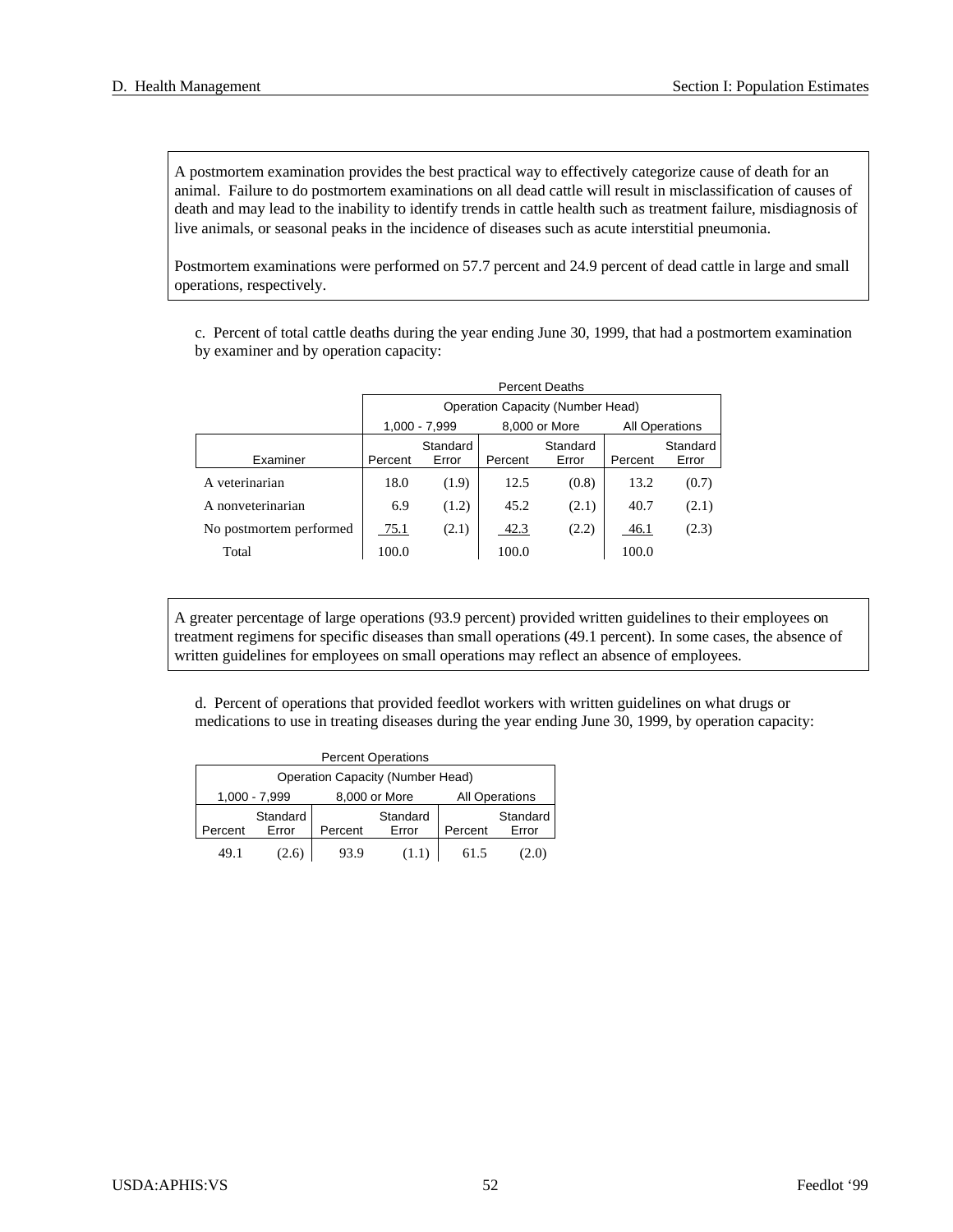A postmortem examination provides the best practical way to effectively categorize cause of death for an animal. Failure to do postmortem examinations on all dead cattle will result in misclassification of causes of death and may lead to the inability to identify trends in cattle health such as treatment failure, misdiagnosis of live animals, or seasonal peaks in the incidence of diseases such as acute interstitial pneumonia.

Postmortem examinations were performed on 57.7 percent and 24.9 percent of dead cattle in large and small operations, respectively.

c. Percent of total cattle deaths during the year ending June 30, 1999, that had a postmortem examination by examiner and by operation capacity:

| | Percent Deaths | | | | | |
|---|---|---|---|---|---|---|
| | Operation Capacity (Number Head) | | | | | |
| | 1,000 - 7,999 | | 8,000 or More | | All Operations | |
| Examiner | Percent | Standard Error | Percent | Standard Error | Percent | Standard Error |
| A veterinarian | 18.0 | (1.9) | 12.5 | (0.8) | 13.2 | (0.7) |
| A nonveterinarian | 6.9 | (1.2) | 45.2 | (2.1) | 40.7 | (2.1) |
| No postmortem performed | 75.1 | (2.1) | 42.3 | (2.2) | 46.1 | (2.3) |
| Total | 100.0 | | 100.0 | | 100.0 | |

A greater percentage of large operations (93.9 percent) provided written guidelines to their employees on treatment regimens for specific diseases than small operations (49.1 percent). In some cases, the absence of written guidelines for employees on small operations may reflect an absence of employees.

d. Percent of operations that provided feedlot workers with written guidelines on what drugs or medications to use in treating diseases during the year ending June 30, 1999, by operation capacity:

| Percent Operations | | | | | |
|---|---|---|---|---|---|
| Operation Capacity (Number Head) | | | | | |
| 1,000 - 7,999 | | 8,000 or More | | All Operations | |
| Percent | Standard Error | Percent | Standard Error | Percent | Standard Error |
| 49.1 | (2.6) | 93.9 | (1.1) | 61.5 | (2.0) |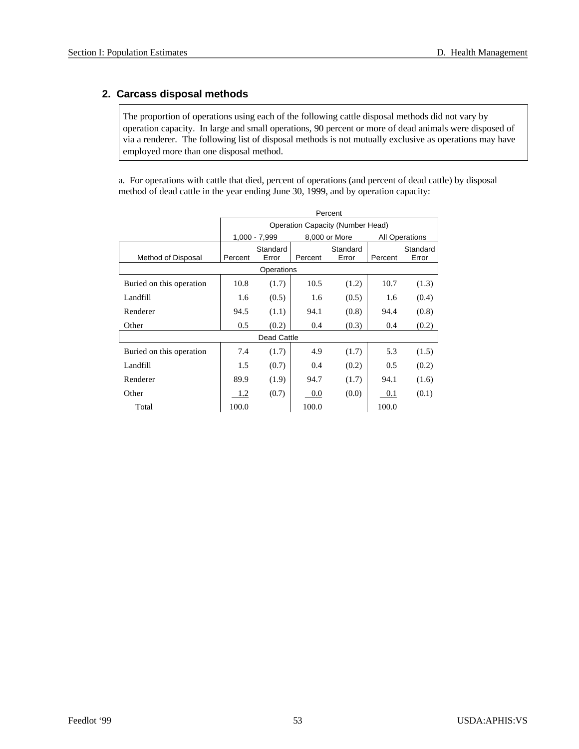## 2. Carcass disposal methods

The proportion of operations using each of the following cattle disposal methods did not vary by operation capacity. In large and small operations, 90 percent or more of dead animals were disposed of via a renderer. The following list of disposal methods is not mutually exclusive as operations may have employed more than one disposal method.

a. For operations with cattle that died, percent of operations (and percent of dead cattle) by disposal method of dead cattle in the year ending June 30, 1999, and by operation capacity:

| | Percent | | | | | |
|---|---|---|---|---|---|---|
| | Operation Capacity (Number Head) | | | | | |
| | 1,000 - 7,999 | | 8,000 or More | | All Operations | |
| Method of Disposal | Percent | Standard Error | Percent | Standard Error | Percent | Standard Error |
| **Operations** | | | | | | |
| Buried on this operation | 10.8 | (1.7) | 10.5 | (1.2) | 10.7 | (1.3) |
| Landfill | 1.6 | (0.5) | 1.6 | (0.5) | 1.6 | (0.4) |
| Renderer | 94.5 | (1.1) | 94.1 | (0.8) | 94.4 | (0.8) |
| Other | 0.5 | (0.2) | 0.4 | (0.3) | 0.4 | (0.2) |
| **Dead Cattle** | | | | | | |
| Buried on this operation | 7.4 | (1.7) | 4.9 | (1.7) | 5.3 | (1.5) |
| Landfill | 1.5 | (0.7) | 0.4 | (0.2) | 0.5 | (0.2) |
| Renderer | 89.9 | (1.9) | 94.7 | (1.7) | 94.1 | (1.6) |
| Other | 1.2 | (0.7) | 0.0 | (0.0) | 0.1 | (0.1) |
| Total | 100.0 | | 100.0 | | 100.0 | |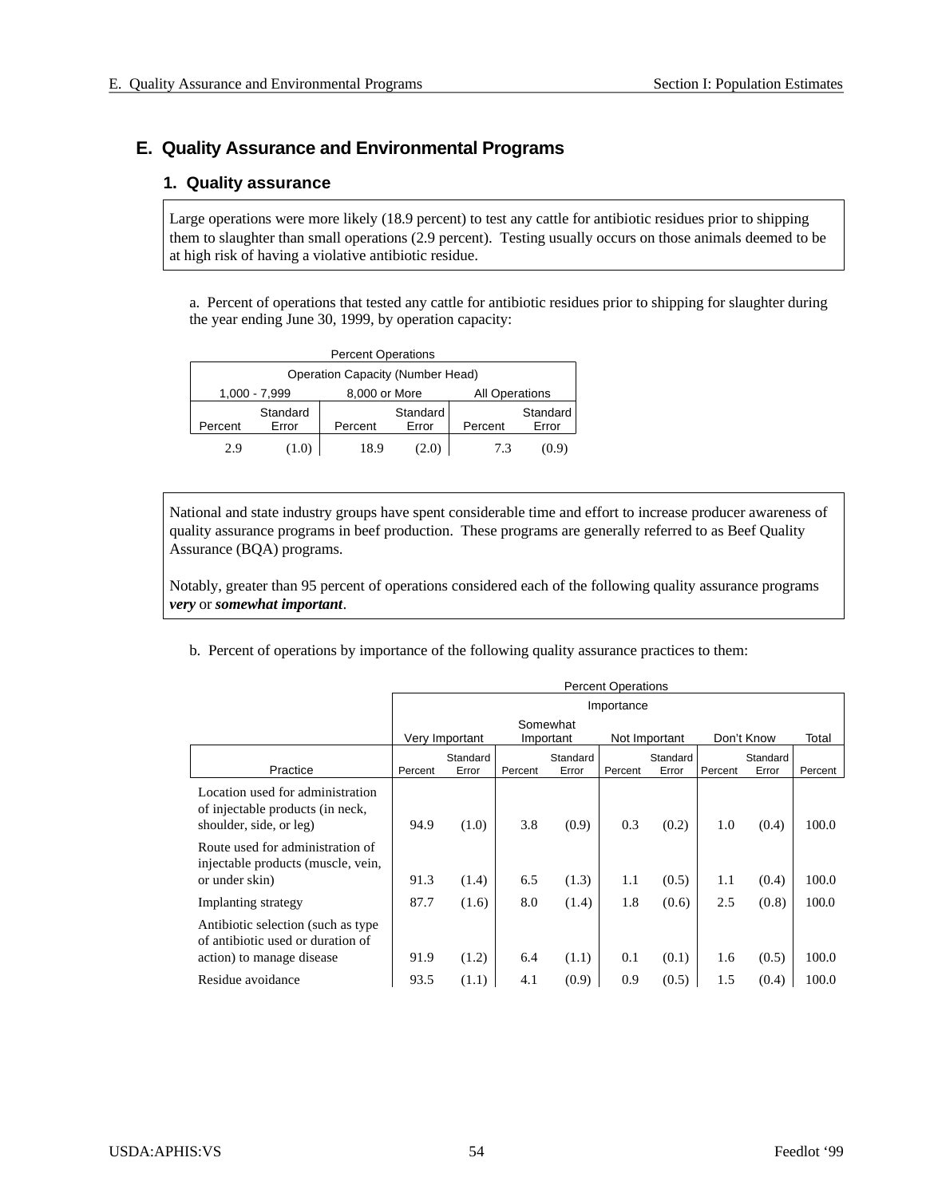## E. Quality Assurance and Environmental Programs

### 1. Quality assurance

Large operations were more likely (18.9 percent) to test any cattle for antibiotic residues prior to shipping them to slaughter than small operations (2.9 percent). Testing usually occurs on those animals deemed to be at high risk of having a violative antibiotic residue.

a. Percent of operations that tested any cattle for antibiotic residues prior to shipping for slaughter during the year ending June 30, 1999, by operation capacity:

| Percent Operations | | | | | |
|---|---|---|---|---|---|
| Operation Capacity (Number Head) | | | | | |
| 1,000 - 7,999 | | 8,000 or More | | All Operations | |
| Percent | Standard Error | Percent | Standard Error | Percent | Standard Error |
| 2.9 | (1.0) | 18.9 | (2.0) | 7.3 | (0.9) |

National and state industry groups have spent considerable time and effort to increase producer awareness of quality assurance programs in beef production. These programs are generally referred to as Beef Quality Assurance (BQA) programs.

Notably, greater than 95 percent of operations considered each of the following quality assurance programs ***very*** or ***somewhat important***.

b. Percent of operations by importance of the following quality assurance practices to them:

| | Percent Operations | | | | | | | | |
|---|---|---|---|---|---|---|---|---|---|
| | Importance | | | | | | | | |
| | Very Important | | Somewhat Important | | Not Important | | Don't Know | | Total |
| Practice | Percent | Standard Error | Percent | Standard Error | Percent | Standard Error | Percent | Standard Error | Percent |
| Location used for administration of injectable products (in neck, shoulder, side, or leg) | 94.9 | (1.0) | 3.8 | (0.9) | 0.3 | (0.2) | 1.0 | (0.4) | 100.0 |
| Route used for administration of injectable products (muscle, vein, or under skin) | 91.3 | (1.4) | 6.5 | (1.3) | 1.1 | (0.5) | 1.1 | (0.4) | 100.0 |
| Implanting strategy | 87.7 | (1.6) | 8.0 | (1.4) | 1.8 | (0.6) | 2.5 | (0.8) | 100.0 |
| Antibiotic selection (such as type of antibiotic used or duration of action) to manage disease | 91.9 | (1.2) | 6.4 | (1.1) | 0.1 | (0.1) | 1.6 | (0.5) | 100.0 |
| Residue avoidance | 93.5 | (1.1) | 4.1 | (0.9) | 0.9 | (0.5) | 1.5 | (0.4) | 100.0 |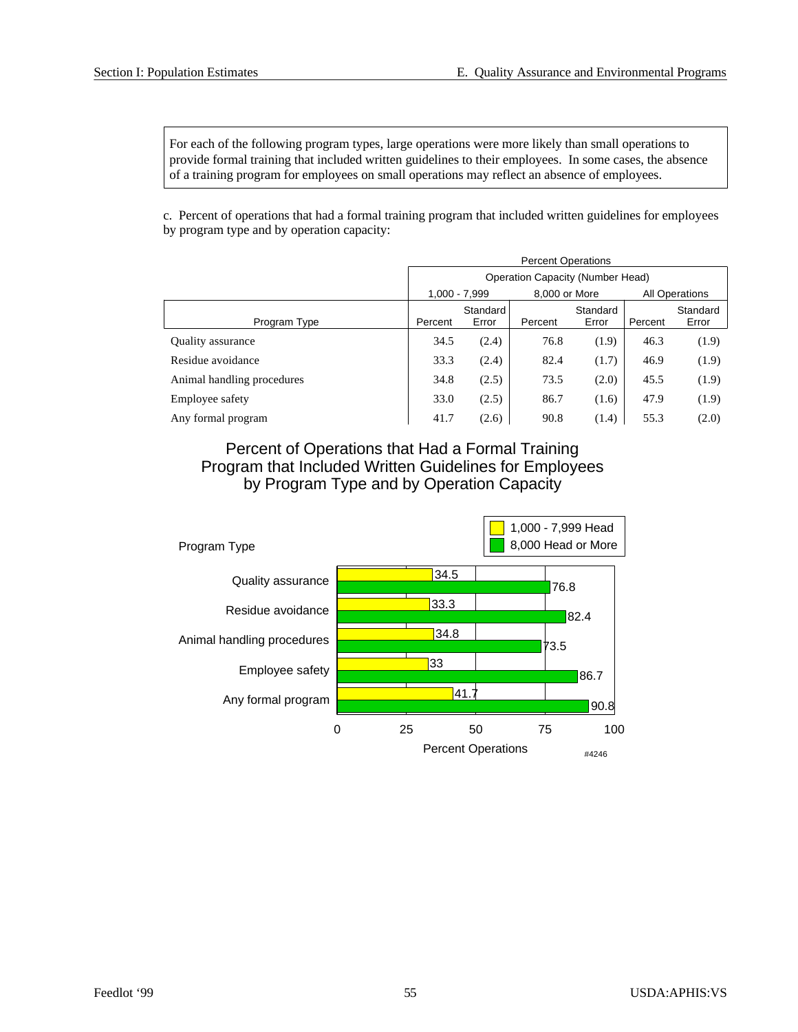For each of the following program types, large operations were more likely than small operations to provide formal training that included written guidelines to their employees. In some cases, the absence of a training program for employees on small operations may reflect an absence of employees.

c. Percent of operations that had a formal training program that included written guidelines for employees by program type and by operation capacity:

| | Percent Operations | | | | | |
|---|---|---|---|---|---|---|
| | Operation Capacity (Number Head) | | | | | |
| | 1,000 - 7,999 | | 8,000 or More | | All Operations | |
| Program Type | Percent | Standard Error | Percent | Standard Error | Percent | Standard Error |
| Quality assurance | 34.5 | (2.4) | 76.8 | (1.9) | 46.3 | (1.9) |
| Residue avoidance | 33.3 | (2.4) | 82.4 | (1.7) | 46.9 | (1.9) |
| Animal handling procedures | 34.8 | (2.5) | 73.5 | (2.0) | 45.5 | (1.9) |
| Employee safety | 33.0 | (2.5) | 86.7 | (1.6) | 47.9 | (1.9) |
| Any formal program | 41.7 | (2.6) | 90.8 | (1.4) | 55.3 | (2.0) |

## Percent of Operations that Had a Formal Training Program that Included Written Guidelines for Employees by Program Type and by Operation Capacity

| Program Type | 1,000 - 7,999 Head | 8,000 Head or More |
|---|---|---|
| Quality assurance | 34.5 | 76.8 |
| Residue avoidance | 33.3 | 82.4 |
| Animal handling procedures | 34.8 | 73.5 |
| Employee safety | 33 | 86.7 |
| Any formal program | 41.7 | 90.8 |

Percent Operations

#4246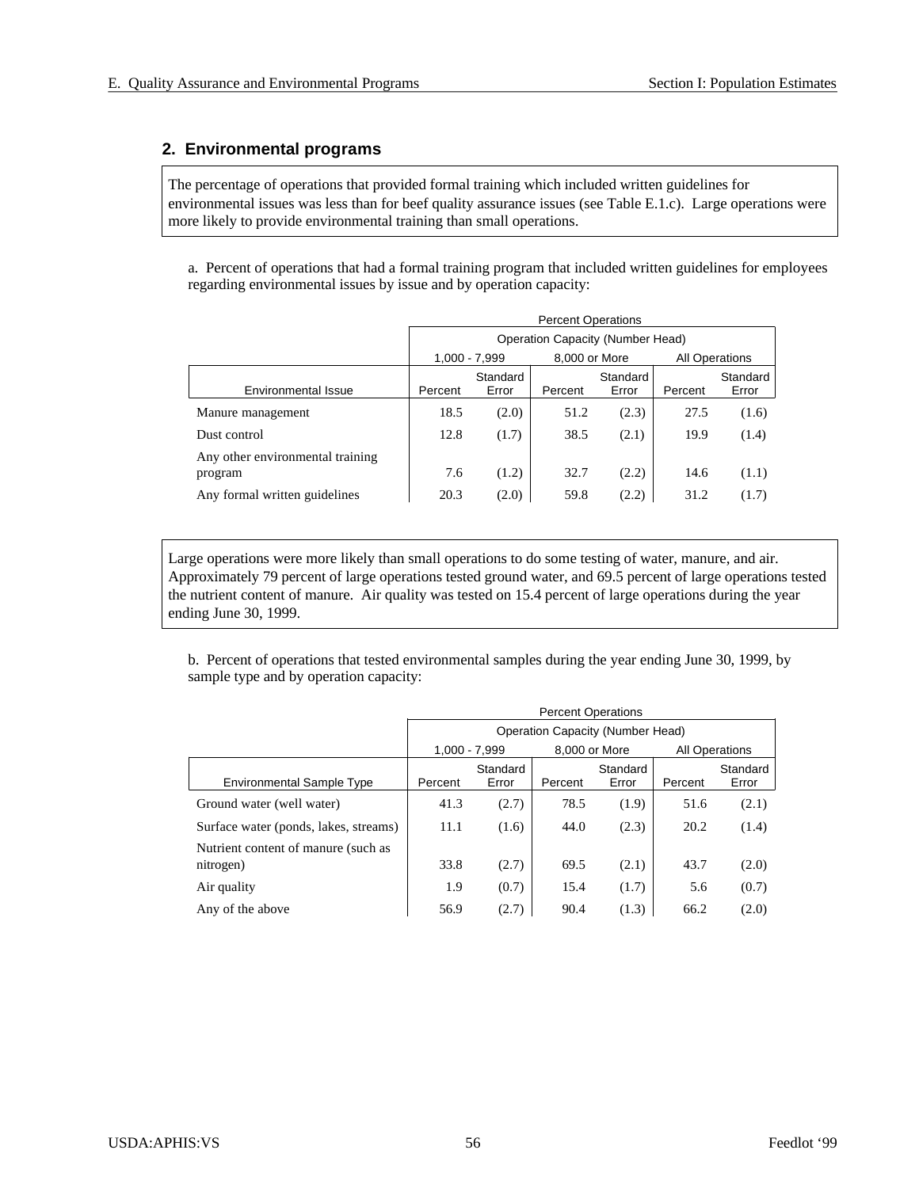## 2. Environmental programs

The percentage of operations that provided formal training which included written guidelines for environmental issues was less than for beef quality assurance issues (see Table E.1.c). Large operations were more likely to provide environmental training than small operations.

a. Percent of operations that had a formal training program that included written guidelines for employees regarding environmental issues by issue and by operation capacity:

| | Percent Operations | | | | | |
|---|---|---|---|---|---|---|
| | Operation Capacity (Number Head) | | | | | |
| | 1,000 - 7,999 | | 8,000 or More | | All Operations | |
| Environmental Issue | Percent | Standard Error | Percent | Standard Error | Percent | Standard Error |
| Manure management | 18.5 | (2.0) | 51.2 | (2.3) | 27.5 | (1.6) |
| Dust control | 12.8 | (1.7) | 38.5 | (2.1) | 19.9 | (1.4) |
| Any other environmental training program | 7.6 | (1.2) | 32.7 | (2.2) | 14.6 | (1.1) |
| Any formal written guidelines | 20.3 | (2.0) | 59.8 | (2.2) | 31.2 | (1.7) |

Large operations were more likely than small operations to do some testing of water, manure, and air. Approximately 79 percent of large operations tested ground water, and 69.5 percent of large operations tested the nutrient content of manure. Air quality was tested on 15.4 percent of large operations during the year ending June 30, 1999.

b. Percent of operations that tested environmental samples during the year ending June 30, 1999, by sample type and by operation capacity:

| | Percent Operations | | | | | |
|---|---|---|---|---|---|---|
| | Operation Capacity (Number Head) | | | | | |
| | 1,000 - 7,999 | | 8,000 or More | | All Operations | |
| Environmental Sample Type | Percent | Standard Error | Percent | Standard Error | Percent | Standard Error |
| Ground water (well water) | 41.3 | (2.7) | 78.5 | (1.9) | 51.6 | (2.1) |
| Surface water (ponds, lakes, streams) | 11.1 | (1.6) | 44.0 | (2.3) | 20.2 | (1.4) |
| Nutrient content of manure (such as nitrogen) | 33.8 | (2.7) | 69.5 | (2.1) | 43.7 | (2.0) |
| Air quality | 1.9 | (0.7) | 15.4 | (1.7) | 5.6 | (0.7) |
| Any of the above | 56.9 | (2.7) | 90.4 | (1.3) | 66.2 | (2.0) |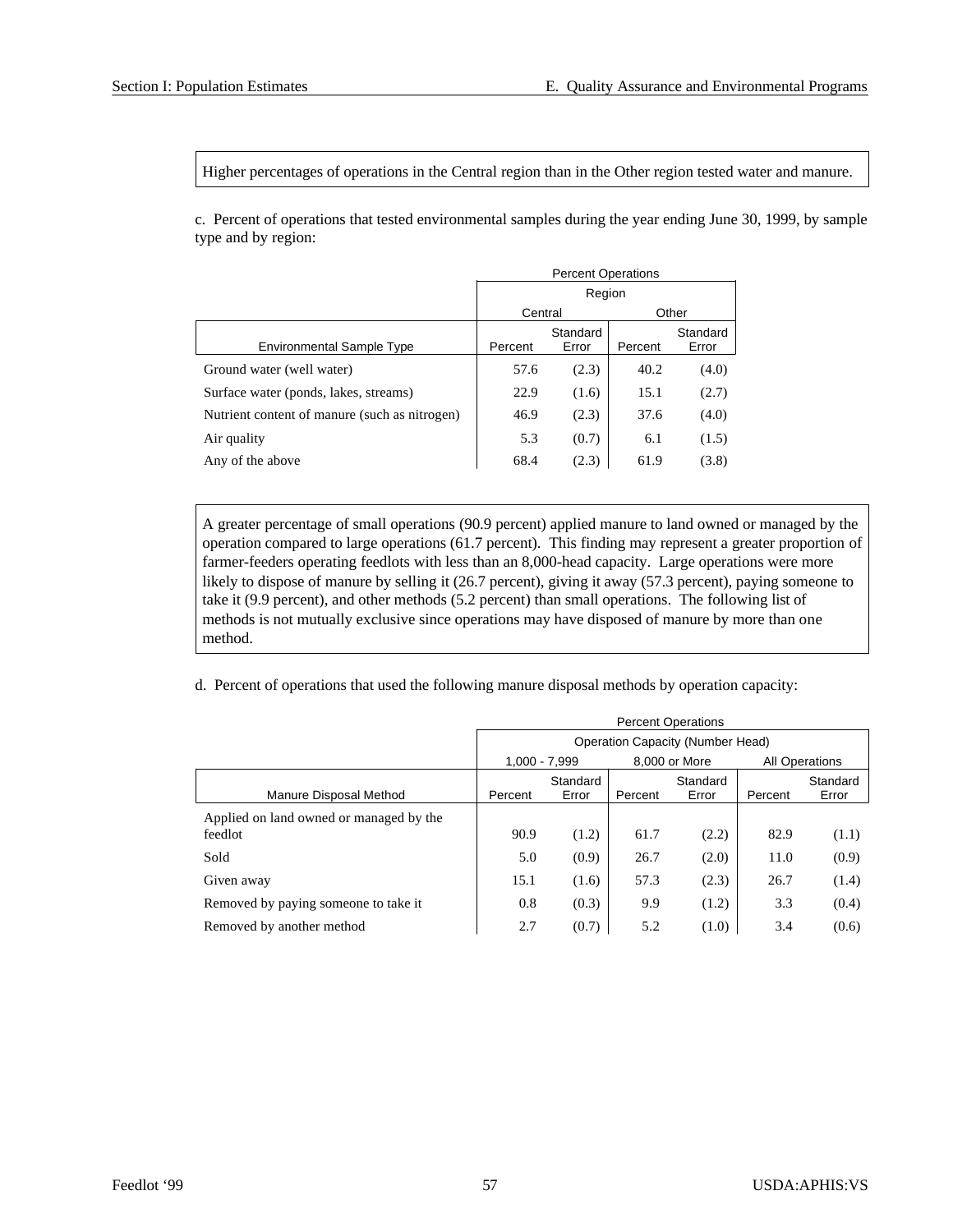Higher percentages of operations in the Central region than in the Other region tested water and manure.

c. Percent of operations that tested environmental samples during the year ending June 30, 1999, by sample type and by region:

| | Percent Operations | | | |
|---|---|---|---|---|
| | Region | | | |
| | Central | | Other | |
| Environmental Sample Type | Percent | Standard Error | Percent | Standard Error |
| Ground water (well water) | 57.6 | (2.3) | 40.2 | (4.0) |
| Surface water (ponds, lakes, streams) | 22.9 | (1.6) | 15.1 | (2.7) |
| Nutrient content of manure (such as nitrogen) | 46.9 | (2.3) | 37.6 | (4.0) |
| Air quality | 5.3 | (0.7) | 6.1 | (1.5) |
| Any of the above | 68.4 | (2.3) | 61.9 | (3.8) |

A greater percentage of small operations (90.9 percent) applied manure to land owned or managed by the operation compared to large operations (61.7 percent). This finding may represent a greater proportion of farmer-feeders operating feedlots with less than an 8,000-head capacity. Large operations were more likely to dispose of manure by selling it (26.7 percent), giving it away (57.3 percent), paying someone to take it (9.9 percent), and other methods (5.2 percent) than small operations. The following list of methods is not mutually exclusive since operations may have disposed of manure by more than one method.

d. Percent of operations that used the following manure disposal methods by operation capacity:

| | Percent Operations | | | | | |
|---|---|---|---|---|---|---|
| | Operation Capacity (Number Head) | | | | | |
| | 1,000 - 7,999 | | 8,000 or More | | All Operations | |
| Manure Disposal Method | Percent | Standard Error | Percent | Standard Error | Percent | Standard Error |
| Applied on land owned or managed by the feedlot | 90.9 | (1.2) | 61.7 | (2.2) | 82.9 | (1.1) |
| Sold | 5.0 | (0.9) | 26.7 | (2.0) | 11.0 | (0.9) |
| Given away | 15.1 | (1.6) | 57.3 | (2.3) | 26.7 | (1.4) |
| Removed by paying someone to take it | 0.8 | (0.3) | 9.9 | (1.2) | 3.3 | (0.4) |
| Removed by another method | 2.7 | (0.7) | 5.2 | (1.0) | 3.4 | (0.6) |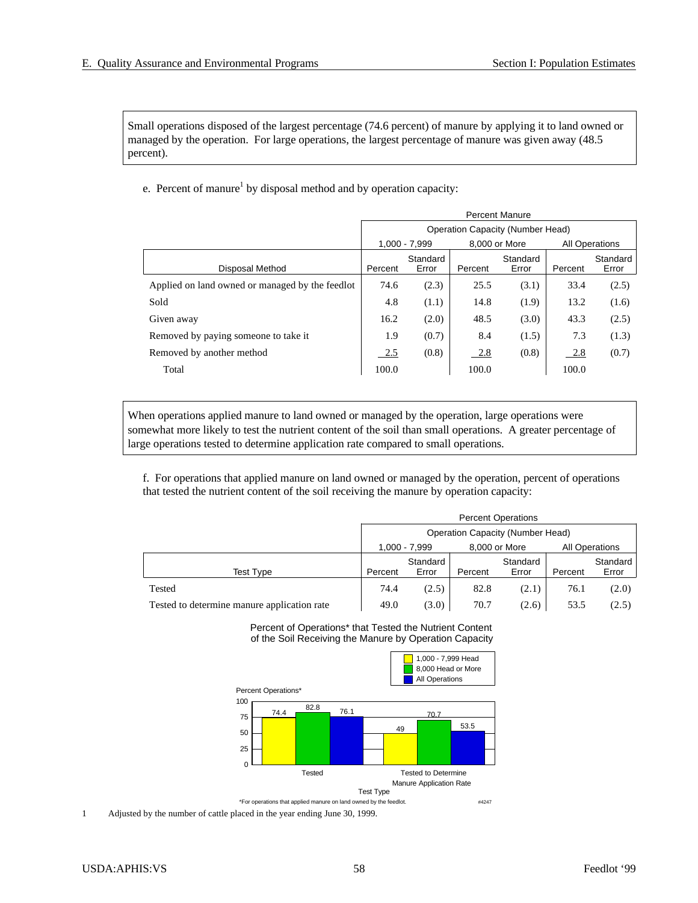Small operations disposed of the largest percentage (74.6 percent) of manure by applying it to land owned or managed by the operation. For large operations, the largest percentage of manure was given away (48.5 percent).

e. Percent of manure[1] by disposal method and by operation capacity:

| | Percent Manure | | | | | |
|---|---|---|---|---|---|---|
| | Operation Capacity (Number Head) | | | | | |
| | 1,000 - 7,999 | | 8,000 or More | | All Operations | |
| Disposal Method | Percent | Standard Error | Percent | Standard Error | Percent | Standard Error |
| Applied on land owned or managed by the feedlot | 74.6 | (2.3) | 25.5 | (3.1) | 33.4 | (2.5) |
| Sold | 4.8 | (1.1) | 14.8 | (1.9) | 13.2 | (1.6) |
| Given away | 16.2 | (2.0) | 48.5 | (3.0) | 43.3 | (2.5) |
| Removed by paying someone to take it | 1.9 | (0.7) | 8.4 | (1.5) | 7.3 | (1.3) |
| Removed by another method | 2.5 | (0.8) | 2.8 | (0.8) | 2.8 | (0.7) |
| Total | 100.0 | | 100.0 | | 100.0 | |

When operations applied manure to land owned or managed by the operation, large operations were somewhat more likely to test the nutrient content of the soil than small operations. A greater percentage of large operations tested to determine application rate compared to small operations.

f. For operations that applied manure on land owned or managed by the operation, percent of operations that tested the nutrient content of the soil receiving the manure by operation capacity:

| | Percent Operations | | | | | |
|---|---|---|---|---|---|---|
| | Operation Capacity (Number Head) | | | | | |
| | 1,000 - 7,999 | | 8,000 or More | | All Operations | |
| Test Type | Percent | Standard Error | Percent | Standard Error | Percent | Standard Error |
| Tested | 74.4 | (2.5) | 82.8 | (2.1) | 76.1 | (2.0) |
| Tested to determine manure application rate | 49.0 | (3.0) | 70.7 | (2.6) | 53.5 | (2.5) |

Percent of Operations* that Tested the Nutrient Content of the Soil Receiving the Manure by Operation Capacity

| Test Type | 1,000 - 7,999 Head | 8,000 Head or More | All Operations |
|---|---|---|---|
| Tested | 74.4 | 82.8 | 76.1 |
| Tested to Determine Manure Application Rate | 49 | 70.7 | 53.5 |

*For operations that applied manure on land owned by the feedlot.

#4247

1 Adjusted by the number of cattle placed in the year ending June 30, 1999.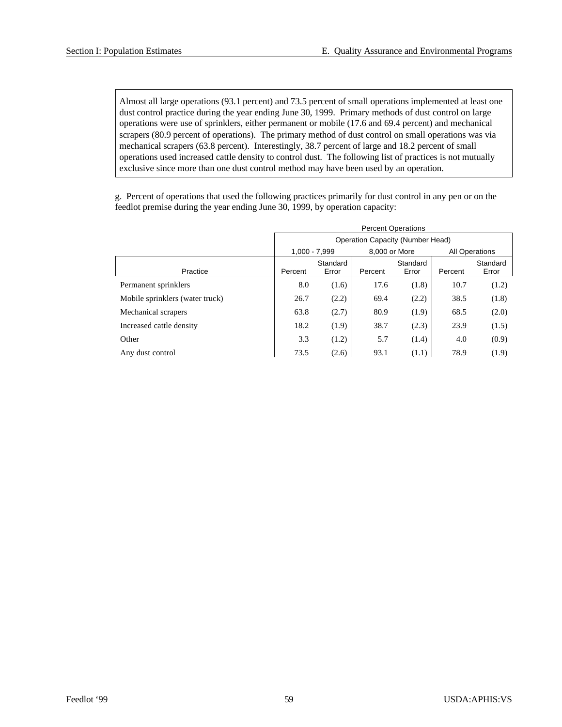Almost all large operations (93.1 percent) and 73.5 percent of small operations implemented at least one dust control practice during the year ending June 30, 1999. Primary methods of dust control on large operations were use of sprinklers, either permanent or mobile (17.6 and 69.4 percent) and mechanical scrapers (80.9 percent of operations). The primary method of dust control on small operations was via mechanical scrapers (63.8 percent). Interestingly, 38.7 percent of large and 18.2 percent of small operations used increased cattle density to control dust. The following list of practices is not mutually exclusive since more than one dust control method may have been used by an operation.

g. Percent of operations that used the following practices primarily for dust control in any pen or on the feedlot premise during the year ending June 30, 1999, by operation capacity:

| | Percent Operations | | | | | |
|---|---|---|---|---|---|---|
| | Operation Capacity (Number Head) | | | | | |
| | 1,000 - 7,999 | | 8,000 or More | | All Operations | |
| Practice | Percent | Standard Error | Percent | Standard Error | Percent | Standard Error |
| Permanent sprinklers | 8.0 | (1.6) | 17.6 | (1.8) | 10.7 | (1.2) |
| Mobile sprinklers (water truck) | 26.7 | (2.2) | 69.4 | (2.2) | 38.5 | (1.8) |
| Mechanical scrapers | 63.8 | (2.7) | 80.9 | (1.9) | 68.5 | (2.0) |
| Increased cattle density | 18.2 | (1.9) | 38.7 | (2.3) | 23.9 | (1.5) |
| Other | 3.3 | (1.2) | 5.7 | (1.4) | 4.0 | (0.9) |
| Any dust control | 73.5 | (2.6) | 93.1 | (1.1) | 78.9 | (1.9) |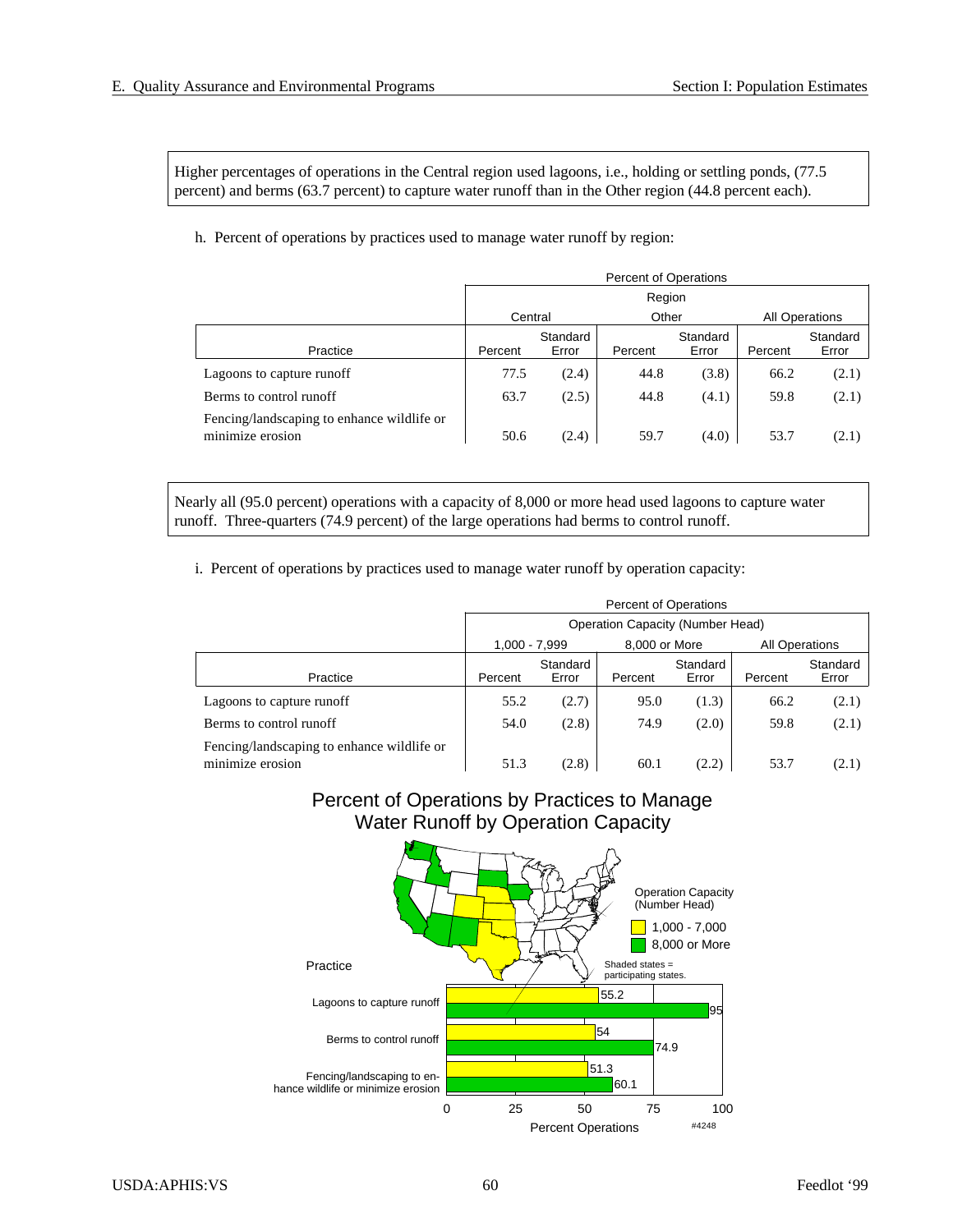Higher percentages of operations in the Central region used lagoons, i.e., holding or settling ponds, (77.5 percent) and berms (63.7 percent) to capture water runoff than in the Other region (44.8 percent each).

h. Percent of operations by practices used to manage water runoff by region:

| | Percent of Operations | | | | | |
|---|---|---|---|---|---|---|
| | Region | | | | | |
| | Central | | Other | | All Operations | |
| Practice | Percent | Standard Error | Percent | Standard Error | Percent | Standard Error |
| Lagoons to capture runoff | 77.5 | (2.4) | 44.8 | (3.8) | 66.2 | (2.1) |
| Berms to control runoff | 63.7 | (2.5) | 44.8 | (4.1) | 59.8 | (2.1) |
| Fencing/landscaping to enhance wildlife or minimize erosion | 50.6 | (2.4) | 59.7 | (4.0) | 53.7 | (2.1) |

Nearly all (95.0 percent) operations with a capacity of 8,000 or more head used lagoons to capture water runoff. Three-quarters (74.9 percent) of the large operations had berms to control runoff.

i. Percent of operations by practices used to manage water runoff by operation capacity:

| | Percent of Operations | | | | | |
|---|---|---|---|---|---|---|
| | Operation Capacity (Number Head) | | | | | |
| | 1,000 - 7,999 | | 8,000 or More | | All Operations | |
| Practice | Percent | Standard Error | Percent | Standard Error | Percent | Standard Error |
| Lagoons to capture runoff | 55.2 | (2.7) | 95.0 | (1.3) | 66.2 | (2.1) |
| Berms to control runoff | 54.0 | (2.8) | 74.9 | (2.0) | 59.8 | (2.1) |
| Fencing/landscaping to enhance wildlife or minimize erosion | 51.3 | (2.8) | 60.1 | (2.2) | 53.7 | (2.1) |

**Percent of Operations by Practices to Manage Water Runoff by Operation Capacity**

Operation Capacity (Number Head): 1,000 - 7,000; 8,000 or More

Shaded states = participating states.

| Practice | 1,000 - 7,000 | 8,000 or More |
|---|---|---|
| Lagoons to capture runoff | 55.2 | 95 |
| Berms to control runoff | 54 | 74.9 |
| Fencing/landscaping to enhance wildlife or minimize erosion | 51.3 | 60.1 |

Percent Operations

#4248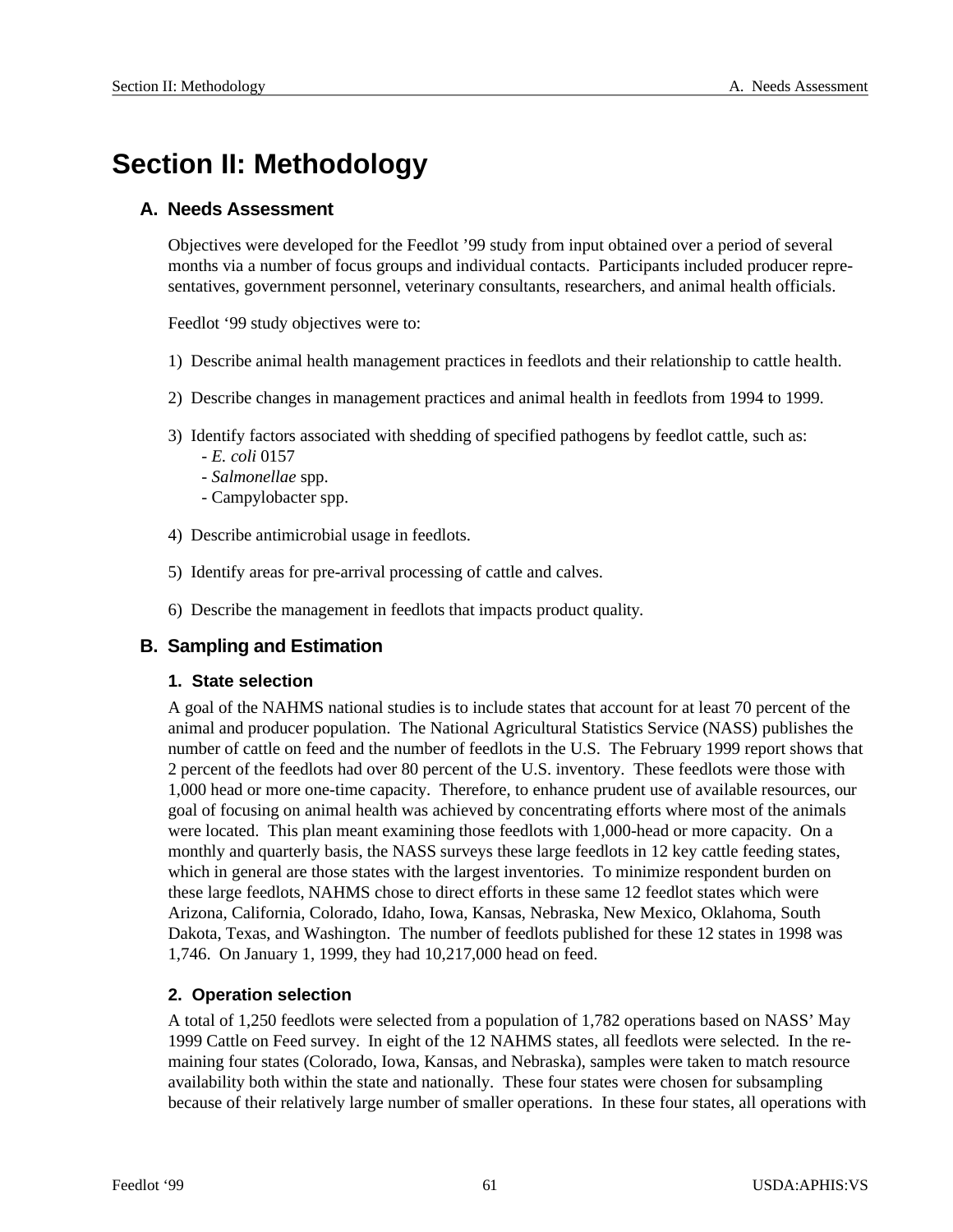# Section II: Methodology

## A. Needs Assessment

Objectives were developed for the Feedlot ’99 study from input obtained over a period of several months via a number of focus groups and individual contacts. Participants included producer representatives, government personnel, veterinary consultants, researchers, and animal health officials.

Feedlot ‘99 study objectives were to:

1) Describe animal health management practices in feedlots and their relationship to cattle health.

2) Describe changes in management practices and animal health in feedlots from 1994 to 1999.

3) Identify factors associated with shedding of specified pathogens by feedlot cattle, such as:
   - *E. coli* 0157
   - *Salmonellae* spp.
   - Campylobacter spp.

4) Describe antimicrobial usage in feedlots.

5) Identify areas for pre-arrival processing of cattle and calves.

6) Describe the management in feedlots that impacts product quality.

## B. Sampling and Estimation

### 1. State selection

A goal of the NAHMS national studies is to include states that account for at least 70 percent of the animal and producer population. The National Agricultural Statistics Service (NASS) publishes the number of cattle on feed and the number of feedlots in the U.S. The February 1999 report shows that 2 percent of the feedlots had over 80 percent of the U.S. inventory. These feedlots were those with 1,000 head or more one-time capacity. Therefore, to enhance prudent use of available resources, our goal of focusing on animal health was achieved by concentrating efforts where most of the animals were located. This plan meant examining those feedlots with 1,000-head or more capacity. On a monthly and quarterly basis, the NASS surveys these large feedlots in 12 key cattle feeding states, which in general are those states with the largest inventories. To minimize respondent burden on these large feedlots, NAHMS chose to direct efforts in these same 12 feedlot states which were Arizona, California, Colorado, Idaho, Iowa, Kansas, Nebraska, New Mexico, Oklahoma, South Dakota, Texas, and Washington. The number of feedlots published for these 12 states in 1998 was 1,746. On January 1, 1999, they had 10,217,000 head on feed.

### 2. Operation selection

A total of 1,250 feedlots were selected from a population of 1,782 operations based on NASS’ May 1999 Cattle on Feed survey. In eight of the 12 NAHMS states, all feedlots were selected. In the remaining four states (Colorado, Iowa, Kansas, and Nebraska), samples were taken to match resource availability both within the state and nationally. These four states were chosen for subsampling because of their relatively large number of smaller operations. In these four states, all operations with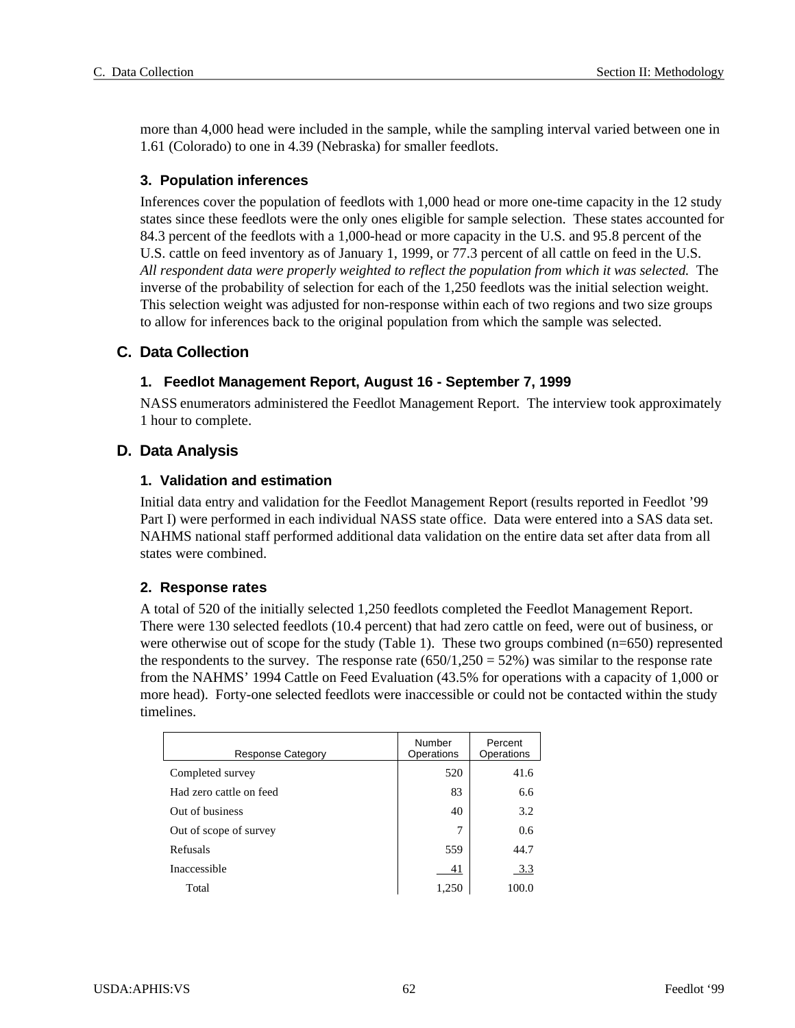more than 4,000 head were included in the sample, while the sampling interval varied between one in 1.61 (Colorado) to one in 4.39 (Nebraska) for smaller feedlots.

### 3. Population inferences

Inferences cover the population of feedlots with 1,000 head or more one-time capacity in the 12 study states since these feedlots were the only ones eligible for sample selection. These states accounted for 84.3 percent of the feedlots with a 1,000-head or more capacity in the U.S. and 95.8 percent of the U.S. cattle on feed inventory as of January 1, 1999, or 77.3 percent of all cattle on feed in the U.S. *All respondent data were properly weighted to reflect the population from which it was selected.* The inverse of the probability of selection for each of the 1,250 feedlots was the initial selection weight. This selection weight was adjusted for non-response within each of two regions and two size groups to allow for inferences back to the original population from which the sample was selected.

## C. Data Collection

### 1. Feedlot Management Report, August 16 - September 7, 1999

NASS enumerators administered the Feedlot Management Report. The interview took approximately 1 hour to complete.

## D. Data Analysis

### 1. Validation and estimation

Initial data entry and validation for the Feedlot Management Report (results reported in Feedlot '99 Part I) were performed in each individual NASS state office. Data were entered into a SAS data set. NAHMS national staff performed additional data validation on the entire data set after data from all states were combined.

### 2. Response rates

A total of 520 of the initially selected 1,250 feedlots completed the Feedlot Management Report. There were 130 selected feedlots (10.4 percent) that had zero cattle on feed, were out of business, or were otherwise out of scope for the study (Table 1). These two groups combined (n=650) represented the respondents to the survey. The response rate (650/1,250 = 52%) was similar to the response rate from the NAHMS' 1994 Cattle on Feed Evaluation (43.5% for operations with a capacity of 1,000 or more head). Forty-one selected feedlots were inaccessible or could not be contacted within the study timelines.

| Response Category | Number Operations | Percent Operations |
|---|---|---|
| Completed survey | 520 | 41.6 |
| Had zero cattle on feed | 83 | 6.6 |
| Out of business | 40 | 3.2 |
| Out of scope of survey | 7 | 0.6 |
| Refusals | 559 | 44.7 |
| Inaccessible | 41 | 3.3 |
| Total | 1,250 | 100.0 |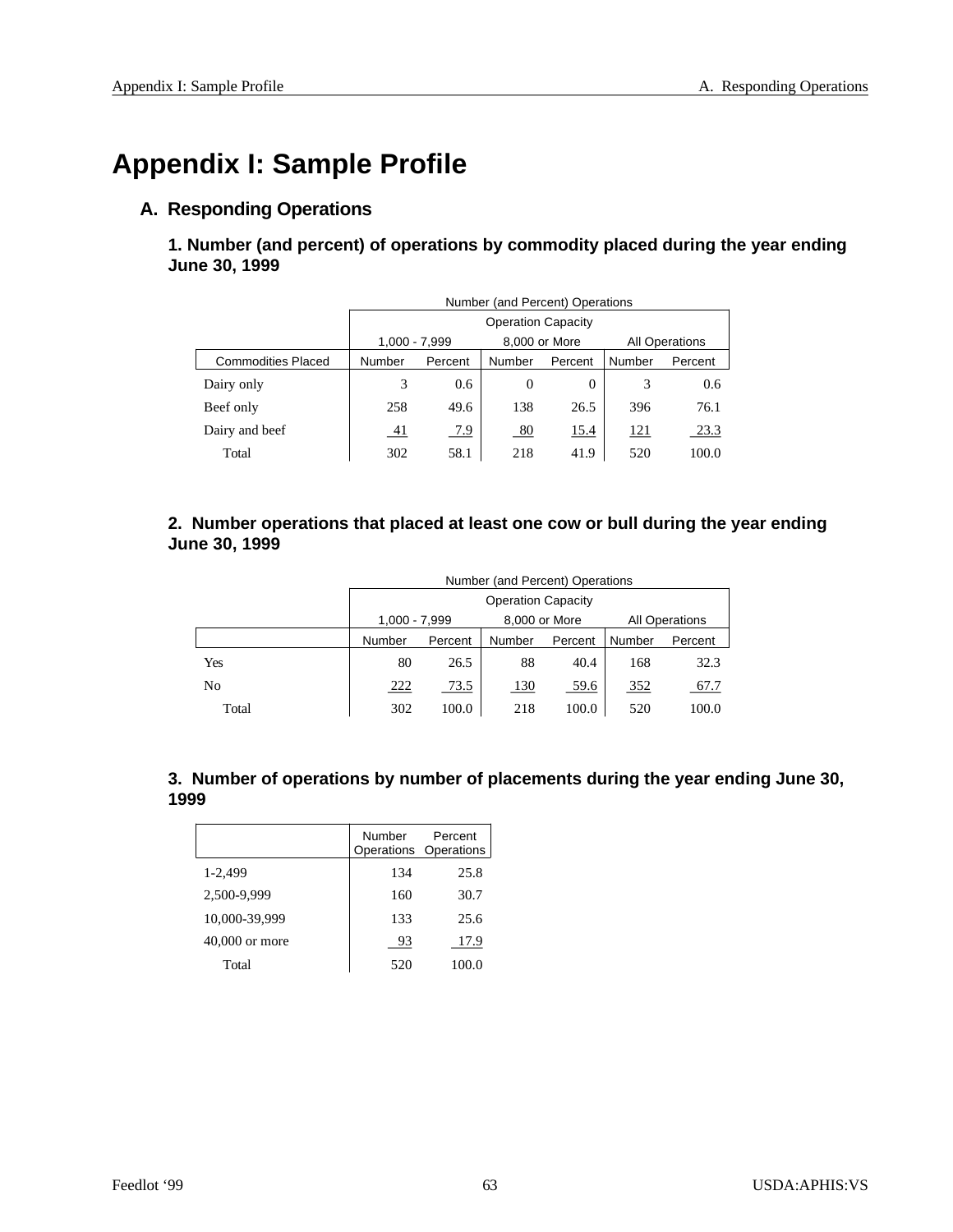# Appendix I: Sample Profile

## A. Responding Operations

### 1. Number (and percent) of operations by commodity placed during the year ending June 30, 1999

| | Number (and Percent) Operations | | | | | |
|---|---|---|---|---|---|---|
| | Operation Capacity | | | | | |
| | 1,000 - 7,999 | | 8,000 or More | | All Operations | |
| Commodities Placed | Number | Percent | Number | Percent | Number | Percent |
| Dairy only | 3 | 0.6 | 0 | 0 | 3 | 0.6 |
| Beef only | 258 | 49.6 | 138 | 26.5 | 396 | 76.1 |
| Dairy and beef | 41 | 7.9 | 80 | 15.4 | 121 | 23.3 |
| Total | 302 | 58.1 | 218 | 41.9 | 520 | 100.0 |

### 2. Number operations that placed at least one cow or bull during the year ending June 30, 1999

| | Number (and Percent) Operations | | | | | |
|---|---|---|---|---|---|---|
| | Operation Capacity | | | | | |
| | 1,000 - 7,999 | | 8,000 or More | | All Operations | |
| | Number | Percent | Number | Percent | Number | Percent |
| Yes | 80 | 26.5 | 88 | 40.4 | 168 | 32.3 |
| No | 222 | 73.5 | 130 | 59.6 | 352 | 67.7 |
| Total | 302 | 100.0 | 218 | 100.0 | 520 | 100.0 |

### 3. Number of operations by number of placements during the year ending June 30, 1999

| | Number Operations | Percent Operations |
|---|---|---|
| 1-2,499 | 134 | 25.8 |
| 2,500-9,999 | 160 | 30.7 |
| 10,000-39,999 | 133 | 25.6 |
| 40,000 or more | 93 | 17.9 |
| Total | 520 | 100.0 |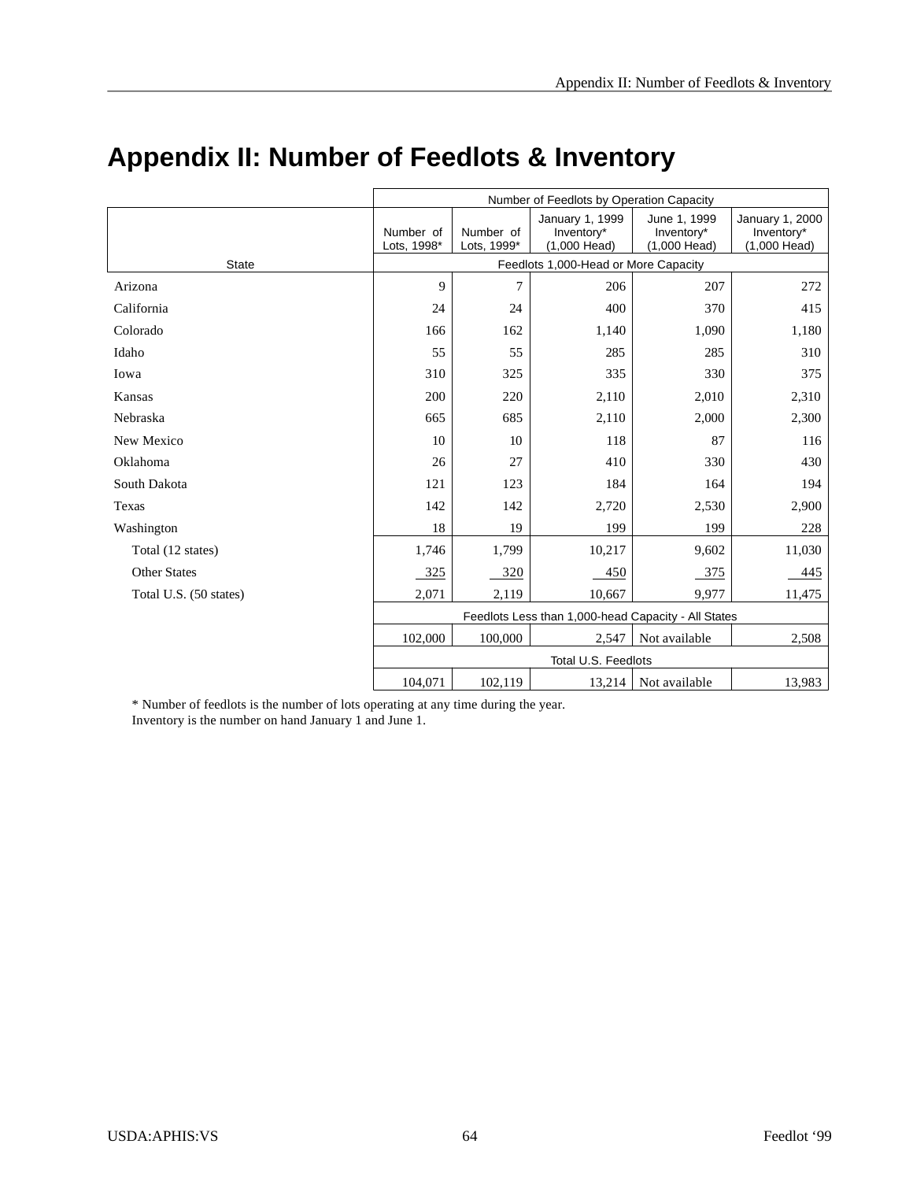# Appendix II: Number of Feedlots & Inventory

| | Number of Feedlots by Operation Capacity | | | | |
|---|---|---|---|---|---|
| | Number of Lots, 1998* | Number of Lots, 1999* | January 1, 1999 Inventory* (1,000 Head) | June 1, 1999 Inventory* (1,000 Head) | January 1, 2000 Inventory* (1,000 Head) |
| State | Feedlots 1,000-Head or More Capacity | | | | |
| Arizona | 9 | 7 | 206 | 207 | 272 |
| California | 24 | 24 | 400 | 370 | 415 |
| Colorado | 166 | 162 | 1,140 | 1,090 | 1,180 |
| Idaho | 55 | 55 | 285 | 285 | 310 |
| Iowa | 310 | 325 | 335 | 330 | 375 |
| Kansas | 200 | 220 | 2,110 | 2,010 | 2,310 |
| Nebraska | 665 | 685 | 2,110 | 2,000 | 2,300 |
| New Mexico | 10 | 10 | 118 | 87 | 116 |
| Oklahoma | 26 | 27 | 410 | 330 | 430 |
| South Dakota | 121 | 123 | 184 | 164 | 194 |
| Texas | 142 | 142 | 2,720 | 2,530 | 2,900 |
| Washington | 18 | 19 | 199 | 199 | 228 |
| Total (12 states) | 1,746 | 1,799 | 10,217 | 9,602 | 11,030 |
| Other States | 325 | 320 | 450 | 375 | 445 |
| Total U.S. (50 states) | 2,071 | 2,119 | 10,667 | 9,977 | 11,475 |
| | Feedlots Less than 1,000-head Capacity - All States | | | | |
| | 102,000 | 100,000 | 2,547 | Not available | 2,508 |
| | Total U.S. Feedlots | | | | |
| | 104,071 | 102,119 | 13,214 | Not available | 13,983 |

* Number of feedlots is the number of lots operating at any time during the year.
Inventory is the number on hand January 1 and June 1.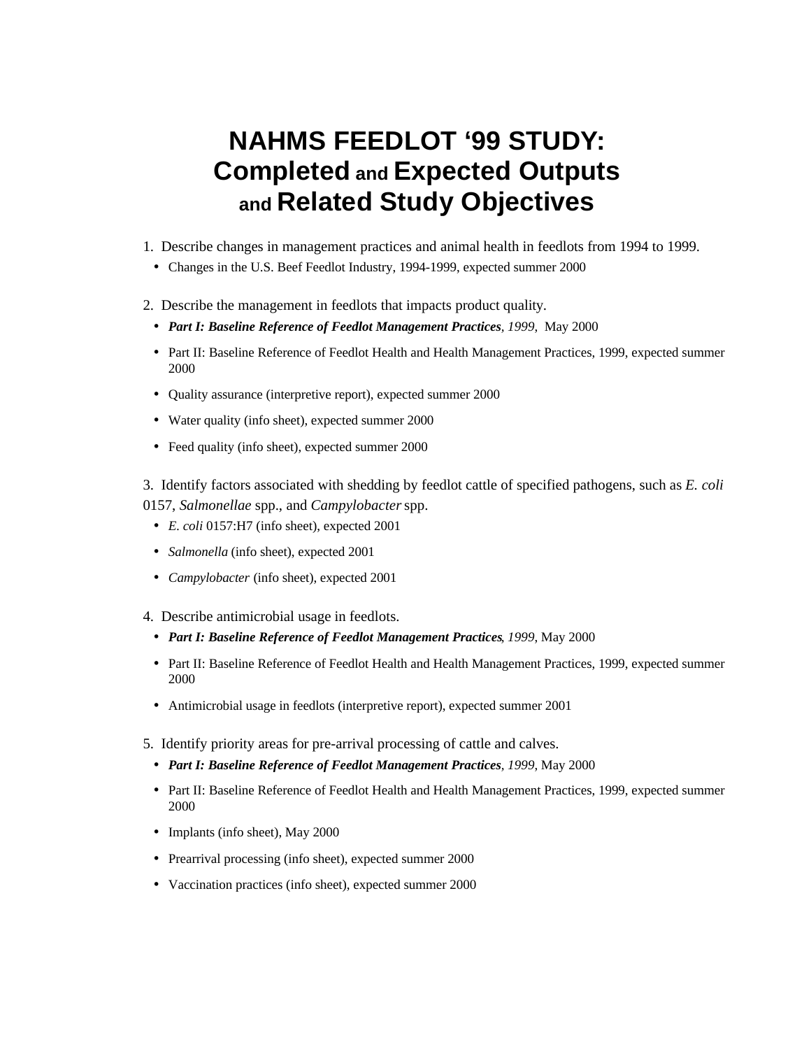# NAHMS FEEDLOT '99 STUDY: Completed and Expected Outputs and Related Study Objectives

1. Describe changes in management practices and animal health in feedlots from 1994 to 1999.
   - Changes in the U.S. Beef Feedlot Industry, 1994-1999, expected summer 2000

2. Describe the management in feedlots that impacts product quality.
   - ***Part I: Baseline Reference of Feedlot Management Practices**, 1999*, May 2000
   - Part II: Baseline Reference of Feedlot Health and Health Management Practices, 1999, expected summer 2000
   - Quality assurance (interpretive report), expected summer 2000
   - Water quality (info sheet), expected summer 2000
   - Feed quality (info sheet), expected summer 2000

3. Identify factors associated with shedding by feedlot cattle of specified pathogens, such as *E. coli* 0157, *Salmonellae* spp., and *Campylobacter* spp.
   - *E. coli* 0157:H7 (info sheet), expected 2001
   - *Salmonella* (info sheet), expected 2001
   - *Campylobacter* (info sheet), expected 2001

4. Describe antimicrobial usage in feedlots.
   - ***Part I: Baseline Reference of Feedlot Management Practices**, 1999*, May 2000
   - Part II: Baseline Reference of Feedlot Health and Health Management Practices, 1999, expected summer 2000
   - Antimicrobial usage in feedlots (interpretive report), expected summer 2001

5. Identify priority areas for pre-arrival processing of cattle and calves.
   - ***Part I: Baseline Reference of Feedlot Management Practices**, 1999*, May 2000
   - Part II: Baseline Reference of Feedlot Health and Health Management Practices, 1999, expected summer 2000
   - Implants (info sheet), May 2000
   - Prearrival processing (info sheet), expected summer 2000
   - Vaccination practices (info sheet), expected summer 2000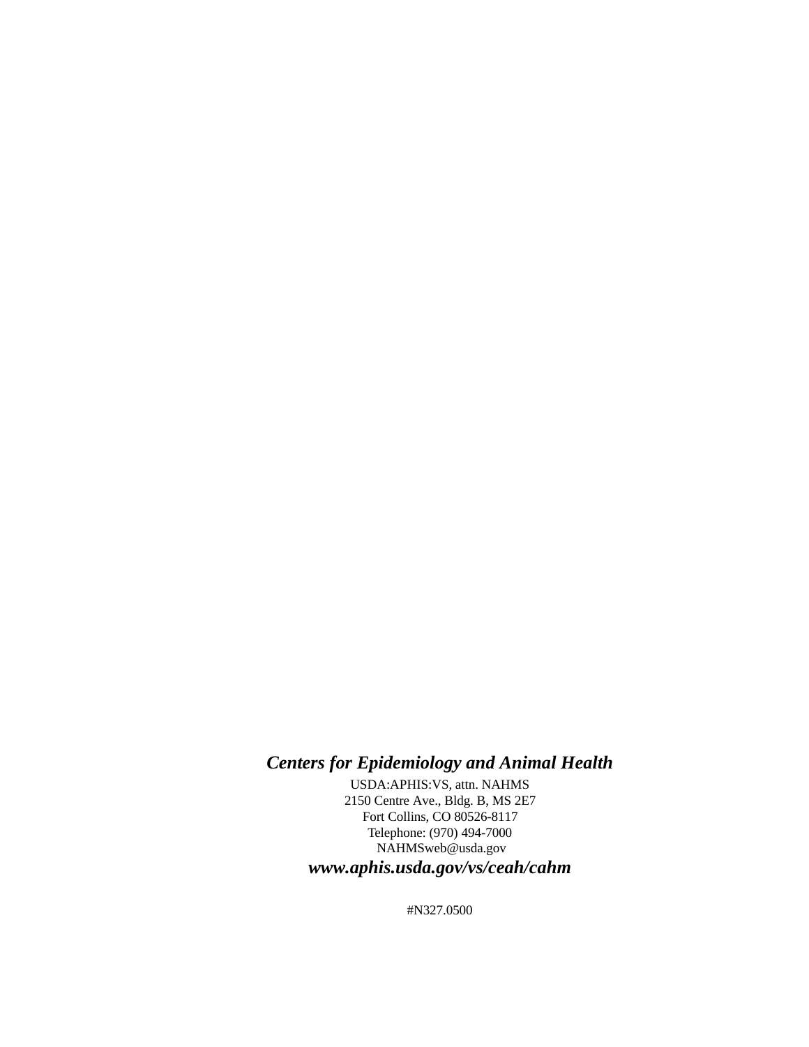***Centers for Epidemiology and Animal Health***

USDA:APHIS:VS, attn. NAHMS
2150 Centre Ave., Bldg. B, MS 2E7
Fort Collins, CO 80526-8117
Telephone: (970) 494-7000
NAHMSweb@usda.gov

***www.aphis.usda.gov/vs/ceah/cahm***

#N327.0500